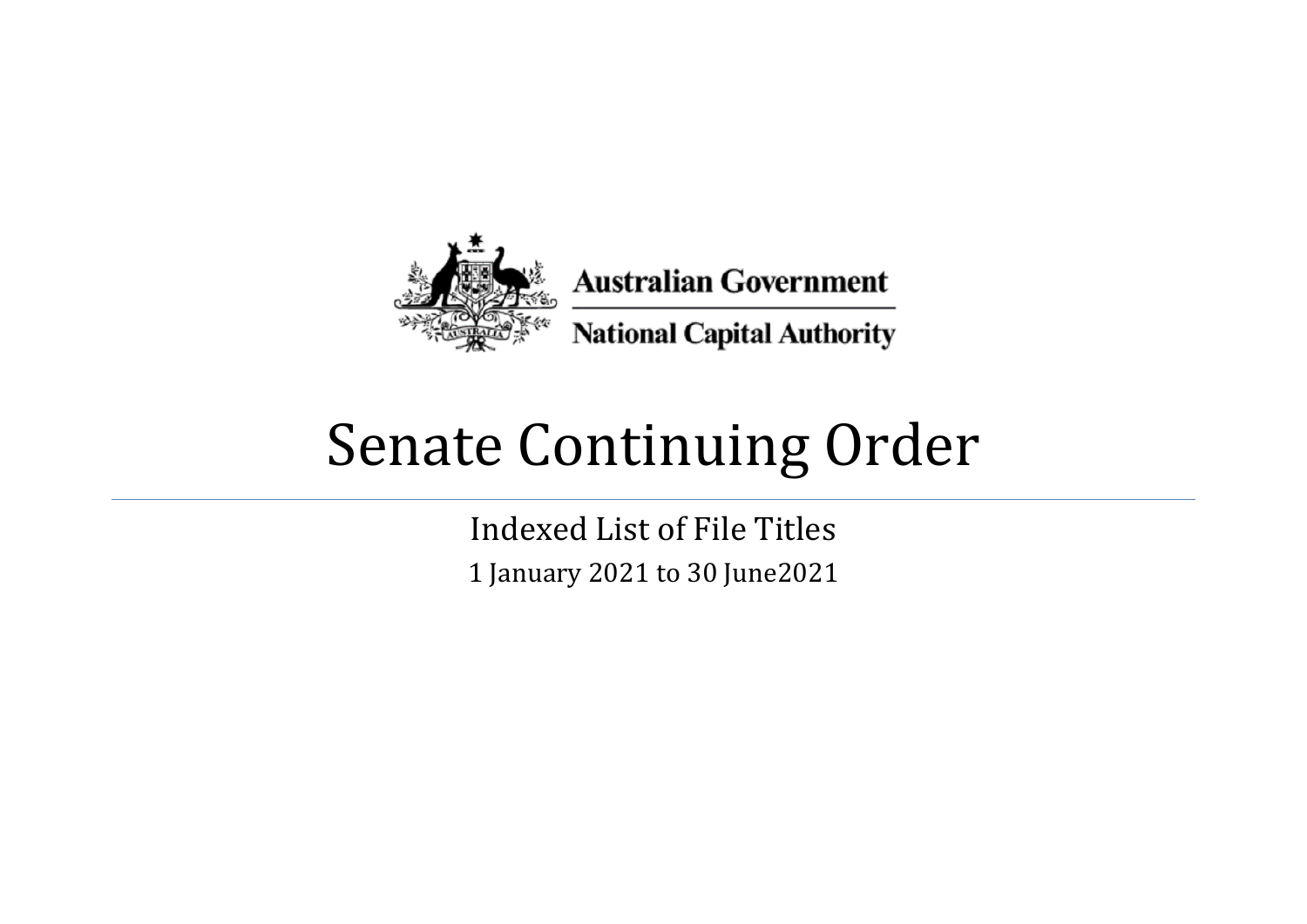Australian Government

National Capital Authority

# Senate Continuing Order

Indexed List of File Titles

1 January 2021 to 30 June2021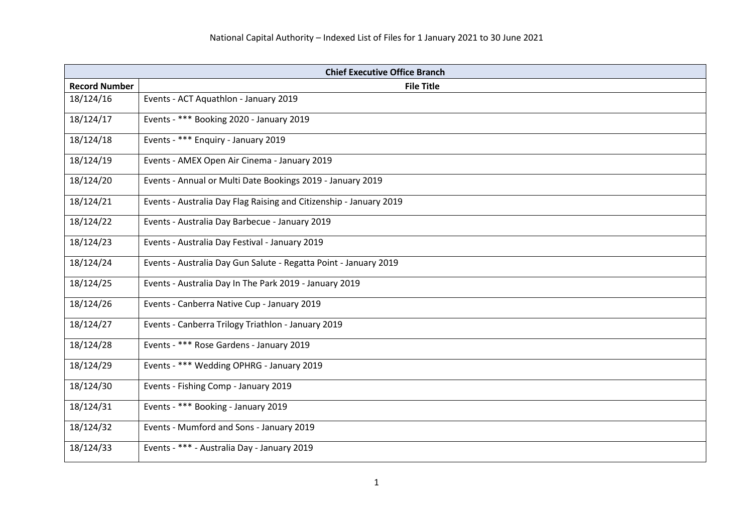National Capital Authority – Indexed List of Files for 1 January 2021 to 30 June 2021

| Chief Executive Office Branch | |
|---|---|
| **Record Number** | **File Title** |
| 18/124/16 | Events - ACT Aquathlon - January 2019 |
| 18/124/17 | Events - *** Booking 2020 - January 2019 |
| 18/124/18 | Events - *** Enquiry - January 2019 |
| 18/124/19 | Events - AMEX Open Air Cinema - January 2019 |
| 18/124/20 | Events - Annual or Multi Date Bookings 2019 - January 2019 |
| 18/124/21 | Events - Australia Day Flag Raising and Citizenship - January 2019 |
| 18/124/22 | Events - Australia Day Barbecue - January 2019 |
| 18/124/23 | Events - Australia Day Festival - January 2019 |
| 18/124/24 | Events - Australia Day Gun Salute - Regatta Point - January 2019 |
| 18/124/25 | Events - Australia Day In The Park 2019 - January 2019 |
| 18/124/26 | Events - Canberra Native Cup - January 2019 |
| 18/124/27 | Events - Canberra Trilogy Triathlon - January 2019 |
| 18/124/28 | Events - *** Rose Gardens - January 2019 |
| 18/124/29 | Events - *** Wedding OPHRG - January 2019 |
| 18/124/30 | Events - Fishing Comp - January 2019 |
| 18/124/31 | Events - *** Booking - January 2019 |
| 18/124/32 | Events - Mumford and Sons - January 2019 |
| 18/124/33 | Events - *** - Australia Day - January 2019 |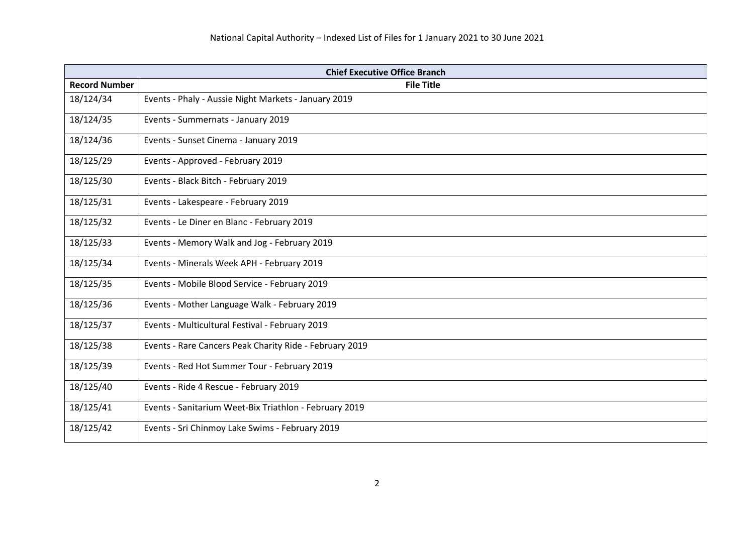National Capital Authority – Indexed List of Files for 1 January 2021 to 30 June 2021

| Chief Executive Office Branch | |
|---|---|
| **Record Number** | **File Title** |
| 18/124/34 | Events - Phaly - Aussie Night Markets - January 2019 |
| 18/124/35 | Events - Summernats - January 2019 |
| 18/124/36 | Events - Sunset Cinema - January 2019 |
| 18/125/29 | Events - Approved - February 2019 |
| 18/125/30 | Events - Black Bitch - February 2019 |
| 18/125/31 | Events - Lakespeare - February 2019 |
| 18/125/32 | Events - Le Diner en Blanc - February 2019 |
| 18/125/33 | Events - Memory Walk and Jog - February 2019 |
| 18/125/34 | Events - Minerals Week APH - February 2019 |
| 18/125/35 | Events - Mobile Blood Service - February 2019 |
| 18/125/36 | Events - Mother Language Walk - February 2019 |
| 18/125/37 | Events - Multicultural Festival - February 2019 |
| 18/125/38 | Events - Rare Cancers Peak Charity Ride - February 2019 |
| 18/125/39 | Events - Red Hot Summer Tour - February 2019 |
| 18/125/40 | Events - Ride 4 Rescue - February 2019 |
| 18/125/41 | Events - Sanitarium Weet-Bix Triathlon - February 2019 |
| 18/125/42 | Events - Sri Chinmoy Lake Swims - February 2019 |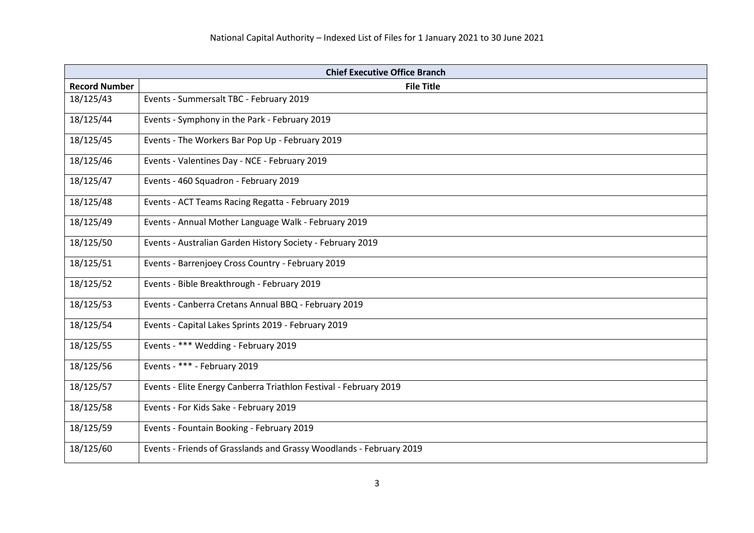| Chief Executive Office Branch | |
|---|---|
| **Record Number** | **File Title** |
| 18/125/43 | Events - Summersalt TBC - February 2019 |
| 18/125/44 | Events - Symphony in the Park - February 2019 |
| 18/125/45 | Events - The Workers Bar Pop Up - February 2019 |
| 18/125/46 | Events - Valentines Day - NCE - February 2019 |
| 18/125/47 | Events - 460 Squadron - February 2019 |
| 18/125/48 | Events - ACT Teams Racing Regatta - February 2019 |
| 18/125/49 | Events - Annual Mother Language Walk - February 2019 |
| 18/125/50 | Events - Australian Garden History Society - February 2019 |
| 18/125/51 | Events - Barrenjoey Cross Country - February 2019 |
| 18/125/52 | Events - Bible Breakthrough - February 2019 |
| 18/125/53 | Events - Canberra Cretans Annual BBQ - February 2019 |
| 18/125/54 | Events - Capital Lakes Sprints 2019 - February 2019 |
| 18/125/55 | Events - *** Wedding - February 2019 |
| 18/125/56 | Events - *** - February 2019 |
| 18/125/57 | Events - Elite Energy Canberra Triathlon Festival - February 2019 |
| 18/125/58 | Events - For Kids Sake - February 2019 |
| 18/125/59 | Events - Fountain Booking - February 2019 |
| 18/125/60 | Events - Friends of Grasslands and Grassy Woodlands - February 2019 |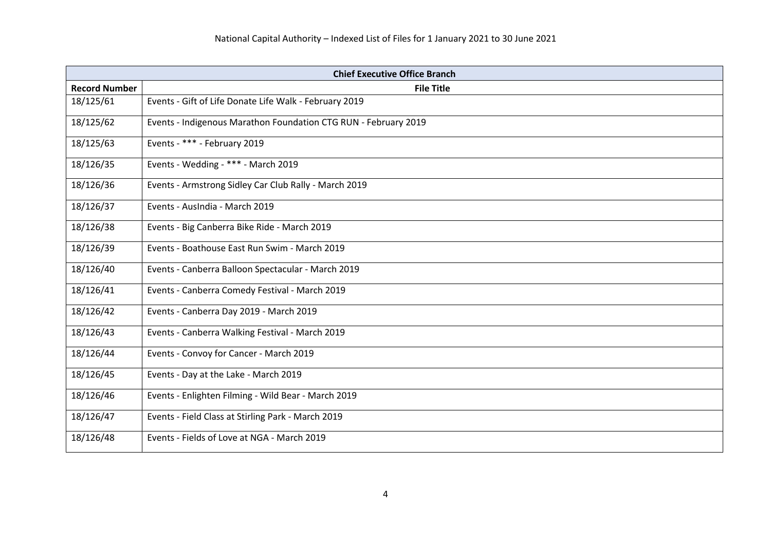National Capital Authority – Indexed List of Files for 1 January 2021 to 30 June 2021

| Chief Executive Office Branch | |
|---|---|
| **Record Number** | **File Title** |
| 18/125/61 | Events - Gift of Life Donate Life Walk - February 2019 |
| 18/125/62 | Events - Indigenous Marathon Foundation CTG RUN - February 2019 |
| 18/125/63 | Events - *** - February 2019 |
| 18/126/35 | Events - Wedding - *** - March 2019 |
| 18/126/36 | Events - Armstrong Sidley Car Club Rally - March 2019 |
| 18/126/37 | Events - AusIndia - March 2019 |
| 18/126/38 | Events - Big Canberra Bike Ride - March 2019 |
| 18/126/39 | Events - Boathouse East Run Swim - March 2019 |
| 18/126/40 | Events - Canberra Balloon Spectacular - March 2019 |
| 18/126/41 | Events - Canberra Comedy Festival - March 2019 |
| 18/126/42 | Events - Canberra Day 2019 - March 2019 |
| 18/126/43 | Events - Canberra Walking Festival - March 2019 |
| 18/126/44 | Events - Convoy for Cancer - March 2019 |
| 18/126/45 | Events - Day at the Lake - March 2019 |
| 18/126/46 | Events - Enlighten Filming - Wild Bear - March 2019 |
| 18/126/47 | Events - Field Class at Stirling Park - March 2019 |
| 18/126/48 | Events - Fields of Love at NGA - March 2019 |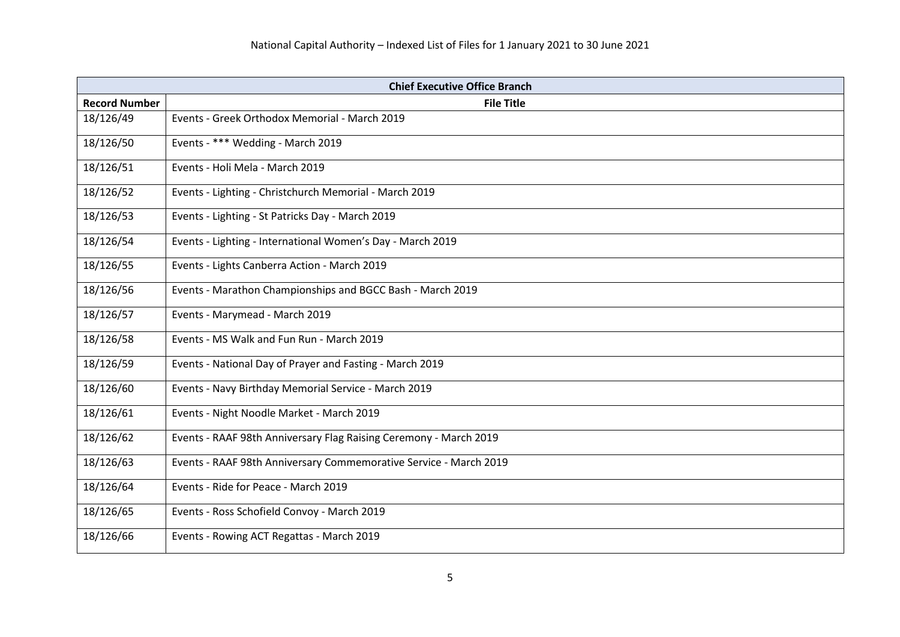National Capital Authority – Indexed List of Files for 1 January 2021 to 30 June 2021

| Chief Executive Office Branch | |
|---|---|
| **Record Number** | **File Title** |
| 18/126/49 | Events - Greek Orthodox Memorial - March 2019 |
| 18/126/50 | Events - *** Wedding - March 2019 |
| 18/126/51 | Events - Holi Mela - March 2019 |
| 18/126/52 | Events - Lighting - Christchurch Memorial - March 2019 |
| 18/126/53 | Events - Lighting - St Patricks Day - March 2019 |
| 18/126/54 | Events - Lighting - International Women's Day - March 2019 |
| 18/126/55 | Events - Lights Canberra Action - March 2019 |
| 18/126/56 | Events - Marathon Championships and BGCC Bash - March 2019 |
| 18/126/57 | Events - Marymead - March 2019 |
| 18/126/58 | Events - MS Walk and Fun Run - March 2019 |
| 18/126/59 | Events - National Day of Prayer and Fasting - March 2019 |
| 18/126/60 | Events - Navy Birthday Memorial Service - March 2019 |
| 18/126/61 | Events - Night Noodle Market - March 2019 |
| 18/126/62 | Events - RAAF 98th Anniversary Flag Raising Ceremony - March 2019 |
| 18/126/63 | Events - RAAF 98th Anniversary Commemorative Service - March 2019 |
| 18/126/64 | Events - Ride for Peace - March 2019 |
| 18/126/65 | Events - Ross Schofield Convoy - March 2019 |
| 18/126/66 | Events - Rowing ACT Regattas - March 2019 |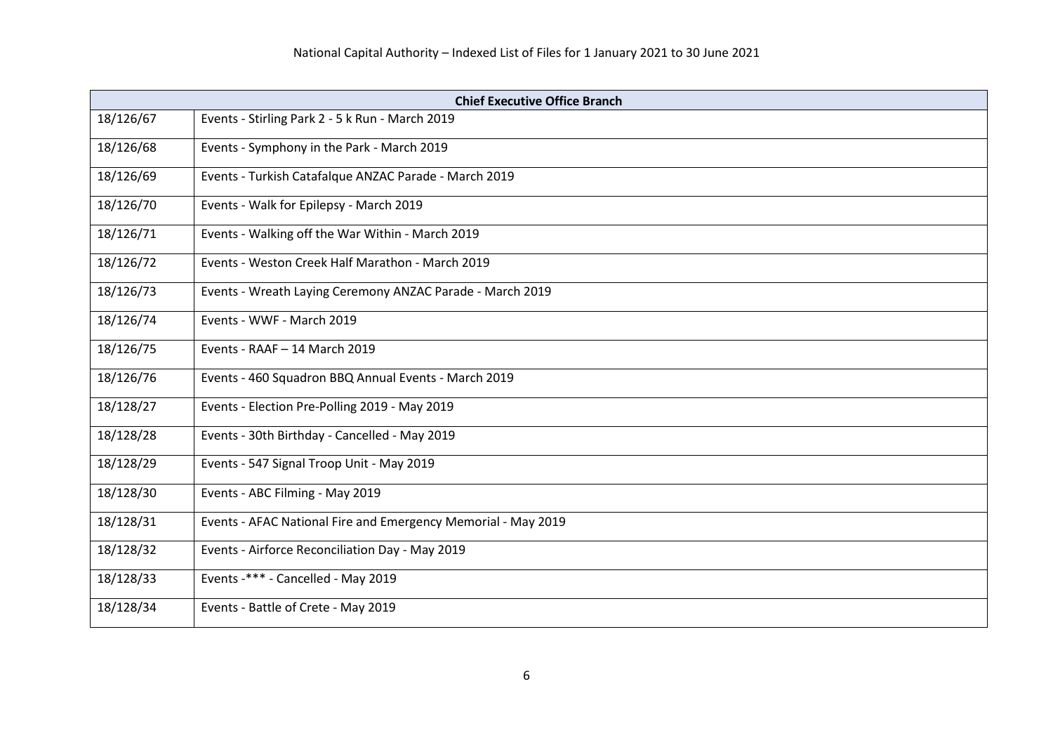| Chief Executive Office Branch | |
|---|---|
| 18/126/67 | Events - Stirling Park 2 - 5 k Run - March 2019 |
| 18/126/68 | Events - Symphony in the Park - March 2019 |
| 18/126/69 | Events - Turkish Catafalque ANZAC Parade - March 2019 |
| 18/126/70 | Events - Walk for Epilepsy - March 2019 |
| 18/126/71 | Events - Walking off the War Within - March 2019 |
| 18/126/72 | Events - Weston Creek Half Marathon - March 2019 |
| 18/126/73 | Events - Wreath Laying Ceremony ANZAC Parade - March 2019 |
| 18/126/74 | Events - WWF - March 2019 |
| 18/126/75 | Events - RAAF – 14 March 2019 |
| 18/126/76 | Events - 460 Squadron BBQ Annual Events - March 2019 |
| 18/128/27 | Events - Election Pre-Polling 2019 - May 2019 |
| 18/128/28 | Events - 30th Birthday - Cancelled - May 2019 |
| 18/128/29 | Events - 547 Signal Troop Unit - May 2019 |
| 18/128/30 | Events - ABC Filming - May 2019 |
| 18/128/31 | Events - AFAC National Fire and Emergency Memorial - May 2019 |
| 18/128/32 | Events - Airforce Reconciliation Day - May 2019 |
| 18/128/33 | Events -*** - Cancelled - May 2019 |
| 18/128/34 | Events - Battle of Crete - May 2019 |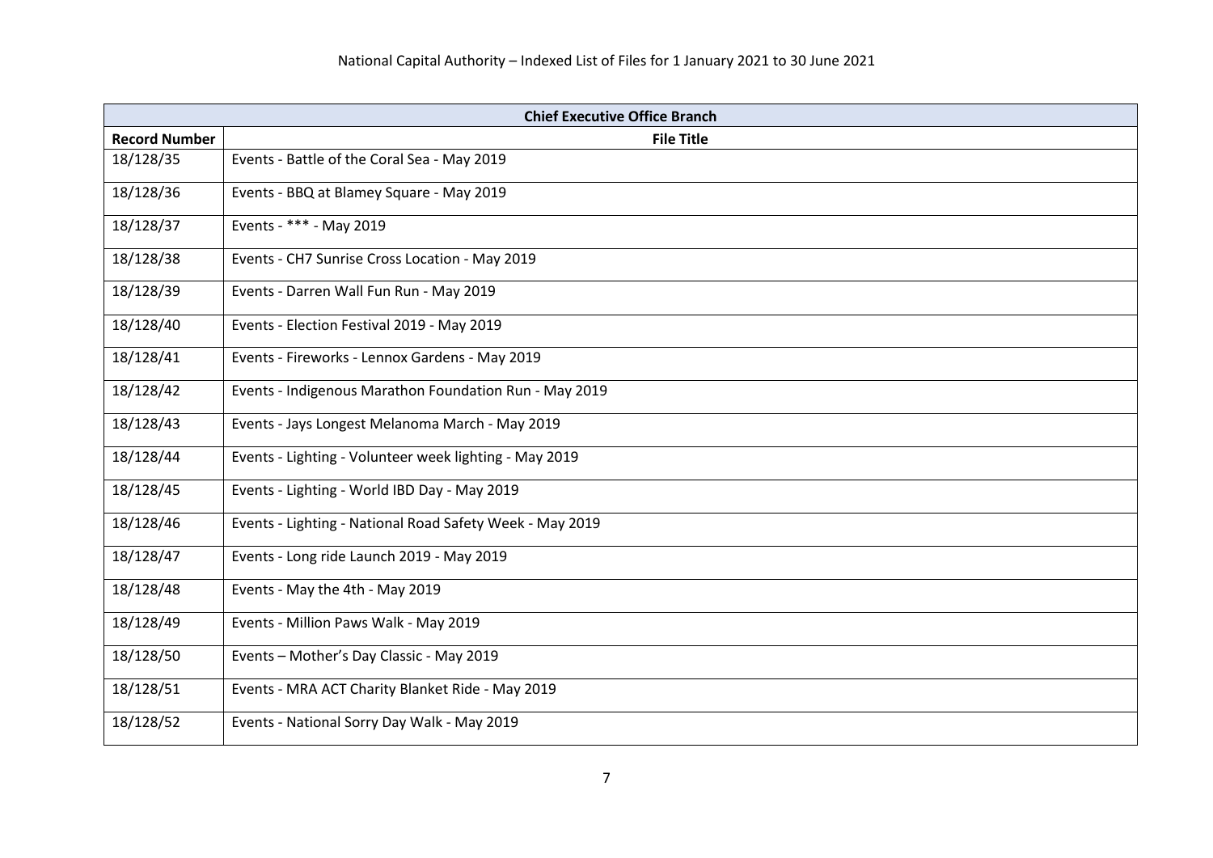National Capital Authority – Indexed List of Files for 1 January 2021 to 30 June 2021

| Chief Executive Office Branch | |
|---|---|
| **Record Number** | **File Title** |
| 18/128/35 | Events - Battle of the Coral Sea - May 2019 |
| 18/128/36 | Events - BBQ at Blamey Square - May 2019 |
| 18/128/37 | Events - *** - May 2019 |
| 18/128/38 | Events - CH7 Sunrise Cross Location - May 2019 |
| 18/128/39 | Events - Darren Wall Fun Run - May 2019 |
| 18/128/40 | Events - Election Festival 2019 - May 2019 |
| 18/128/41 | Events - Fireworks - Lennox Gardens - May 2019 |
| 18/128/42 | Events - Indigenous Marathon Foundation Run - May 2019 |
| 18/128/43 | Events - Jays Longest Melanoma March - May 2019 |
| 18/128/44 | Events - Lighting - Volunteer week lighting - May 2019 |
| 18/128/45 | Events - Lighting - World IBD Day - May 2019 |
| 18/128/46 | Events - Lighting - National Road Safety Week - May 2019 |
| 18/128/47 | Events - Long ride Launch 2019 - May 2019 |
| 18/128/48 | Events - May the 4th - May 2019 |
| 18/128/49 | Events - Million Paws Walk - May 2019 |
| 18/128/50 | Events – Mother's Day Classic - May 2019 |
| 18/128/51 | Events - MRA ACT Charity Blanket Ride - May 2019 |
| 18/128/52 | Events - National Sorry Day Walk - May 2019 |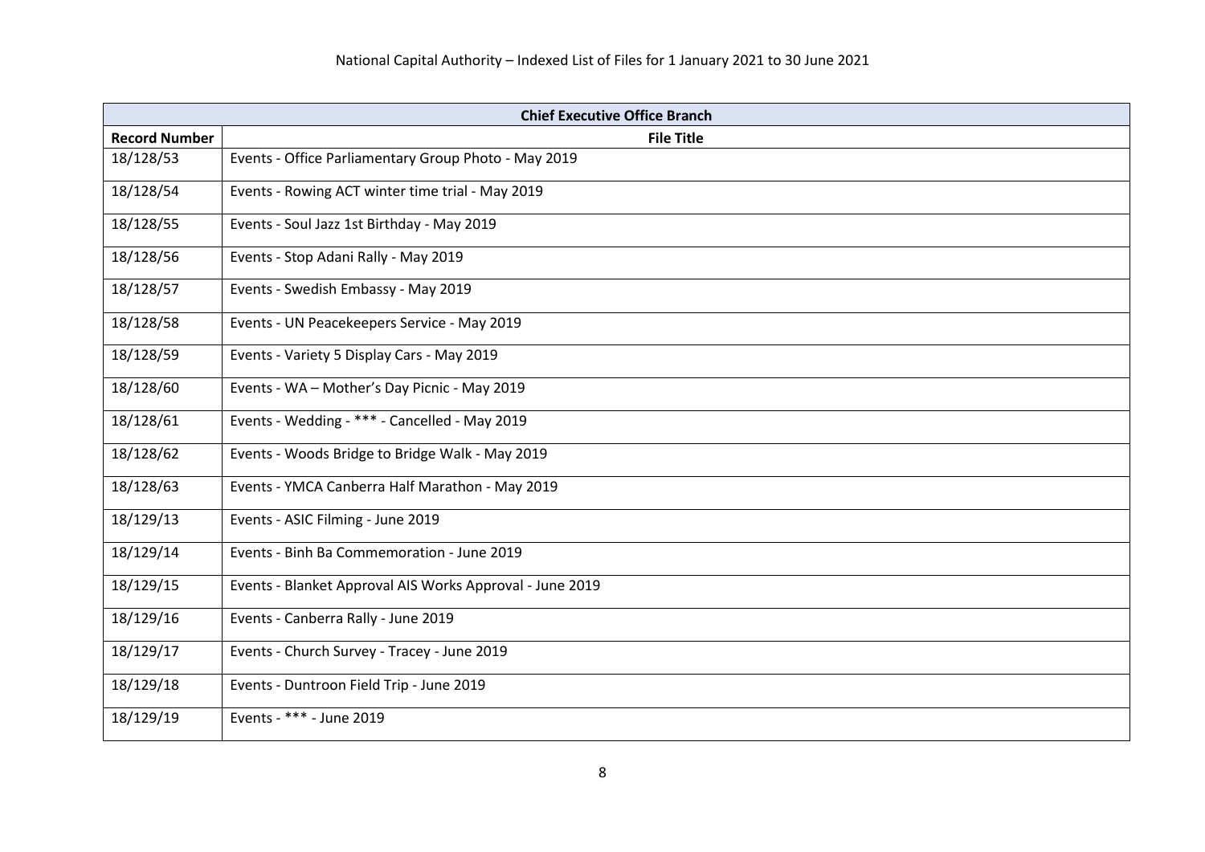| Chief Executive Office Branch | |
|---|---|
| **Record Number** | **File Title** |
| 18/128/53 | Events - Office Parliamentary Group Photo - May 2019 |
| 18/128/54 | Events - Rowing ACT winter time trial - May 2019 |
| 18/128/55 | Events - Soul Jazz 1st Birthday - May 2019 |
| 18/128/56 | Events - Stop Adani Rally - May 2019 |
| 18/128/57 | Events - Swedish Embassy - May 2019 |
| 18/128/58 | Events - UN Peacekeepers Service - May 2019 |
| 18/128/59 | Events - Variety 5 Display Cars - May 2019 |
| 18/128/60 | Events - WA – Mother's Day Picnic - May 2019 |
| 18/128/61 | Events - Wedding - *** - Cancelled - May 2019 |
| 18/128/62 | Events - Woods Bridge to Bridge Walk - May 2019 |
| 18/128/63 | Events - YMCA Canberra Half Marathon - May 2019 |
| 18/129/13 | Events - ASIC Filming - June 2019 |
| 18/129/14 | Events - Binh Ba Commemoration - June 2019 |
| 18/129/15 | Events - Blanket Approval AIS Works Approval - June 2019 |
| 18/129/16 | Events - Canberra Rally - June 2019 |
| 18/129/17 | Events - Church Survey - Tracey - June 2019 |
| 18/129/18 | Events - Duntroon Field Trip - June 2019 |
| 18/129/19 | Events - *** - June 2019 |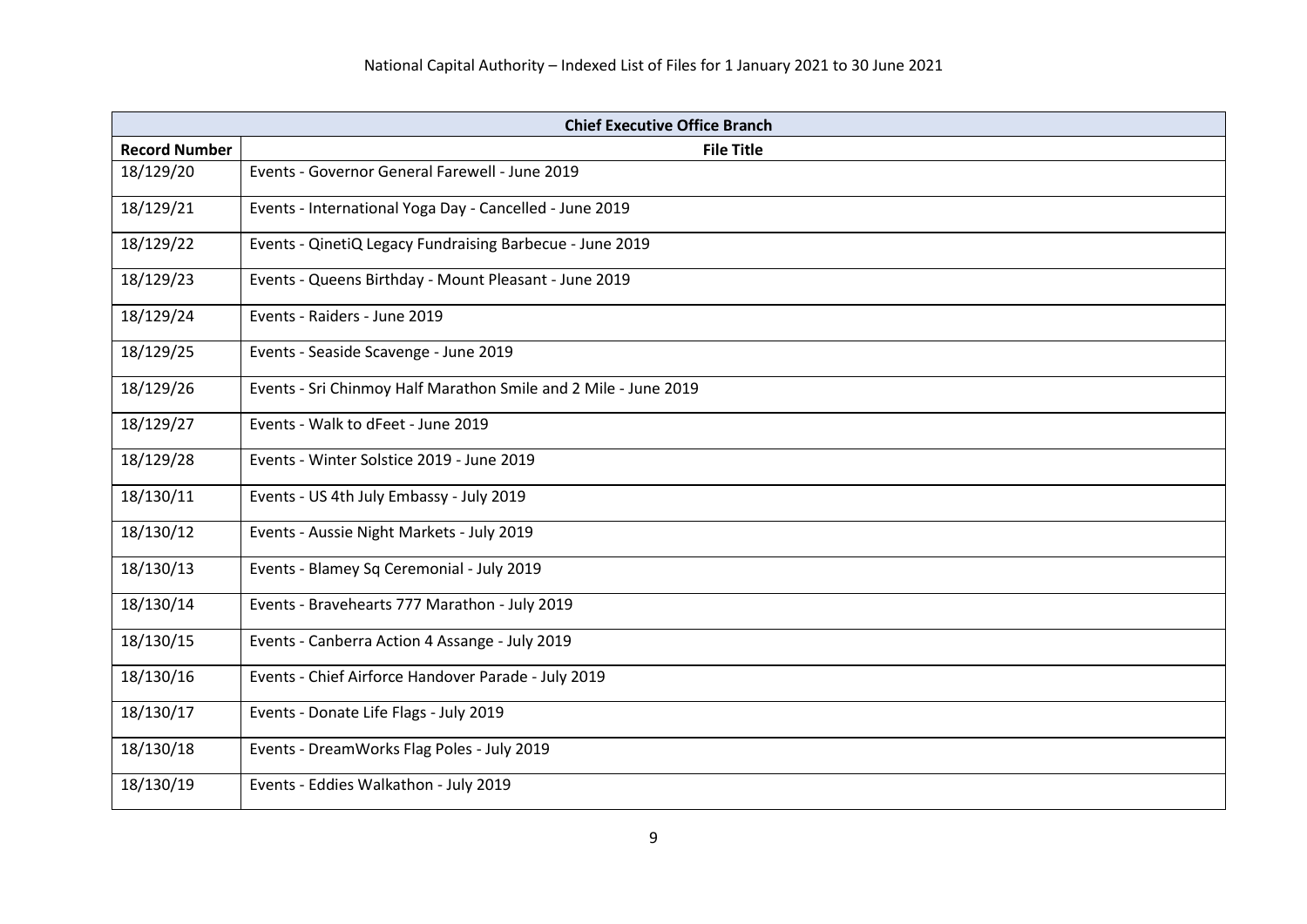National Capital Authority – Indexed List of Files for 1 January 2021 to 30 June 2021

| Chief Executive Office Branch | |
|---|---|
| **Record Number** | **File Title** |
| 18/129/20 | Events - Governor General Farewell - June 2019 |
| 18/129/21 | Events - International Yoga Day - Cancelled - June 2019 |
| 18/129/22 | Events - QinetiQ Legacy Fundraising Barbecue - June 2019 |
| 18/129/23 | Events - Queens Birthday - Mount Pleasant - June 2019 |
| 18/129/24 | Events - Raiders - June 2019 |
| 18/129/25 | Events - Seaside Scavenge - June 2019 |
| 18/129/26 | Events - Sri Chinmoy Half Marathon Smile and 2 Mile - June 2019 |
| 18/129/27 | Events - Walk to dFeet - June 2019 |
| 18/129/28 | Events - Winter Solstice 2019 - June 2019 |
| 18/130/11 | Events - US 4th July Embassy - July 2019 |
| 18/130/12 | Events - Aussie Night Markets - July 2019 |
| 18/130/13 | Events - Blamey Sq Ceremonial - July 2019 |
| 18/130/14 | Events - Bravehearts 777 Marathon - July 2019 |
| 18/130/15 | Events - Canberra Action 4 Assange - July 2019 |
| 18/130/16 | Events - Chief Airforce Handover Parade - July 2019 |
| 18/130/17 | Events - Donate Life Flags - July 2019 |
| 18/130/18 | Events - DreamWorks Flag Poles - July 2019 |
| 18/130/19 | Events - Eddies Walkathon - July 2019 |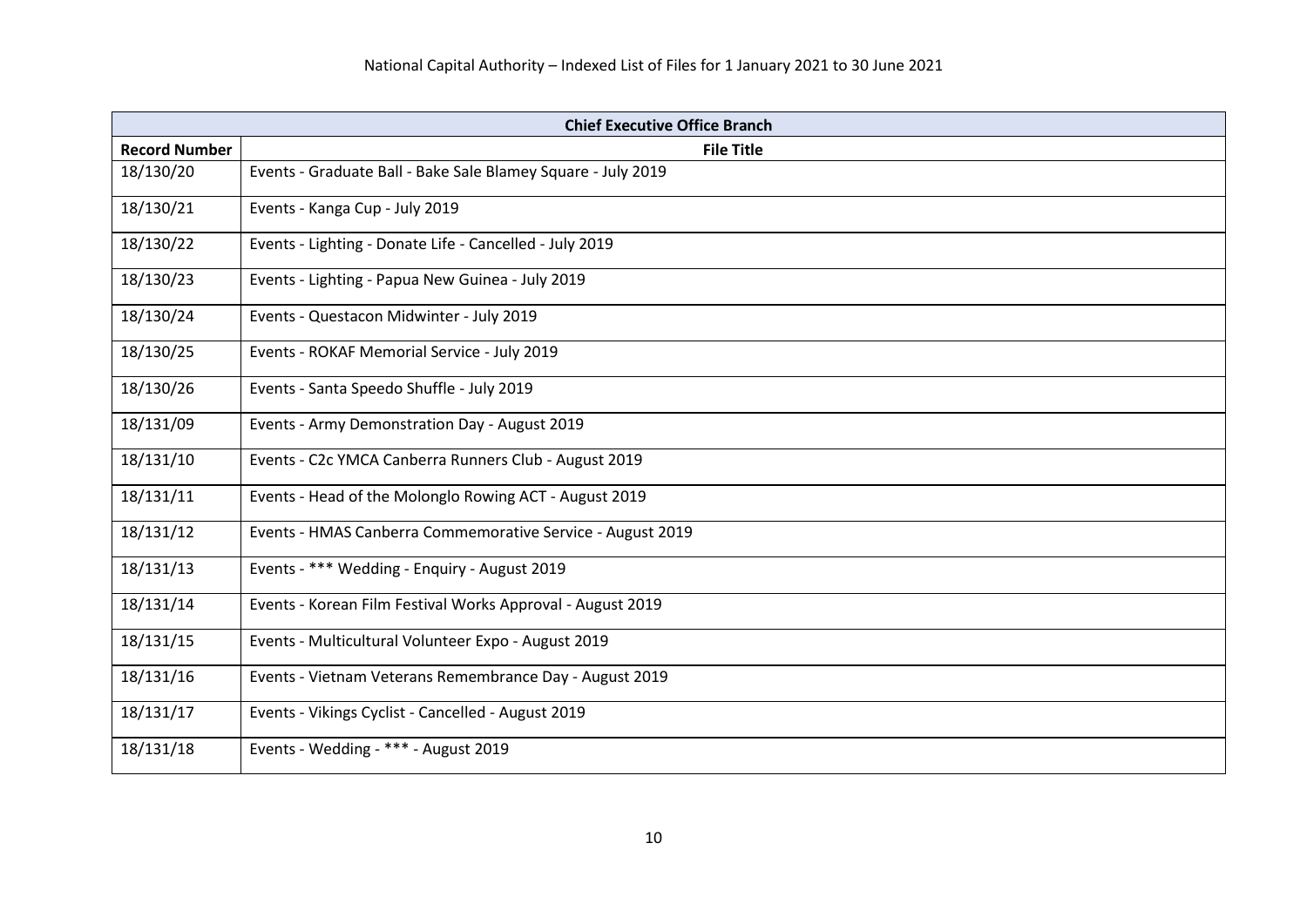National Capital Authority – Indexed List of Files for 1 January 2021 to 30 June 2021

| Chief Executive Office Branch | |
|---|---|
| **Record Number** | **File Title** |
| 18/130/20 | Events - Graduate Ball - Bake Sale Blamey Square - July 2019 |
| 18/130/21 | Events - Kanga Cup - July 2019 |
| 18/130/22 | Events - Lighting - Donate Life - Cancelled - July 2019 |
| 18/130/23 | Events - Lighting - Papua New Guinea - July 2019 |
| 18/130/24 | Events - Questacon Midwinter - July 2019 |
| 18/130/25 | Events - ROKAF Memorial Service - July 2019 |
| 18/130/26 | Events - Santa Speedo Shuffle - July 2019 |
| 18/131/09 | Events - Army Demonstration Day - August 2019 |
| 18/131/10 | Events - C2c YMCA Canberra Runners Club - August 2019 |
| 18/131/11 | Events - Head of the Molonglo Rowing ACT - August 2019 |
| 18/131/12 | Events - HMAS Canberra Commemorative Service - August 2019 |
| 18/131/13 | Events - *** Wedding - Enquiry - August 2019 |
| 18/131/14 | Events - Korean Film Festival Works Approval - August 2019 |
| 18/131/15 | Events - Multicultural Volunteer Expo - August 2019 |
| 18/131/16 | Events - Vietnam Veterans Remembrance Day - August 2019 |
| 18/131/17 | Events - Vikings Cyclist - Cancelled - August 2019 |
| 18/131/18 | Events - Wedding - *** - August 2019 |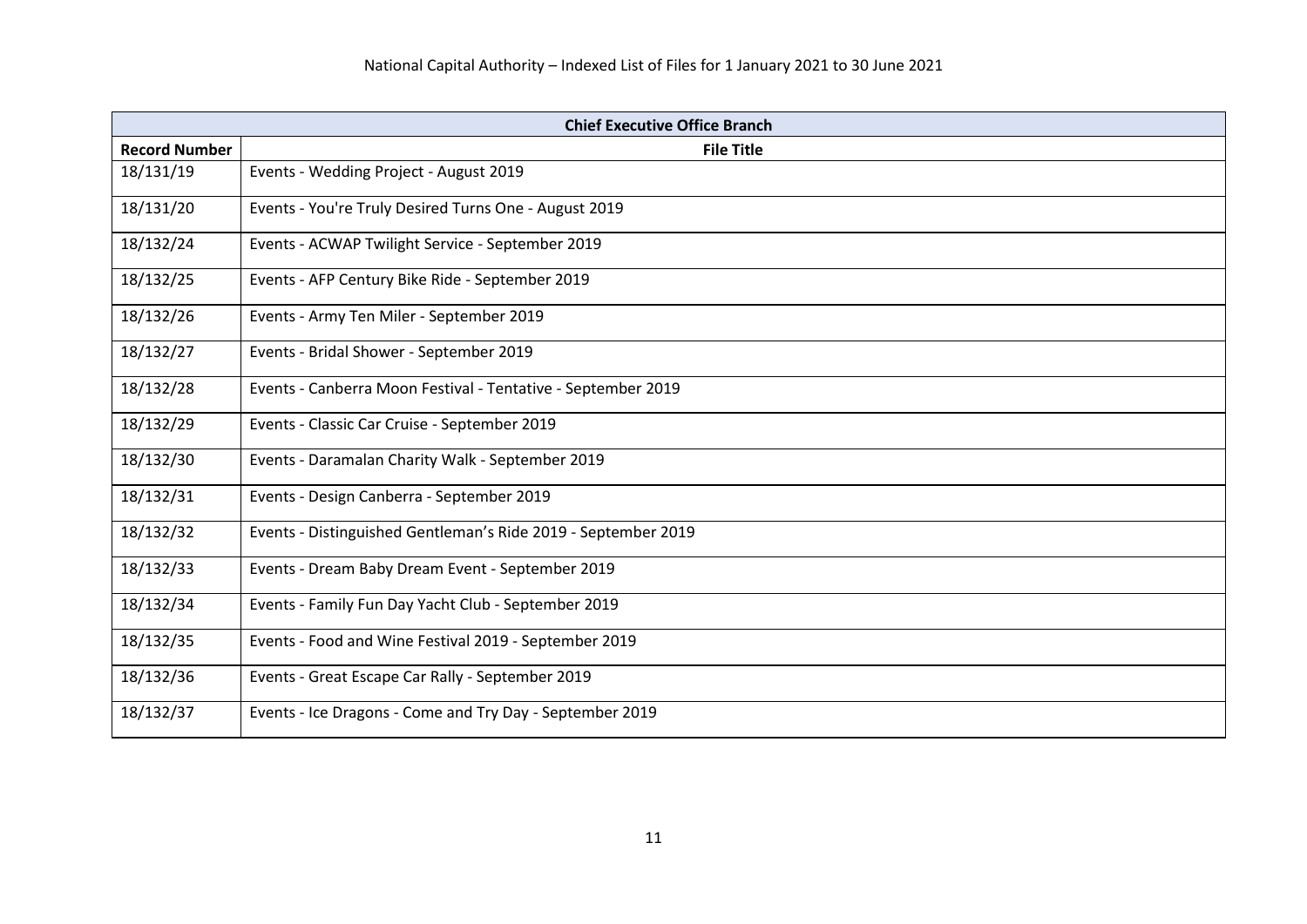| Chief Executive Office Branch | |
|---|---|
| **Record Number** | **File Title** |
| 18/131/19 | Events - Wedding Project - August 2019 |
| 18/131/20 | Events - You're Truly Desired Turns One - August 2019 |
| 18/132/24 | Events - ACWAP Twilight Service - September 2019 |
| 18/132/25 | Events - AFP Century Bike Ride - September 2019 |
| 18/132/26 | Events - Army Ten Miler - September 2019 |
| 18/132/27 | Events - Bridal Shower - September 2019 |
| 18/132/28 | Events - Canberra Moon Festival - Tentative - September 2019 |
| 18/132/29 | Events - Classic Car Cruise - September 2019 |
| 18/132/30 | Events - Daramalan Charity Walk - September 2019 |
| 18/132/31 | Events - Design Canberra - September 2019 |
| 18/132/32 | Events - Distinguished Gentleman's Ride 2019 - September 2019 |
| 18/132/33 | Events - Dream Baby Dream Event - September 2019 |
| 18/132/34 | Events - Family Fun Day Yacht Club - September 2019 |
| 18/132/35 | Events - Food and Wine Festival 2019 - September 2019 |
| 18/132/36 | Events - Great Escape Car Rally - September 2019 |
| 18/132/37 | Events - Ice Dragons - Come and Try Day - September 2019 |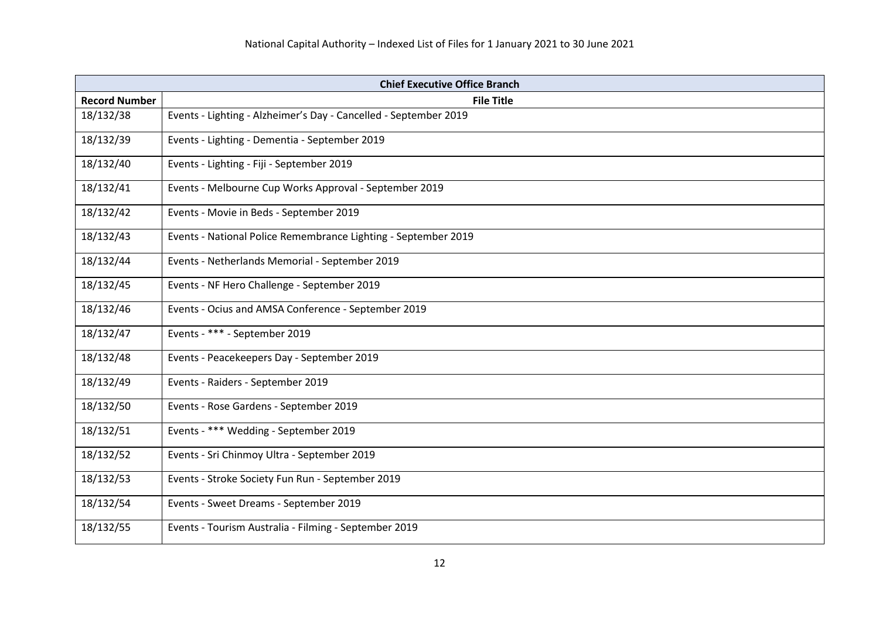| Chief Executive Office Branch | |
|---|---|
| **Record Number** | **File Title** |
| 18/132/38 | Events - Lighting - Alzheimer's Day - Cancelled - September 2019 |
| 18/132/39 | Events - Lighting - Dementia - September 2019 |
| 18/132/40 | Events - Lighting - Fiji - September 2019 |
| 18/132/41 | Events - Melbourne Cup Works Approval - September 2019 |
| 18/132/42 | Events - Movie in Beds - September 2019 |
| 18/132/43 | Events - National Police Remembrance Lighting - September 2019 |
| 18/132/44 | Events - Netherlands Memorial - September 2019 |
| 18/132/45 | Events - NF Hero Challenge - September 2019 |
| 18/132/46 | Events - Ocius and AMSA Conference - September 2019 |
| 18/132/47 | Events - *** - September 2019 |
| 18/132/48 | Events - Peacekeepers Day - September 2019 |
| 18/132/49 | Events - Raiders - September 2019 |
| 18/132/50 | Events - Rose Gardens - September 2019 |
| 18/132/51 | Events - *** Wedding - September 2019 |
| 18/132/52 | Events - Sri Chinmoy Ultra - September 2019 |
| 18/132/53 | Events - Stroke Society Fun Run - September 2019 |
| 18/132/54 | Events - Sweet Dreams - September 2019 |
| 18/132/55 | Events - Tourism Australia - Filming - September 2019 |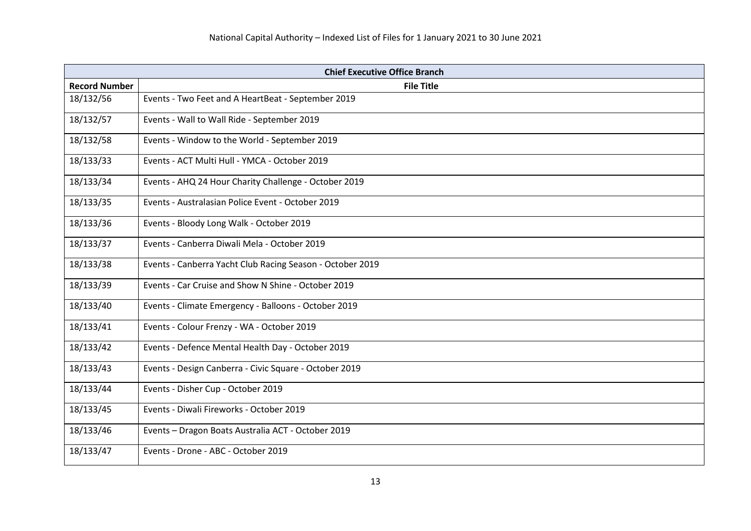| Chief Executive Office Branch | |
|---|---|
| **Record Number** | **File Title** |
| 18/132/56 | Events - Two Feet and A HeartBeat - September 2019 |
| 18/132/57 | Events - Wall to Wall Ride - September 2019 |
| 18/132/58 | Events - Window to the World - September 2019 |
| 18/133/33 | Events - ACT Multi Hull - YMCA - October 2019 |
| 18/133/34 | Events - AHQ 24 Hour Charity Challenge - October 2019 |
| 18/133/35 | Events - Australasian Police Event - October 2019 |
| 18/133/36 | Events - Bloody Long Walk - October 2019 |
| 18/133/37 | Events - Canberra Diwali Mela - October 2019 |
| 18/133/38 | Events - Canberra Yacht Club Racing Season - October 2019 |
| 18/133/39 | Events - Car Cruise and Show N Shine - October 2019 |
| 18/133/40 | Events - Climate Emergency - Balloons - October 2019 |
| 18/133/41 | Events - Colour Frenzy - WA - October 2019 |
| 18/133/42 | Events - Defence Mental Health Day - October 2019 |
| 18/133/43 | Events - Design Canberra - Civic Square - October 2019 |
| 18/133/44 | Events - Disher Cup - October 2019 |
| 18/133/45 | Events - Diwali Fireworks - October 2019 |
| 18/133/46 | Events – Dragon Boats Australia ACT - October 2019 |
| 18/133/47 | Events - Drone - ABC - October 2019 |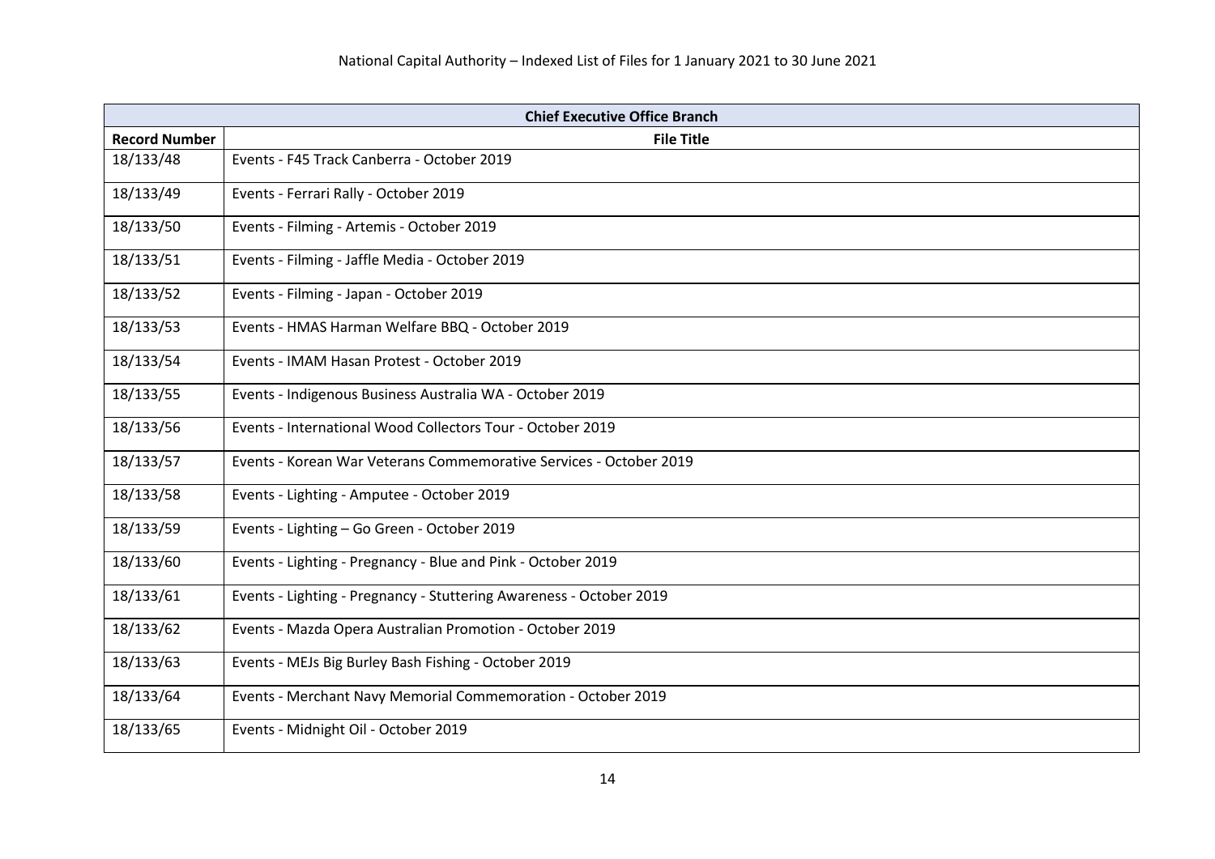| Chief Executive Office Branch | |
|---|---|
| **Record Number** | **File Title** |
| 18/133/48 | Events - F45 Track Canberra - October 2019 |
| 18/133/49 | Events - Ferrari Rally - October 2019 |
| 18/133/50 | Events - Filming - Artemis - October 2019 |
| 18/133/51 | Events - Filming - Jaffle Media - October 2019 |
| 18/133/52 | Events - Filming - Japan - October 2019 |
| 18/133/53 | Events - HMAS Harman Welfare BBQ - October 2019 |
| 18/133/54 | Events - IMAM Hasan Protest - October 2019 |
| 18/133/55 | Events - Indigenous Business Australia WA - October 2019 |
| 18/133/56 | Events - International Wood Collectors Tour - October 2019 |
| 18/133/57 | Events - Korean War Veterans Commemorative Services - October 2019 |
| 18/133/58 | Events - Lighting - Amputee - October 2019 |
| 18/133/59 | Events - Lighting – Go Green - October 2019 |
| 18/133/60 | Events - Lighting - Pregnancy - Blue and Pink - October 2019 |
| 18/133/61 | Events - Lighting - Pregnancy - Stuttering Awareness - October 2019 |
| 18/133/62 | Events - Mazda Opera Australian Promotion - October 2019 |
| 18/133/63 | Events - MEJs Big Burley Bash Fishing - October 2019 |
| 18/133/64 | Events - Merchant Navy Memorial Commemoration - October 2019 |
| 18/133/65 | Events - Midnight Oil - October 2019 |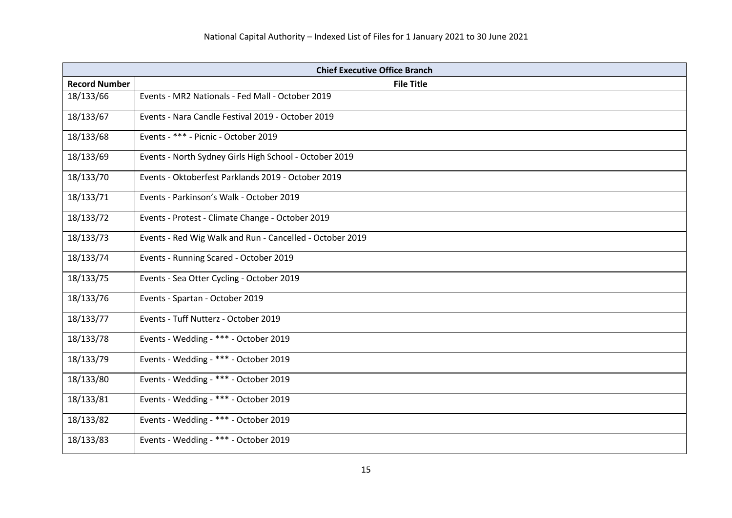| Chief Executive Office Branch | |
|---|---|
| **Record Number** | **File Title** |
| 18/133/66 | Events - MR2 Nationals - Fed Mall - October 2019 |
| 18/133/67 | Events - Nara Candle Festival 2019 - October 2019 |
| 18/133/68 | Events - *** - Picnic - October 2019 |
| 18/133/69 | Events - North Sydney Girls High School - October 2019 |
| 18/133/70 | Events - Oktoberfest Parklands 2019 - October 2019 |
| 18/133/71 | Events - Parkinson's Walk - October 2019 |
| 18/133/72 | Events - Protest - Climate Change - October 2019 |
| 18/133/73 | Events - Red Wig Walk and Run - Cancelled - October 2019 |
| 18/133/74 | Events - Running Scared - October 2019 |
| 18/133/75 | Events - Sea Otter Cycling - October 2019 |
| 18/133/76 | Events - Spartan - October 2019 |
| 18/133/77 | Events - Tuff Nutterz - October 2019 |
| 18/133/78 | Events - Wedding - *** - October 2019 |
| 18/133/79 | Events - Wedding - *** - October 2019 |
| 18/133/80 | Events - Wedding - *** - October 2019 |
| 18/133/81 | Events - Wedding - *** - October 2019 |
| 18/133/82 | Events - Wedding - *** - October 2019 |
| 18/133/83 | Events - Wedding - *** - October 2019 |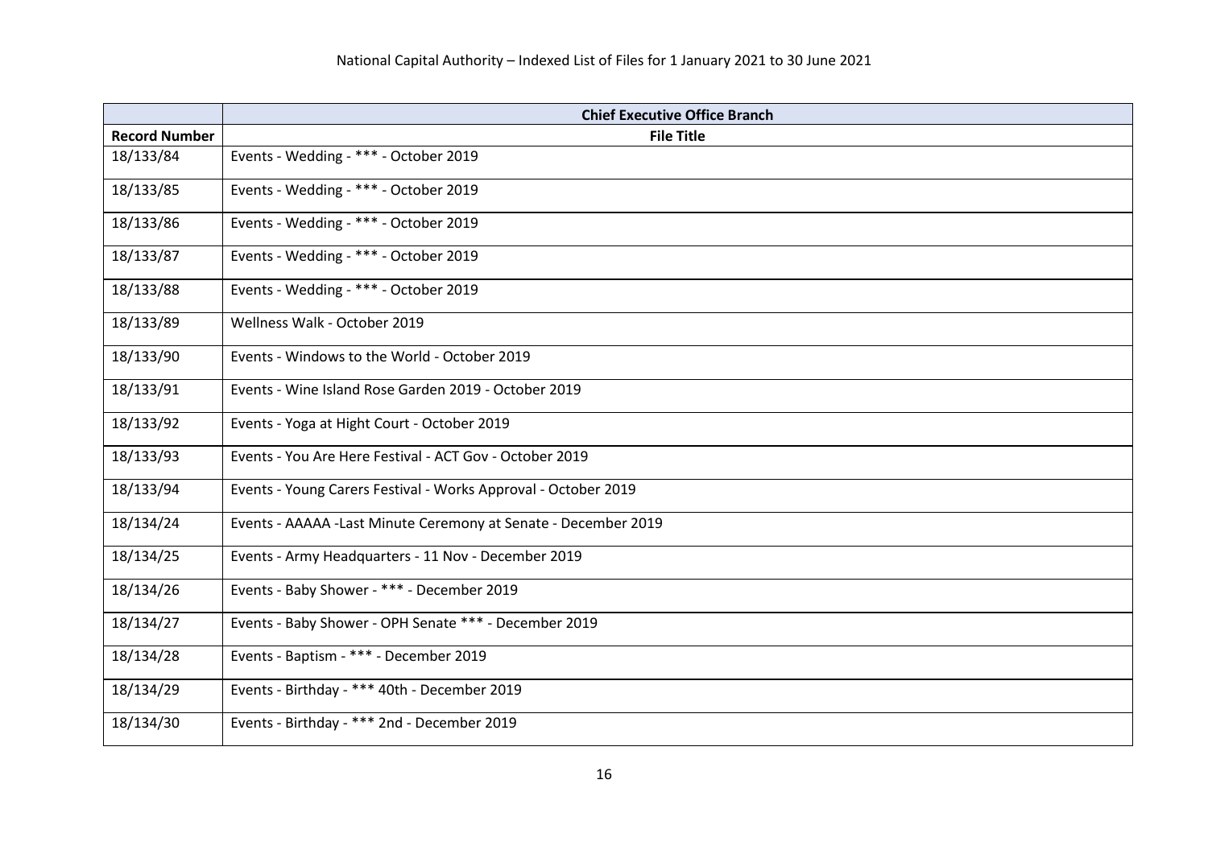National Capital Authority – Indexed List of Files for 1 January 2021 to 30 June 2021

| | Chief Executive Office Branch |
|---|---|
| **Record Number** | **File Title** |
| 18/133/84 | Events - Wedding - *** - October 2019 |
| 18/133/85 | Events - Wedding - *** - October 2019 |
| 18/133/86 | Events - Wedding - *** - October 2019 |
| 18/133/87 | Events - Wedding - *** - October 2019 |
| 18/133/88 | Events - Wedding - *** - October 2019 |
| 18/133/89 | Wellness Walk - October 2019 |
| 18/133/90 | Events - Windows to the World - October 2019 |
| 18/133/91 | Events - Wine Island Rose Garden 2019 - October 2019 |
| 18/133/92 | Events - Yoga at Hight Court - October 2019 |
| 18/133/93 | Events - You Are Here Festival - ACT Gov - October 2019 |
| 18/133/94 | Events - Young Carers Festival - Works Approval - October 2019 |
| 18/134/24 | Events - AAAAA -Last Minute Ceremony at Senate - December 2019 |
| 18/134/25 | Events - Army Headquarters - 11 Nov - December 2019 |
| 18/134/26 | Events - Baby Shower - *** - December 2019 |
| 18/134/27 | Events - Baby Shower - OPH Senate *** - December 2019 |
| 18/134/28 | Events - Baptism - *** - December 2019 |
| 18/134/29 | Events - Birthday - *** 40th - December 2019 |
| 18/134/30 | Events - Birthday - *** 2nd - December 2019 |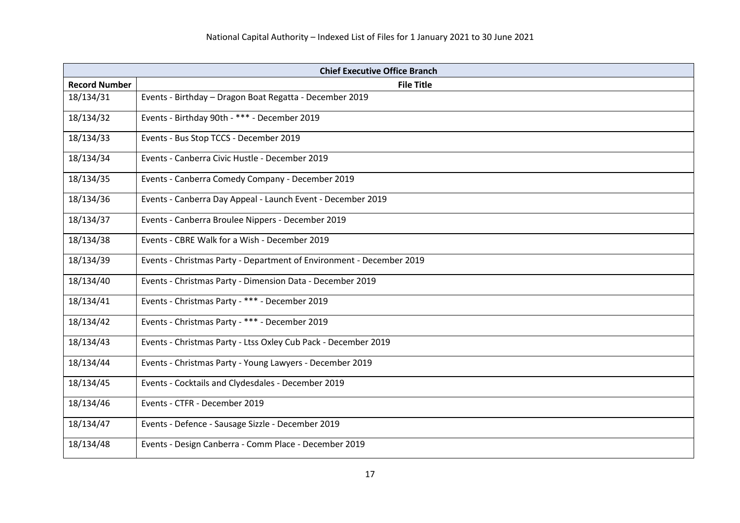| Chief Executive Office Branch | |
|---|---|
| **Record Number** | **File Title** |
| 18/134/31 | Events - Birthday – Dragon Boat Regatta - December 2019 |
| 18/134/32 | Events - Birthday 90th - *** - December 2019 |
| 18/134/33 | Events - Bus Stop TCCS - December 2019 |
| 18/134/34 | Events - Canberra Civic Hustle - December 2019 |
| 18/134/35 | Events - Canberra Comedy Company - December 2019 |
| 18/134/36 | Events - Canberra Day Appeal - Launch Event - December 2019 |
| 18/134/37 | Events - Canberra Broulee Nippers - December 2019 |
| 18/134/38 | Events - CBRE Walk for a Wish - December 2019 |
| 18/134/39 | Events - Christmas Party - Department of Environment - December 2019 |
| 18/134/40 | Events - Christmas Party - Dimension Data - December 2019 |
| 18/134/41 | Events - Christmas Party - *** - December 2019 |
| 18/134/42 | Events - Christmas Party - *** - December 2019 |
| 18/134/43 | Events - Christmas Party - Ltss Oxley Cub Pack - December 2019 |
| 18/134/44 | Events - Christmas Party - Young Lawyers - December 2019 |
| 18/134/45 | Events - Cocktails and Clydesdales - December 2019 |
| 18/134/46 | Events - CTFR - December 2019 |
| 18/134/47 | Events - Defence - Sausage Sizzle - December 2019 |
| 18/134/48 | Events - Design Canberra - Comm Place - December 2019 |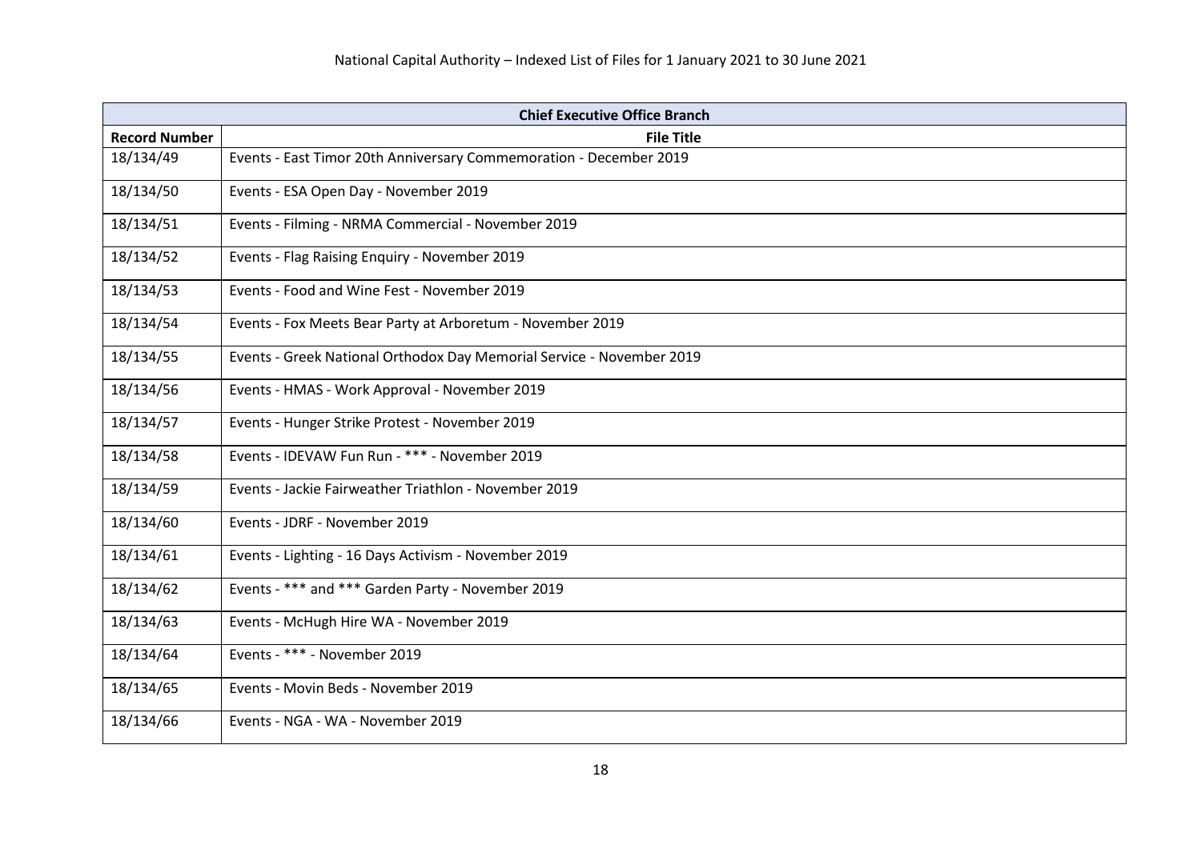National Capital Authority – Indexed List of Files for 1 January 2021 to 30 June 2021

| Chief Executive Office Branch | |
|---|---|
| **Record Number** | **File Title** |
| 18/134/49 | Events - East Timor 20th Anniversary Commemoration - December 2019 |
| 18/134/50 | Events - ESA Open Day - November 2019 |
| 18/134/51 | Events - Filming - NRMA Commercial - November 2019 |
| 18/134/52 | Events - Flag Raising Enquiry - November 2019 |
| 18/134/53 | Events - Food and Wine Fest - November 2019 |
| 18/134/54 | Events - Fox Meets Bear Party at Arboretum - November 2019 |
| 18/134/55 | Events - Greek National Orthodox Day Memorial Service - November 2019 |
| 18/134/56 | Events - HMAS - Work Approval - November 2019 |
| 18/134/57 | Events - Hunger Strike Protest - November 2019 |
| 18/134/58 | Events - IDEVAW Fun Run - *** - November 2019 |
| 18/134/59 | Events - Jackie Fairweather Triathlon - November 2019 |
| 18/134/60 | Events - JDRF - November 2019 |
| 18/134/61 | Events - Lighting - 16 Days Activism - November 2019 |
| 18/134/62 | Events - *** and *** Garden Party - November 2019 |
| 18/134/63 | Events - McHugh Hire WA - November 2019 |
| 18/134/64 | Events - *** - November 2019 |
| 18/134/65 | Events - Movin Beds - November 2019 |
| 18/134/66 | Events - NGA - WA - November 2019 |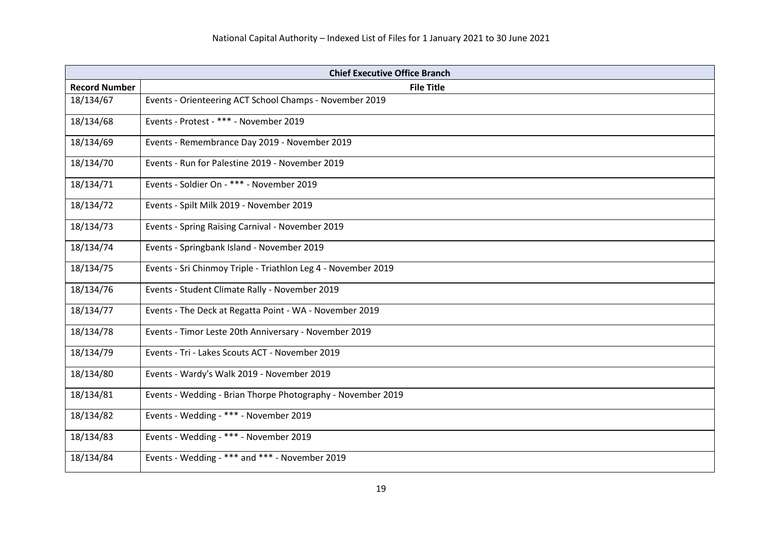| Chief Executive Office Branch | |
|---|---|
| **Record Number** | **File Title** |
| 18/134/67 | Events - Orienteering ACT School Champs - November 2019 |
| 18/134/68 | Events - Protest - *** - November 2019 |
| 18/134/69 | Events - Remembrance Day 2019 - November 2019 |
| 18/134/70 | Events - Run for Palestine 2019 - November 2019 |
| 18/134/71 | Events - Soldier On - *** - November 2019 |
| 18/134/72 | Events - Spilt Milk 2019 - November 2019 |
| 18/134/73 | Events - Spring Raising Carnival - November 2019 |
| 18/134/74 | Events - Springbank Island - November 2019 |
| 18/134/75 | Events - Sri Chinmoy Triple - Triathlon Leg 4 - November 2019 |
| 18/134/76 | Events - Student Climate Rally - November 2019 |
| 18/134/77 | Events - The Deck at Regatta Point - WA - November 2019 |
| 18/134/78 | Events - Timor Leste 20th Anniversary - November 2019 |
| 18/134/79 | Events - Tri - Lakes Scouts ACT - November 2019 |
| 18/134/80 | Events - Wardy's Walk 2019 - November 2019 |
| 18/134/81 | Events - Wedding - Brian Thorpe Photography - November 2019 |
| 18/134/82 | Events - Wedding - *** - November 2019 |
| 18/134/83 | Events - Wedding - *** - November 2019 |
| 18/134/84 | Events - Wedding - *** and *** - November 2019 |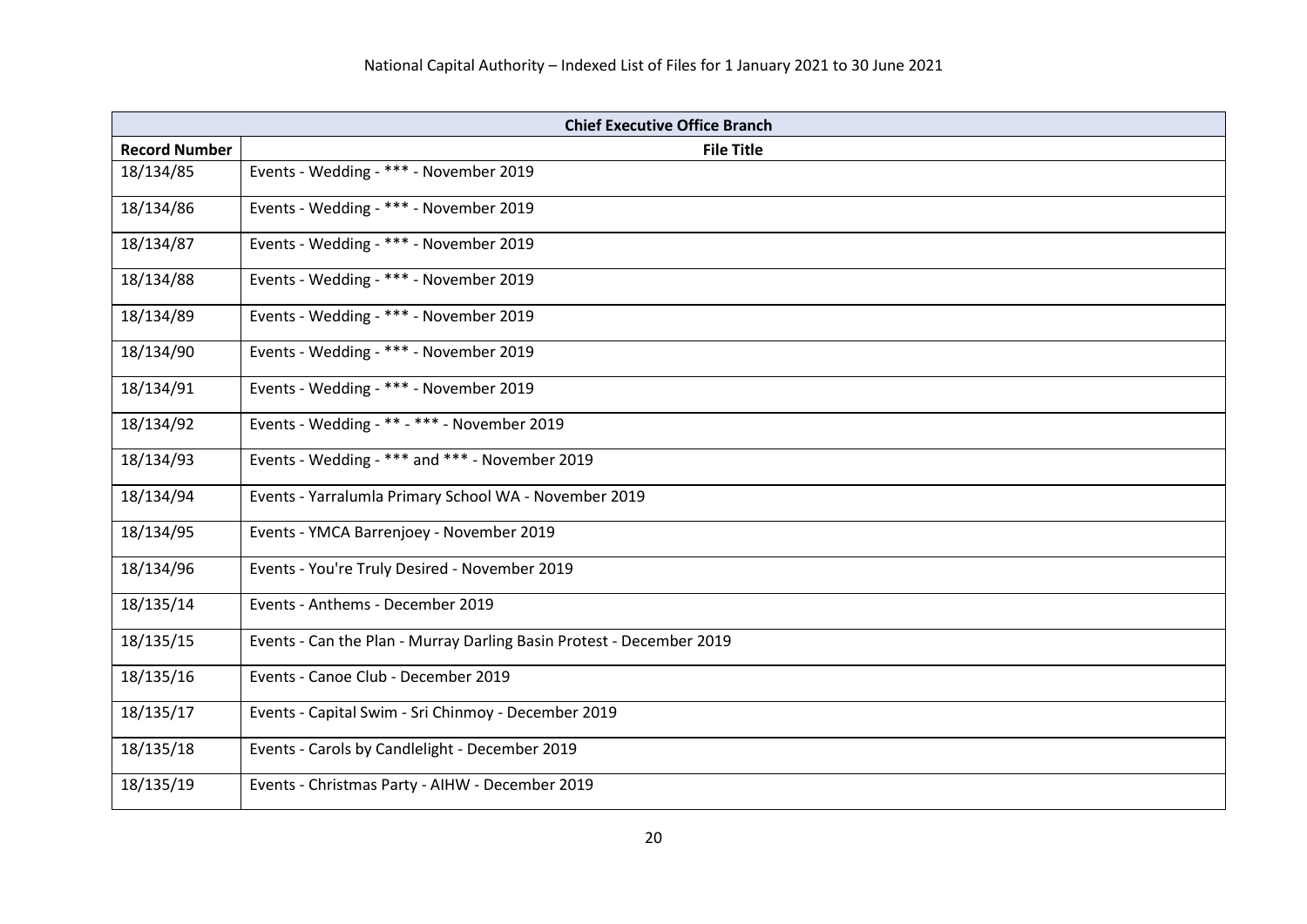| Chief Executive Office Branch | |
|---|---|
| **Record Number** | **File Title** |
| 18/134/85 | Events - Wedding - *** - November 2019 |
| 18/134/86 | Events - Wedding - *** - November 2019 |
| 18/134/87 | Events - Wedding - *** - November 2019 |
| 18/134/88 | Events - Wedding - *** - November 2019 |
| 18/134/89 | Events - Wedding - *** - November 2019 |
| 18/134/90 | Events - Wedding - *** - November 2019 |
| 18/134/91 | Events - Wedding - *** - November 2019 |
| 18/134/92 | Events - Wedding - ** - *** - November 2019 |
| 18/134/93 | Events - Wedding - *** and *** - November 2019 |
| 18/134/94 | Events - Yarralumla Primary School WA - November 2019 |
| 18/134/95 | Events - YMCA Barrenjoey - November 2019 |
| 18/134/96 | Events - You're Truly Desired - November 2019 |
| 18/135/14 | Events - Anthems - December 2019 |
| 18/135/15 | Events - Can the Plan - Murray Darling Basin Protest - December 2019 |
| 18/135/16 | Events - Canoe Club - December 2019 |
| 18/135/17 | Events - Capital Swim - Sri Chinmoy - December 2019 |
| 18/135/18 | Events - Carols by Candlelight - December 2019 |
| 18/135/19 | Events - Christmas Party - AIHW - December 2019 |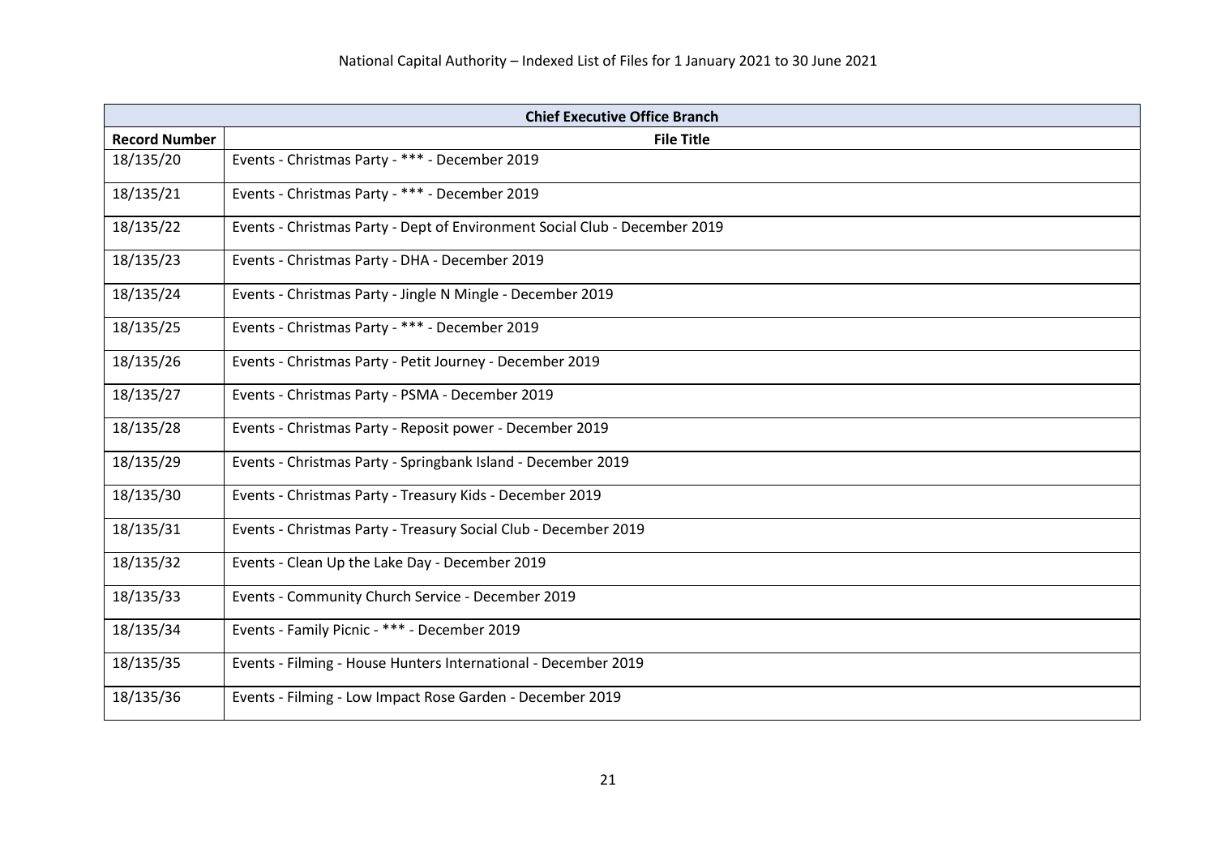| Chief Executive Office Branch | |
|---|---|
| **Record Number** | **File Title** |
| 18/135/20 | Events - Christmas Party - *** - December 2019 |
| 18/135/21 | Events - Christmas Party - *** - December 2019 |
| 18/135/22 | Events - Christmas Party - Dept of Environment Social Club - December 2019 |
| 18/135/23 | Events - Christmas Party - DHA - December 2019 |
| 18/135/24 | Events - Christmas Party - Jingle N Mingle - December 2019 |
| 18/135/25 | Events - Christmas Party - *** - December 2019 |
| 18/135/26 | Events - Christmas Party - Petit Journey - December 2019 |
| 18/135/27 | Events - Christmas Party - PSMA - December 2019 |
| 18/135/28 | Events - Christmas Party - Reposit power - December 2019 |
| 18/135/29 | Events - Christmas Party - Springbank Island - December 2019 |
| 18/135/30 | Events - Christmas Party - Treasury Kids - December 2019 |
| 18/135/31 | Events - Christmas Party - Treasury Social Club - December 2019 |
| 18/135/32 | Events - Clean Up the Lake Day - December 2019 |
| 18/135/33 | Events - Community Church Service - December 2019 |
| 18/135/34 | Events - Family Picnic - *** - December 2019 |
| 18/135/35 | Events - Filming - House Hunters International - December 2019 |
| 18/135/36 | Events - Filming - Low Impact Rose Garden - December 2019 |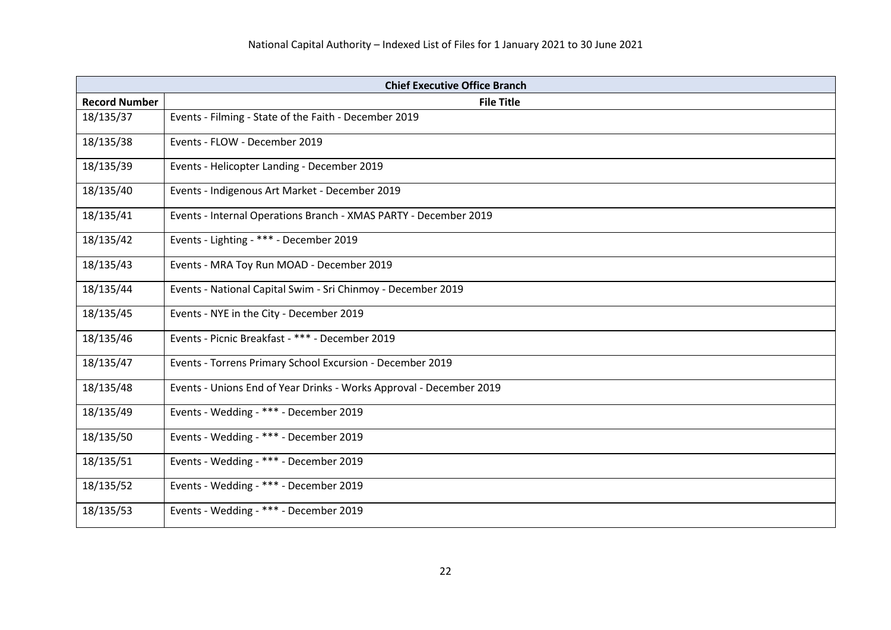| Chief Executive Office Branch | |
|---|---|
| **Record Number** | **File Title** |
| 18/135/37 | Events - Filming - State of the Faith - December 2019 |
| 18/135/38 | Events - FLOW - December 2019 |
| 18/135/39 | Events - Helicopter Landing - December 2019 |
| 18/135/40 | Events - Indigenous Art Market - December 2019 |
| 18/135/41 | Events - Internal Operations Branch - XMAS PARTY - December 2019 |
| 18/135/42 | Events - Lighting - *** - December 2019 |
| 18/135/43 | Events - MRA Toy Run MOAD - December 2019 |
| 18/135/44 | Events - National Capital Swim - Sri Chinmoy - December 2019 |
| 18/135/45 | Events - NYE in the City - December 2019 |
| 18/135/46 | Events - Picnic Breakfast - *** - December 2019 |
| 18/135/47 | Events - Torrens Primary School Excursion - December 2019 |
| 18/135/48 | Events - Unions End of Year Drinks - Works Approval - December 2019 |
| 18/135/49 | Events - Wedding - *** - December 2019 |
| 18/135/50 | Events - Wedding - *** - December 2019 |
| 18/135/51 | Events - Wedding - *** - December 2019 |
| 18/135/52 | Events - Wedding - *** - December 2019 |
| 18/135/53 | Events - Wedding - *** - December 2019 |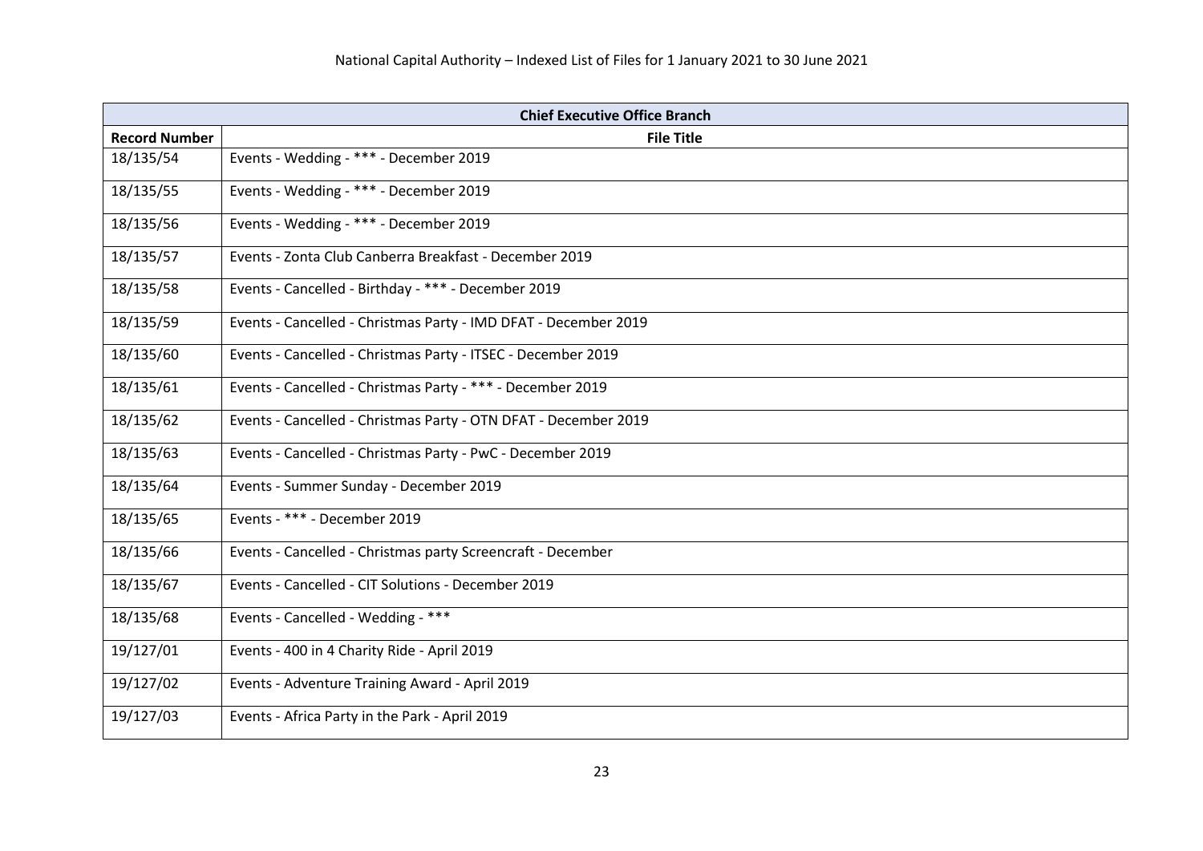National Capital Authority – Indexed List of Files for 1 January 2021 to 30 June 2021

| Chief Executive Office Branch | |
|---|---|
| **Record Number** | **File Title** |
| 18/135/54 | Events - Wedding - *** - December 2019 |
| 18/135/55 | Events - Wedding - *** - December 2019 |
| 18/135/56 | Events - Wedding - *** - December 2019 |
| 18/135/57 | Events - Zonta Club Canberra Breakfast - December 2019 |
| 18/135/58 | Events - Cancelled - Birthday - *** - December 2019 |
| 18/135/59 | Events - Cancelled - Christmas Party - IMD DFAT - December 2019 |
| 18/135/60 | Events - Cancelled - Christmas Party - ITSEC - December 2019 |
| 18/135/61 | Events - Cancelled - Christmas Party - *** - December 2019 |
| 18/135/62 | Events - Cancelled - Christmas Party - OTN DFAT - December 2019 |
| 18/135/63 | Events - Cancelled - Christmas Party - PwC - December 2019 |
| 18/135/64 | Events - Summer Sunday - December 2019 |
| 18/135/65 | Events - *** - December 2019 |
| 18/135/66 | Events - Cancelled - Christmas party Screencraft - December |
| 18/135/67 | Events - Cancelled - CIT Solutions - December 2019 |
| 18/135/68 | Events - Cancelled - Wedding - *** |
| 19/127/01 | Events - 400 in 4 Charity Ride - April 2019 |
| 19/127/02 | Events - Adventure Training Award - April 2019 |
| 19/127/03 | Events - Africa Party in the Park - April 2019 |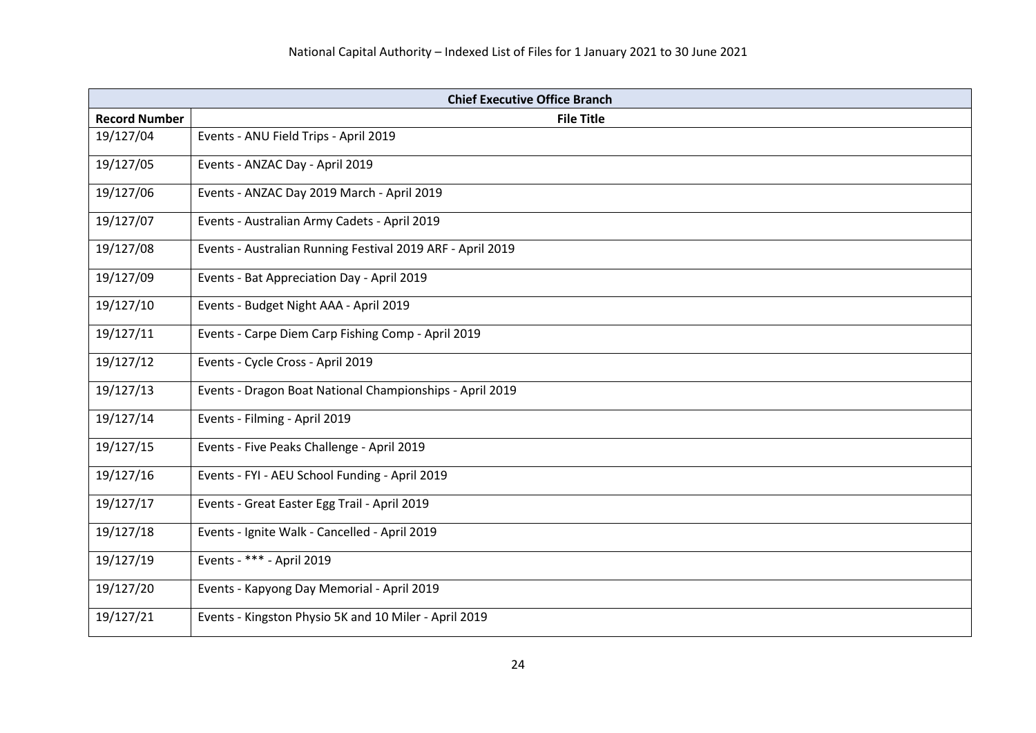| Chief Executive Office Branch | |
|---|---|
| **Record Number** | **File Title** |
| 19/127/04 | Events - ANU Field Trips - April 2019 |
| 19/127/05 | Events - ANZAC Day - April 2019 |
| 19/127/06 | Events - ANZAC Day 2019 March - April 2019 |
| 19/127/07 | Events - Australian Army Cadets - April 2019 |
| 19/127/08 | Events - Australian Running Festival 2019 ARF - April 2019 |
| 19/127/09 | Events - Bat Appreciation Day - April 2019 |
| 19/127/10 | Events - Budget Night AAA - April 2019 |
| 19/127/11 | Events - Carpe Diem Carp Fishing Comp - April 2019 |
| 19/127/12 | Events - Cycle Cross - April 2019 |
| 19/127/13 | Events - Dragon Boat National Championships - April 2019 |
| 19/127/14 | Events - Filming - April 2019 |
| 19/127/15 | Events - Five Peaks Challenge - April 2019 |
| 19/127/16 | Events - FYI - AEU School Funding - April 2019 |
| 19/127/17 | Events - Great Easter Egg Trail - April 2019 |
| 19/127/18 | Events - Ignite Walk - Cancelled - April 2019 |
| 19/127/19 | Events - *** - April 2019 |
| 19/127/20 | Events - Kapyong Day Memorial - April 2019 |
| 19/127/21 | Events - Kingston Physio 5K and 10 Miler - April 2019 |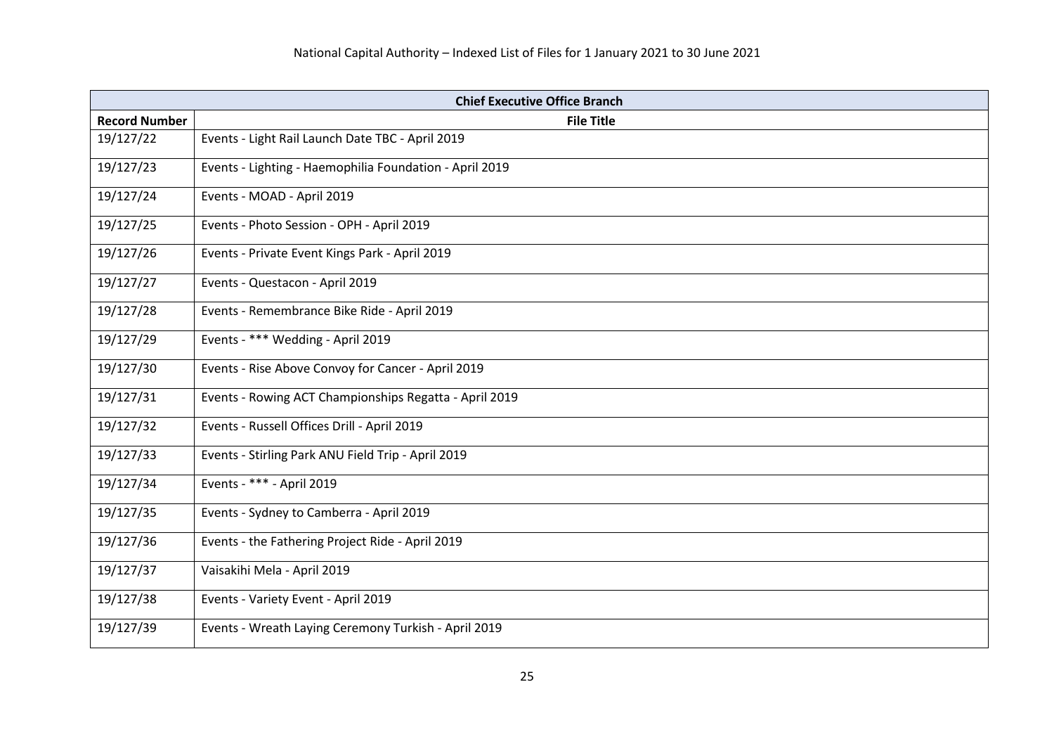National Capital Authority – Indexed List of Files for 1 January 2021 to 30 June 2021

| Chief Executive Office Branch | |
|---|---|
| **Record Number** | **File Title** |
| 19/127/22 | Events - Light Rail Launch Date TBC - April 2019 |
| 19/127/23 | Events - Lighting - Haemophilia Foundation - April 2019 |
| 19/127/24 | Events - MOAD - April 2019 |
| 19/127/25 | Events - Photo Session - OPH - April 2019 |
| 19/127/26 | Events - Private Event Kings Park - April 2019 |
| 19/127/27 | Events - Questacon - April 2019 |
| 19/127/28 | Events - Remembrance Bike Ride - April 2019 |
| 19/127/29 | Events - *** Wedding - April 2019 |
| 19/127/30 | Events - Rise Above Convoy for Cancer - April 2019 |
| 19/127/31 | Events - Rowing ACT Championships Regatta - April 2019 |
| 19/127/32 | Events - Russell Offices Drill - April 2019 |
| 19/127/33 | Events - Stirling Park ANU Field Trip - April 2019 |
| 19/127/34 | Events - *** - April 2019 |
| 19/127/35 | Events - Sydney to Camberra - April 2019 |
| 19/127/36 | Events - the Fathering Project Ride - April 2019 |
| 19/127/37 | Vaisakihi Mela - April 2019 |
| 19/127/38 | Events - Variety Event - April 2019 |
| 19/127/39 | Events - Wreath Laying Ceremony Turkish - April 2019 |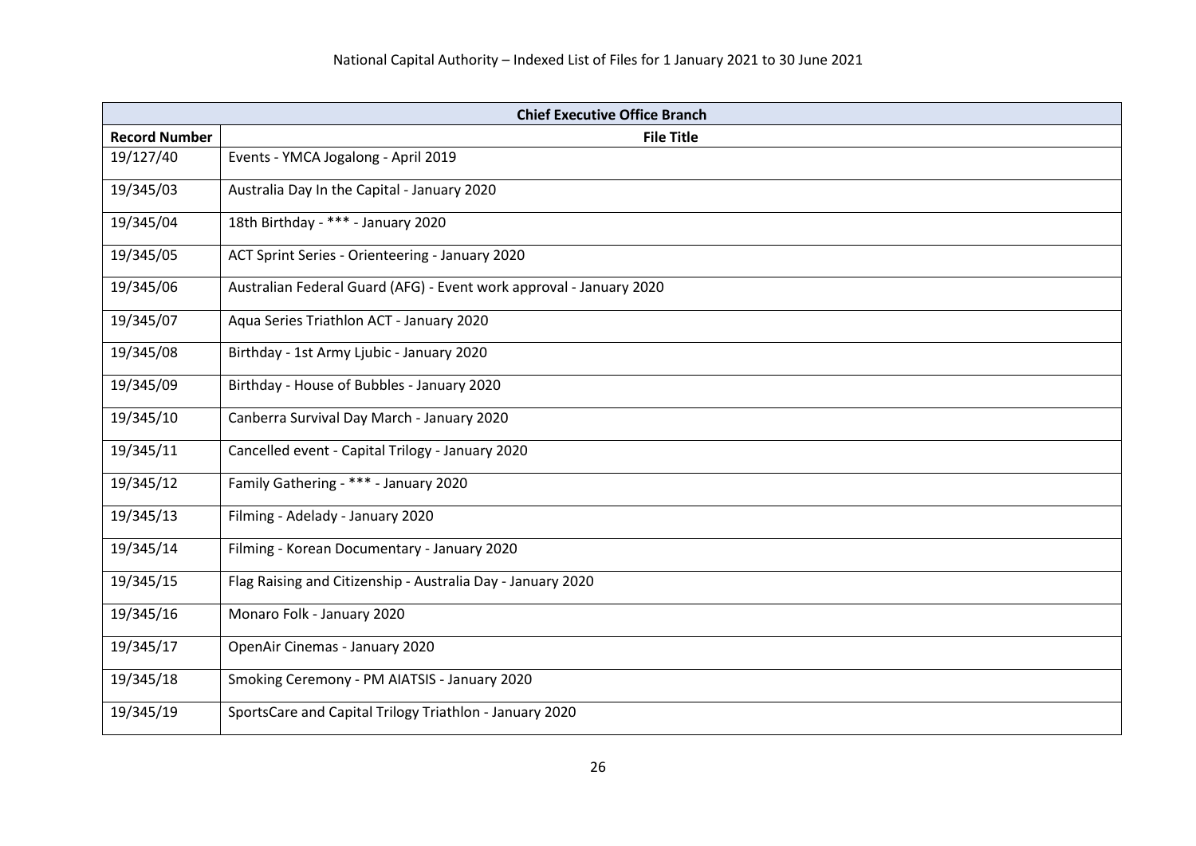| Chief Executive Office Branch | |
|---|---|
| **Record Number** | **File Title** |
| 19/127/40 | Events - YMCA Jogalong - April 2019 |
| 19/345/03 | Australia Day In the Capital - January 2020 |
| 19/345/04 | 18th Birthday - *** - January 2020 |
| 19/345/05 | ACT Sprint Series - Orienteering - January 2020 |
| 19/345/06 | Australian Federal Guard (AFG) - Event work approval - January 2020 |
| 19/345/07 | Aqua Series Triathlon ACT - January 2020 |
| 19/345/08 | Birthday - 1st Army Ljubic - January 2020 |
| 19/345/09 | Birthday - House of Bubbles - January 2020 |
| 19/345/10 | Canberra Survival Day March - January 2020 |
| 19/345/11 | Cancelled event - Capital Trilogy - January 2020 |
| 19/345/12 | Family Gathering - *** - January 2020 |
| 19/345/13 | Filming - Adelady - January 2020 |
| 19/345/14 | Filming - Korean Documentary - January 2020 |
| 19/345/15 | Flag Raising and Citizenship - Australia Day - January 2020 |
| 19/345/16 | Monaro Folk - January 2020 |
| 19/345/17 | OpenAir Cinemas - January 2020 |
| 19/345/18 | Smoking Ceremony - PM AIATSIS - January 2020 |
| 19/345/19 | SportsCare and Capital Trilogy Triathlon - January 2020 |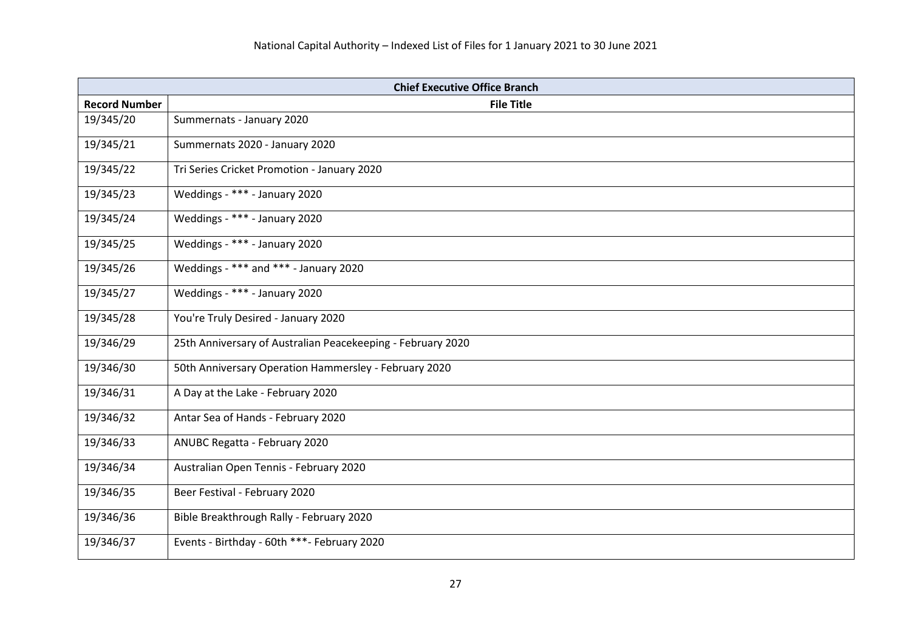| Chief Executive Office Branch | |
|---|---|
| **Record Number** | **File Title** |
| 19/345/20 | Summernats - January 2020 |
| 19/345/21 | Summernats 2020 - January 2020 |
| 19/345/22 | Tri Series Cricket Promotion - January 2020 |
| 19/345/23 | Weddings - *** - January 2020 |
| 19/345/24 | Weddings - *** - January 2020 |
| 19/345/25 | Weddings - *** - January 2020 |
| 19/345/26 | Weddings - *** and *** - January 2020 |
| 19/345/27 | Weddings - *** - January 2020 |
| 19/345/28 | You're Truly Desired - January 2020 |
| 19/346/29 | 25th Anniversary of Australian Peacekeeping - February 2020 |
| 19/346/30 | 50th Anniversary Operation Hammersley - February 2020 |
| 19/346/31 | A Day at the Lake - February 2020 |
| 19/346/32 | Antar Sea of Hands - February 2020 |
| 19/346/33 | ANUBC Regatta - February 2020 |
| 19/346/34 | Australian Open Tennis - February 2020 |
| 19/346/35 | Beer Festival - February 2020 |
| 19/346/36 | Bible Breakthrough Rally - February 2020 |
| 19/346/37 | Events - Birthday - 60th ***- February 2020 |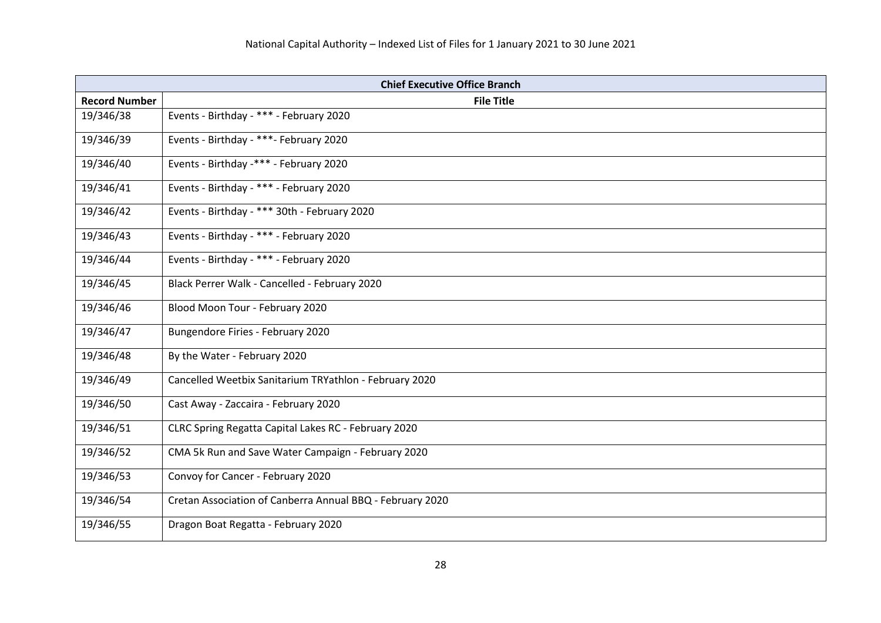| Chief Executive Office Branch | |
|---|---|
| **Record Number** | **File Title** |
| 19/346/38 | Events - Birthday - *** - February 2020 |
| 19/346/39 | Events - Birthday - ***- February 2020 |
| 19/346/40 | Events - Birthday -*** - February 2020 |
| 19/346/41 | Events - Birthday - *** - February 2020 |
| 19/346/42 | Events - Birthday - *** 30th - February 2020 |
| 19/346/43 | Events - Birthday - *** - February 2020 |
| 19/346/44 | Events - Birthday - *** - February 2020 |
| 19/346/45 | Black Perrer Walk - Cancelled - February 2020 |
| 19/346/46 | Blood Moon Tour - February 2020 |
| 19/346/47 | Bungendore Firies - February 2020 |
| 19/346/48 | By the Water - February 2020 |
| 19/346/49 | Cancelled Weetbix Sanitarium TRYathlon - February 2020 |
| 19/346/50 | Cast Away - Zaccaira - February 2020 |
| 19/346/51 | CLRC Spring Regatta Capital Lakes RC - February 2020 |
| 19/346/52 | CMA 5k Run and Save Water Campaign - February 2020 |
| 19/346/53 | Convoy for Cancer - February 2020 |
| 19/346/54 | Cretan Association of Canberra Annual BBQ - February 2020 |
| 19/346/55 | Dragon Boat Regatta - February 2020 |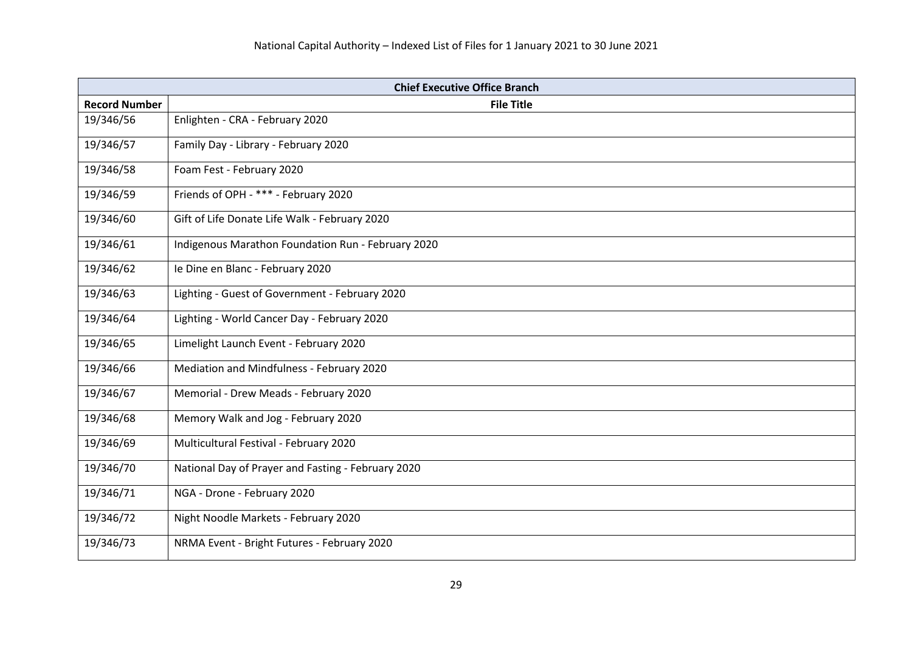| Chief Executive Office Branch | |
|---|---|
| **Record Number** | **File Title** |
| 19/346/56 | Enlighten - CRA - February 2020 |
| 19/346/57 | Family Day - Library - February 2020 |
| 19/346/58 | Foam Fest - February 2020 |
| 19/346/59 | Friends of OPH - *** - February 2020 |
| 19/346/60 | Gift of Life Donate Life Walk - February 2020 |
| 19/346/61 | Indigenous Marathon Foundation Run - February 2020 |
| 19/346/62 | Ie Dine en Blanc - February 2020 |
| 19/346/63 | Lighting - Guest of Government - February 2020 |
| 19/346/64 | Lighting - World Cancer Day - February 2020 |
| 19/346/65 | Limelight Launch Event - February 2020 |
| 19/346/66 | Mediation and Mindfulness - February 2020 |
| 19/346/67 | Memorial - Drew Meads - February 2020 |
| 19/346/68 | Memory Walk and Jog - February 2020 |
| 19/346/69 | Multicultural Festival - February 2020 |
| 19/346/70 | National Day of Prayer and Fasting - February 2020 |
| 19/346/71 | NGA - Drone - February 2020 |
| 19/346/72 | Night Noodle Markets - February 2020 |
| 19/346/73 | NRMA Event - Bright Futures - February 2020 |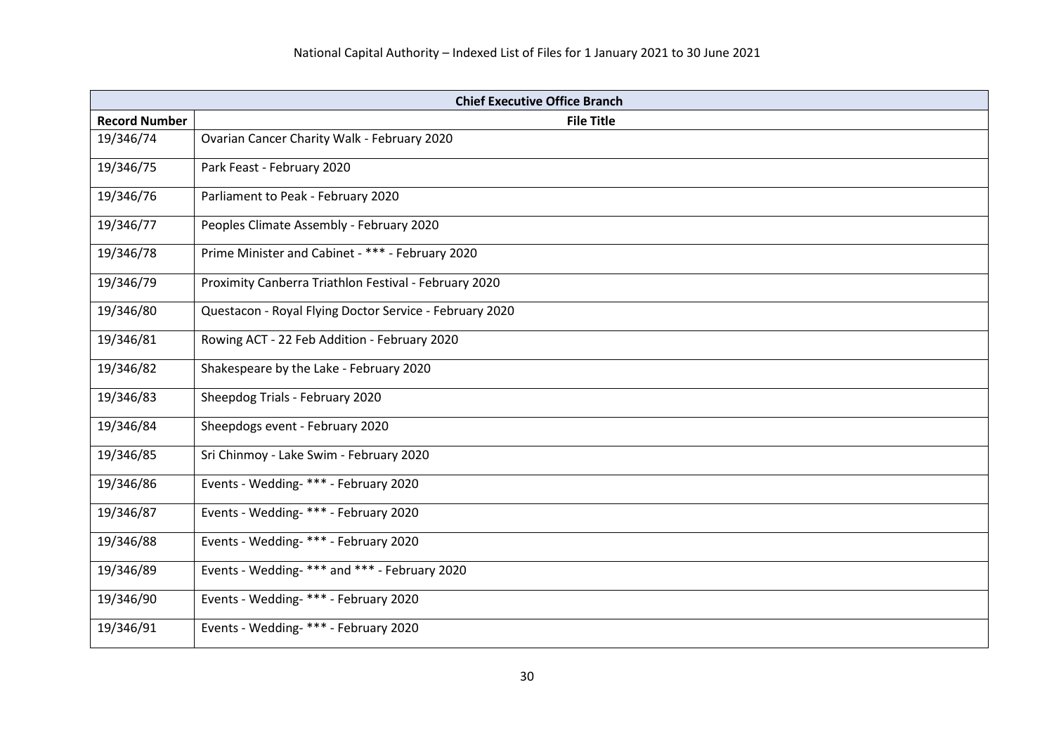National Capital Authority – Indexed List of Files for 1 January 2021 to 30 June 2021

| Chief Executive Office Branch | |
|---|---|
| **Record Number** | **File Title** |
| 19/346/74 | Ovarian Cancer Charity Walk - February 2020 |
| 19/346/75 | Park Feast - February 2020 |
| 19/346/76 | Parliament to Peak - February 2020 |
| 19/346/77 | Peoples Climate Assembly - February 2020 |
| 19/346/78 | Prime Minister and Cabinet - *** - February 2020 |
| 19/346/79 | Proximity Canberra Triathlon Festival - February 2020 |
| 19/346/80 | Questacon - Royal Flying Doctor Service - February 2020 |
| 19/346/81 | Rowing ACT - 22 Feb Addition - February 2020 |
| 19/346/82 | Shakespeare by the Lake - February 2020 |
| 19/346/83 | Sheepdog Trials - February 2020 |
| 19/346/84 | Sheepdogs event - February 2020 |
| 19/346/85 | Sri Chinmoy - Lake Swim - February 2020 |
| 19/346/86 | Events - Wedding- *** - February 2020 |
| 19/346/87 | Events - Wedding- *** - February 2020 |
| 19/346/88 | Events - Wedding- *** - February 2020 |
| 19/346/89 | Events - Wedding- *** and *** - February 2020 |
| 19/346/90 | Events - Wedding- *** - February 2020 |
| 19/346/91 | Events - Wedding- *** - February 2020 |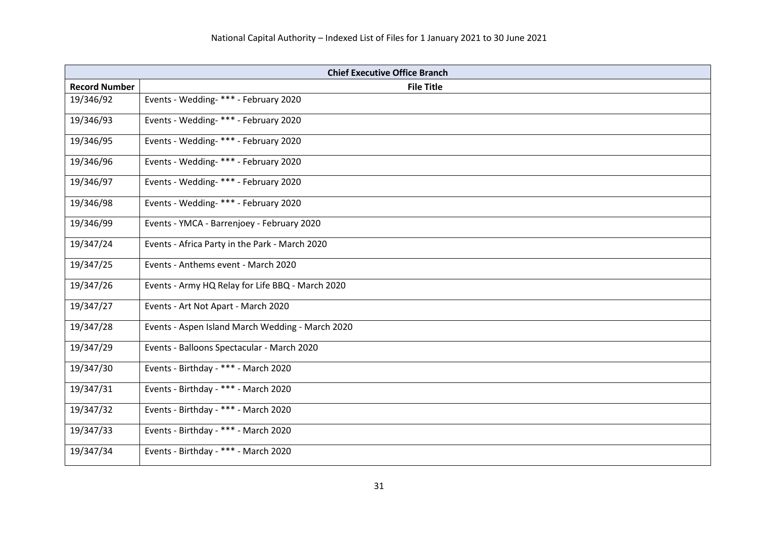| Chief Executive Office Branch | |
|---|---|
| **Record Number** | **File Title** |
| 19/346/92 | Events - Wedding- *** - February 2020 |
| 19/346/93 | Events - Wedding- *** - February 2020 |
| 19/346/95 | Events - Wedding- *** - February 2020 |
| 19/346/96 | Events - Wedding- *** - February 2020 |
| 19/346/97 | Events - Wedding- *** - February 2020 |
| 19/346/98 | Events - Wedding- *** - February 2020 |
| 19/346/99 | Events - YMCA - Barrenjoey - February 2020 |
| 19/347/24 | Events - Africa Party in the Park - March 2020 |
| 19/347/25 | Events - Anthems event - March 2020 |
| 19/347/26 | Events - Army HQ Relay for Life BBQ - March 2020 |
| 19/347/27 | Events - Art Not Apart - March 2020 |
| 19/347/28 | Events - Aspen Island March Wedding - March 2020 |
| 19/347/29 | Events - Balloons Spectacular - March 2020 |
| 19/347/30 | Events - Birthday - *** - March 2020 |
| 19/347/31 | Events - Birthday - *** - March 2020 |
| 19/347/32 | Events - Birthday - *** - March 2020 |
| 19/347/33 | Events - Birthday - *** - March 2020 |
| 19/347/34 | Events - Birthday - *** - March 2020 |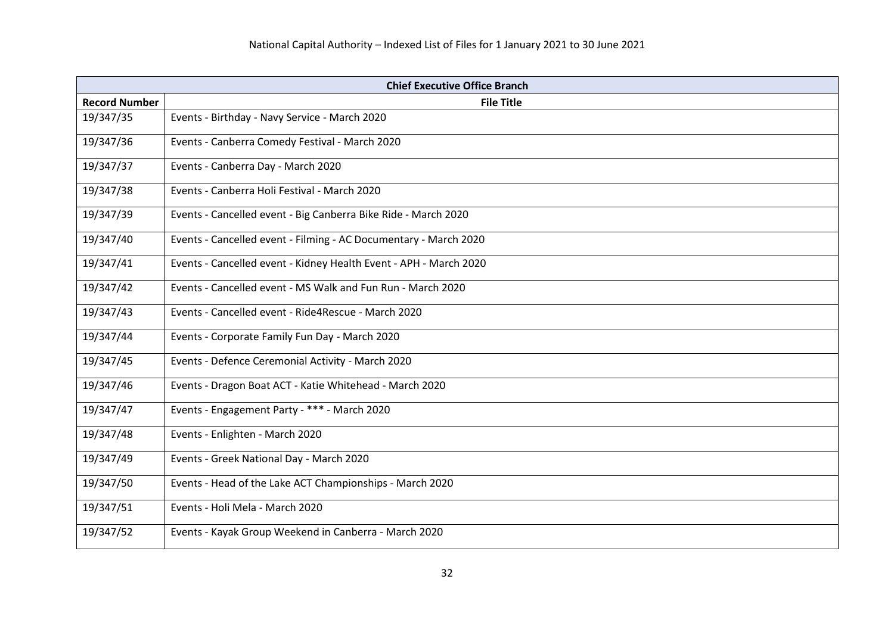| Chief Executive Office Branch | |
|---|---|
| **Record Number** | **File Title** |
| 19/347/35 | Events - Birthday - Navy Service - March 2020 |
| 19/347/36 | Events - Canberra Comedy Festival - March 2020 |
| 19/347/37 | Events - Canberra Day - March 2020 |
| 19/347/38 | Events - Canberra Holi Festival - March 2020 |
| 19/347/39 | Events - Cancelled event - Big Canberra Bike Ride - March 2020 |
| 19/347/40 | Events - Cancelled event - Filming - AC Documentary - March 2020 |
| 19/347/41 | Events - Cancelled event - Kidney Health Event - APH - March 2020 |
| 19/347/42 | Events - Cancelled event - MS Walk and Fun Run - March 2020 |
| 19/347/43 | Events - Cancelled event - Ride4Rescue - March 2020 |
| 19/347/44 | Events - Corporate Family Fun Day - March 2020 |
| 19/347/45 | Events - Defence Ceremonial Activity - March 2020 |
| 19/347/46 | Events - Dragon Boat ACT - Katie Whitehead - March 2020 |
| 19/347/47 | Events - Engagement Party - *** - March 2020 |
| 19/347/48 | Events - Enlighten - March 2020 |
| 19/347/49 | Events - Greek National Day - March 2020 |
| 19/347/50 | Events - Head of the Lake ACT Championships - March 2020 |
| 19/347/51 | Events - Holi Mela - March 2020 |
| 19/347/52 | Events - Kayak Group Weekend in Canberra - March 2020 |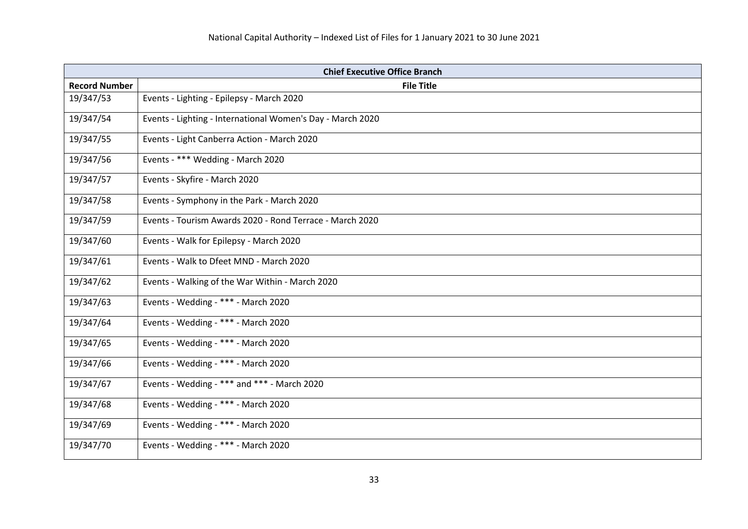National Capital Authority – Indexed List of Files for 1 January 2021 to 30 June 2021

| Chief Executive Office Branch | |
|---|---|
| **Record Number** | **File Title** |
| 19/347/53 | Events - Lighting - Epilepsy - March 2020 |
| 19/347/54 | Events - Lighting - International Women's Day - March 2020 |
| 19/347/55 | Events - Light Canberra Action - March 2020 |
| 19/347/56 | Events - *** Wedding - March 2020 |
| 19/347/57 | Events - Skyfire - March 2020 |
| 19/347/58 | Events - Symphony in the Park - March 2020 |
| 19/347/59 | Events - Tourism Awards 2020 - Rond Terrace - March 2020 |
| 19/347/60 | Events - Walk for Epilepsy - March 2020 |
| 19/347/61 | Events - Walk to Dfeet MND - March 2020 |
| 19/347/62 | Events - Walking of the War Within - March 2020 |
| 19/347/63 | Events - Wedding - *** - March 2020 |
| 19/347/64 | Events - Wedding - *** - March 2020 |
| 19/347/65 | Events - Wedding - *** - March 2020 |
| 19/347/66 | Events - Wedding - *** - March 2020 |
| 19/347/67 | Events - Wedding - *** and *** - March 2020 |
| 19/347/68 | Events - Wedding - *** - March 2020 |
| 19/347/69 | Events - Wedding - *** - March 2020 |
| 19/347/70 | Events - Wedding - *** - March 2020 |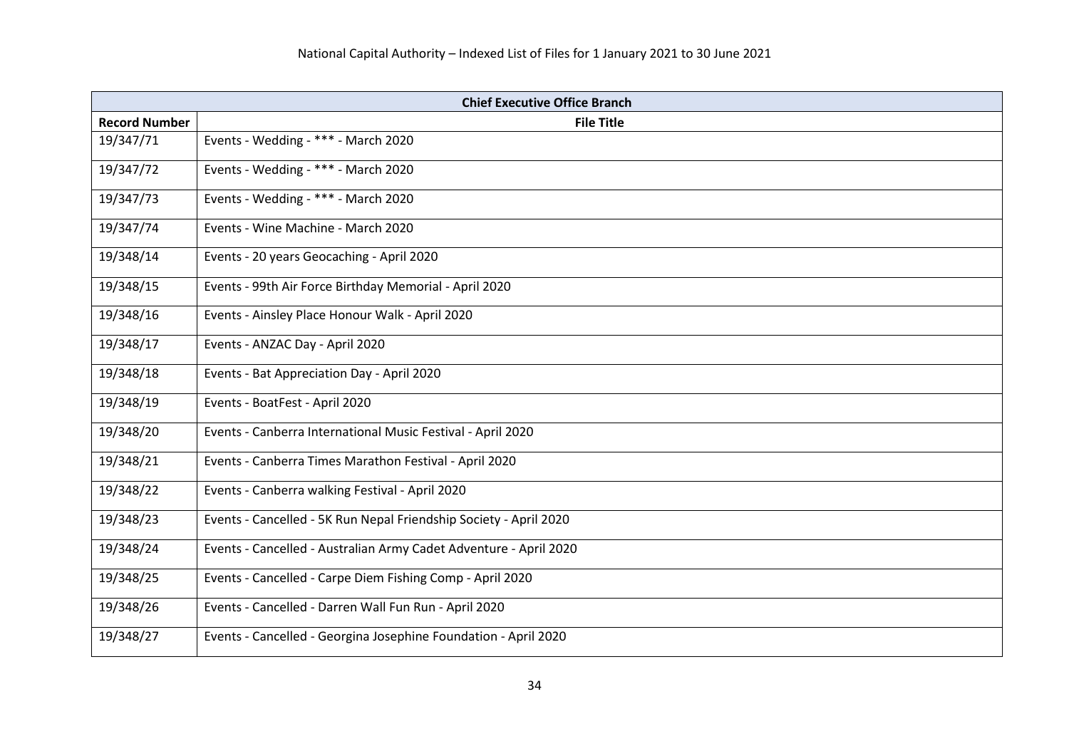| Chief Executive Office Branch | |
|---|---|
| **Record Number** | **File Title** |
| 19/347/71 | Events - Wedding - *** - March 2020 |
| 19/347/72 | Events - Wedding - *** - March 2020 |
| 19/347/73 | Events - Wedding - *** - March 2020 |
| 19/347/74 | Events - Wine Machine - March 2020 |
| 19/348/14 | Events - 20 years Geocaching - April 2020 |
| 19/348/15 | Events - 99th Air Force Birthday Memorial - April 2020 |
| 19/348/16 | Events - Ainsley Place Honour Walk - April 2020 |
| 19/348/17 | Events - ANZAC Day - April 2020 |
| 19/348/18 | Events - Bat Appreciation Day - April 2020 |
| 19/348/19 | Events - BoatFest - April 2020 |
| 19/348/20 | Events - Canberra International Music Festival - April 2020 |
| 19/348/21 | Events - Canberra Times Marathon Festival - April 2020 |
| 19/348/22 | Events - Canberra walking Festival - April 2020 |
| 19/348/23 | Events - Cancelled - 5K Run Nepal Friendship Society - April 2020 |
| 19/348/24 | Events - Cancelled - Australian Army Cadet Adventure - April 2020 |
| 19/348/25 | Events - Cancelled - Carpe Diem Fishing Comp - April 2020 |
| 19/348/26 | Events - Cancelled - Darren Wall Fun Run - April 2020 |
| 19/348/27 | Events - Cancelled - Georgina Josephine Foundation - April 2020 |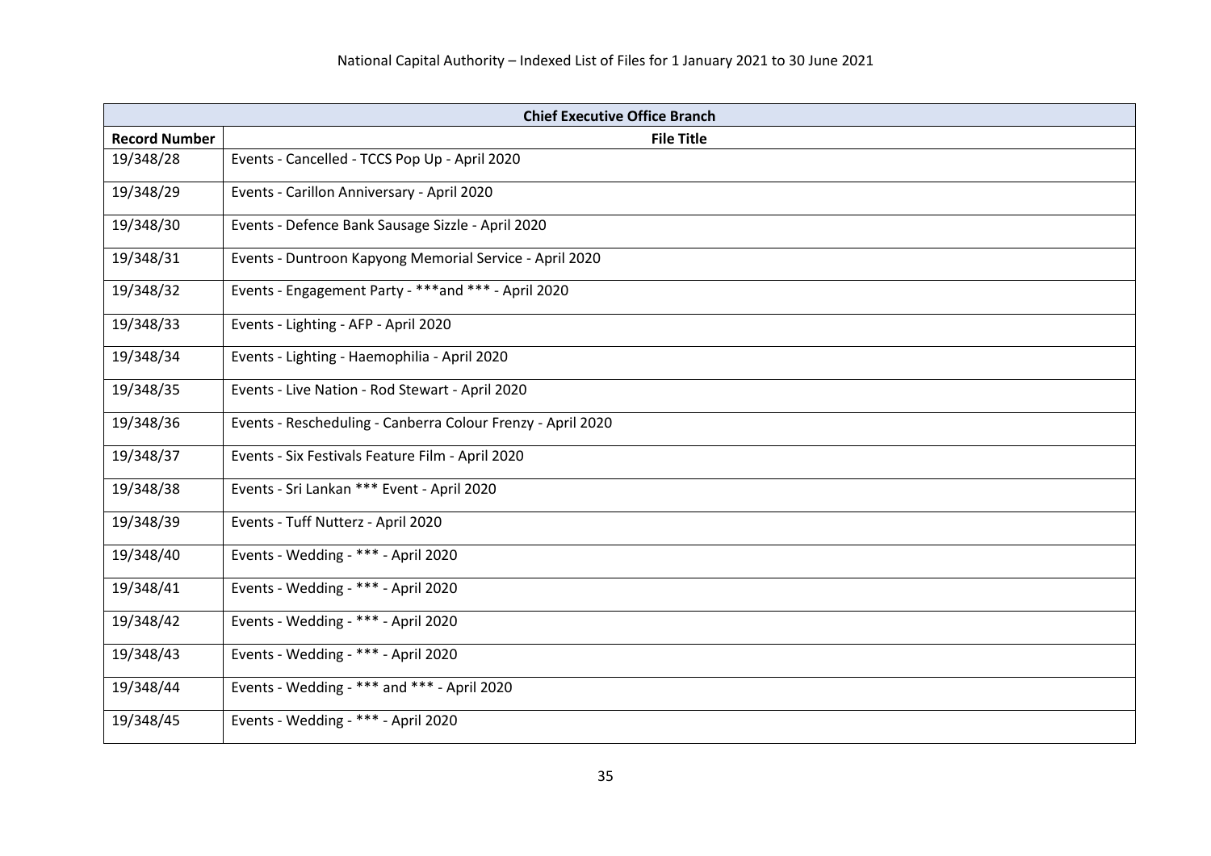| Chief Executive Office Branch | |
|---|---|
| **Record Number** | **File Title** |
| 19/348/28 | Events - Cancelled - TCCS Pop Up - April 2020 |
| 19/348/29 | Events - Carillon Anniversary - April 2020 |
| 19/348/30 | Events - Defence Bank Sausage Sizzle - April 2020 |
| 19/348/31 | Events - Duntroon Kapyong Memorial Service - April 2020 |
| 19/348/32 | Events - Engagement Party - ***and *** - April 2020 |
| 19/348/33 | Events - Lighting - AFP - April 2020 |
| 19/348/34 | Events - Lighting - Haemophilia - April 2020 |
| 19/348/35 | Events - Live Nation - Rod Stewart - April 2020 |
| 19/348/36 | Events - Rescheduling - Canberra Colour Frenzy - April 2020 |
| 19/348/37 | Events - Six Festivals Feature Film - April 2020 |
| 19/348/38 | Events - Sri Lankan *** Event - April 2020 |
| 19/348/39 | Events - Tuff Nutterz - April 2020 |
| 19/348/40 | Events - Wedding - *** - April 2020 |
| 19/348/41 | Events - Wedding - *** - April 2020 |
| 19/348/42 | Events - Wedding - *** - April 2020 |
| 19/348/43 | Events - Wedding - *** - April 2020 |
| 19/348/44 | Events - Wedding - *** and *** - April 2020 |
| 19/348/45 | Events - Wedding - *** - April 2020 |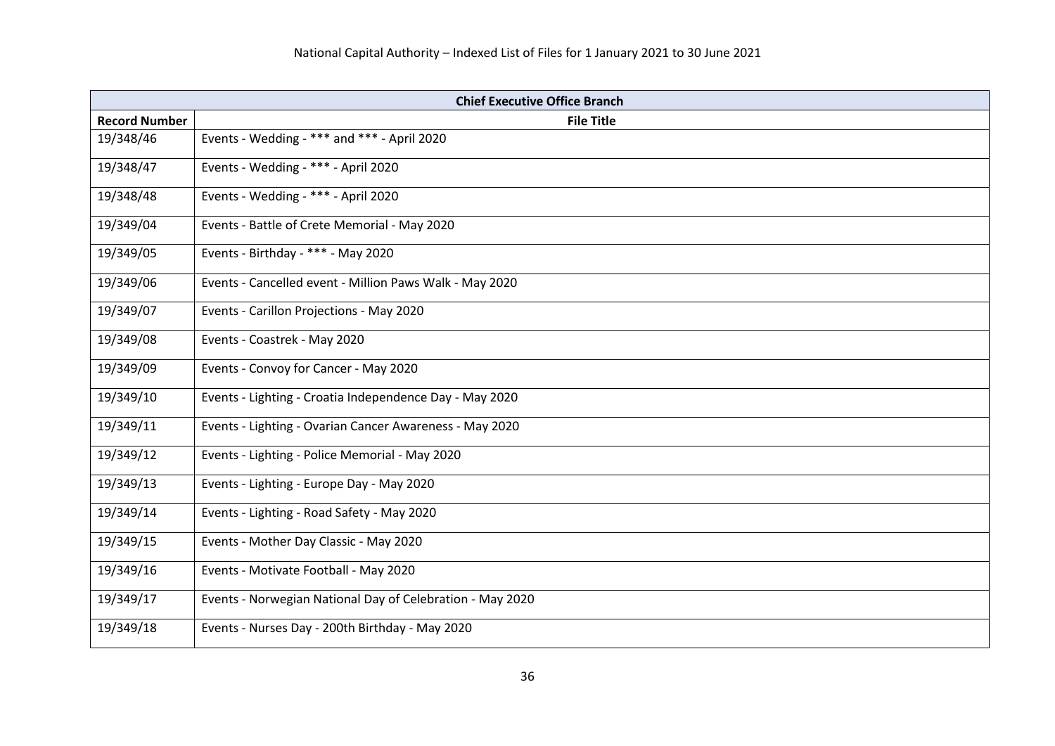| Chief Executive Office Branch | |
|---|---|
| **Record Number** | **File Title** |
| 19/348/46 | Events - Wedding - *** and *** - April 2020 |
| 19/348/47 | Events - Wedding - *** - April 2020 |
| 19/348/48 | Events - Wedding - *** - April 2020 |
| 19/349/04 | Events - Battle of Crete Memorial - May 2020 |
| 19/349/05 | Events - Birthday - *** - May 2020 |
| 19/349/06 | Events - Cancelled event - Million Paws Walk - May 2020 |
| 19/349/07 | Events - Carillon Projections - May 2020 |
| 19/349/08 | Events - Coastrek - May 2020 |
| 19/349/09 | Events - Convoy for Cancer - May 2020 |
| 19/349/10 | Events - Lighting - Croatia Independence Day - May 2020 |
| 19/349/11 | Events - Lighting - Ovarian Cancer Awareness - May 2020 |
| 19/349/12 | Events - Lighting - Police Memorial - May 2020 |
| 19/349/13 | Events - Lighting - Europe Day - May 2020 |
| 19/349/14 | Events - Lighting - Road Safety - May 2020 |
| 19/349/15 | Events - Mother Day Classic - May 2020 |
| 19/349/16 | Events - Motivate Football - May 2020 |
| 19/349/17 | Events - Norwegian National Day of Celebration - May 2020 |
| 19/349/18 | Events - Nurses Day - 200th Birthday - May 2020 |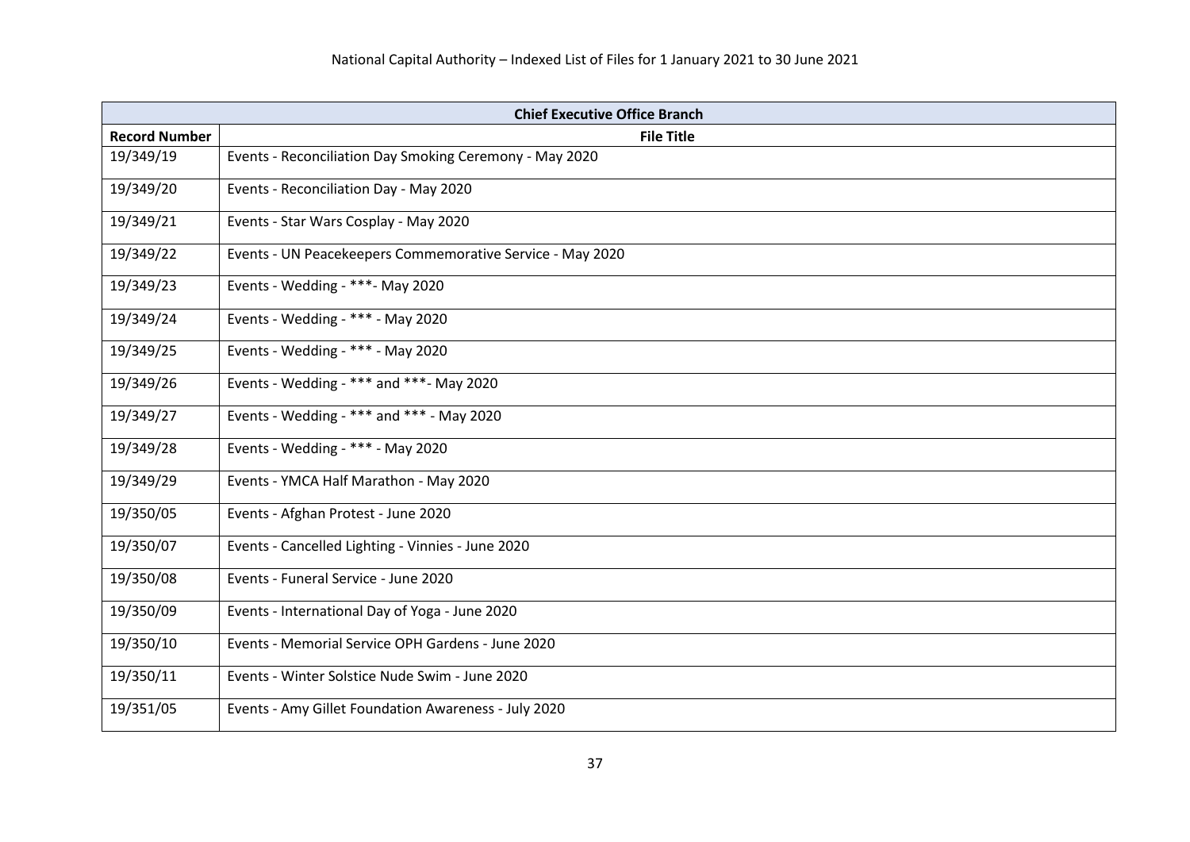| Chief Executive Office Branch | |
|---|---|
| **Record Number** | **File Title** |
| 19/349/19 | Events - Reconciliation Day Smoking Ceremony - May 2020 |
| 19/349/20 | Events - Reconciliation Day - May 2020 |
| 19/349/21 | Events - Star Wars Cosplay - May 2020 |
| 19/349/22 | Events - UN Peacekeepers Commemorative Service - May 2020 |
| 19/349/23 | Events - Wedding - ***- May 2020 |
| 19/349/24 | Events - Wedding - *** - May 2020 |
| 19/349/25 | Events - Wedding - *** - May 2020 |
| 19/349/26 | Events - Wedding - *** and ***- May 2020 |
| 19/349/27 | Events - Wedding - *** and *** - May 2020 |
| 19/349/28 | Events - Wedding - *** - May 2020 |
| 19/349/29 | Events - YMCA Half Marathon - May 2020 |
| 19/350/05 | Events - Afghan Protest - June 2020 |
| 19/350/07 | Events - Cancelled Lighting - Vinnies - June 2020 |
| 19/350/08 | Events - Funeral Service - June 2020 |
| 19/350/09 | Events - International Day of Yoga - June 2020 |
| 19/350/10 | Events - Memorial Service OPH Gardens - June 2020 |
| 19/350/11 | Events - Winter Solstice Nude Swim - June 2020 |
| 19/351/05 | Events - Amy Gillet Foundation Awareness - July 2020 |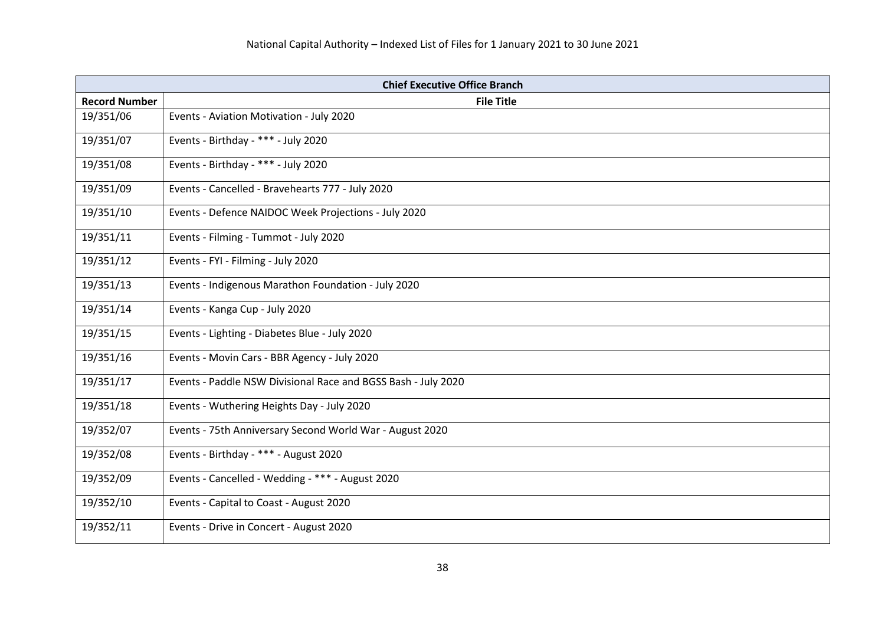| Chief Executive Office Branch | |
|---|---|
| **Record Number** | **File Title** |
| 19/351/06 | Events - Aviation Motivation - July 2020 |
| 19/351/07 | Events - Birthday - *** - July 2020 |
| 19/351/08 | Events - Birthday - *** - July 2020 |
| 19/351/09 | Events - Cancelled - Bravehearts 777 - July 2020 |
| 19/351/10 | Events - Defence NAIDOC Week Projections - July 2020 |
| 19/351/11 | Events - Filming - Tummot - July 2020 |
| 19/351/12 | Events - FYI - Filming - July 2020 |
| 19/351/13 | Events - Indigenous Marathon Foundation - July 2020 |
| 19/351/14 | Events - Kanga Cup - July 2020 |
| 19/351/15 | Events - Lighting - Diabetes Blue - July 2020 |
| 19/351/16 | Events - Movin Cars - BBR Agency - July 2020 |
| 19/351/17 | Events - Paddle NSW Divisional Race and BGSS Bash - July 2020 |
| 19/351/18 | Events - Wuthering Heights Day - July 2020 |
| 19/352/07 | Events - 75th Anniversary Second World War - August 2020 |
| 19/352/08 | Events - Birthday - *** - August 2020 |
| 19/352/09 | Events - Cancelled - Wedding - *** - August 2020 |
| 19/352/10 | Events - Capital to Coast - August 2020 |
| 19/352/11 | Events - Drive in Concert - August 2020 |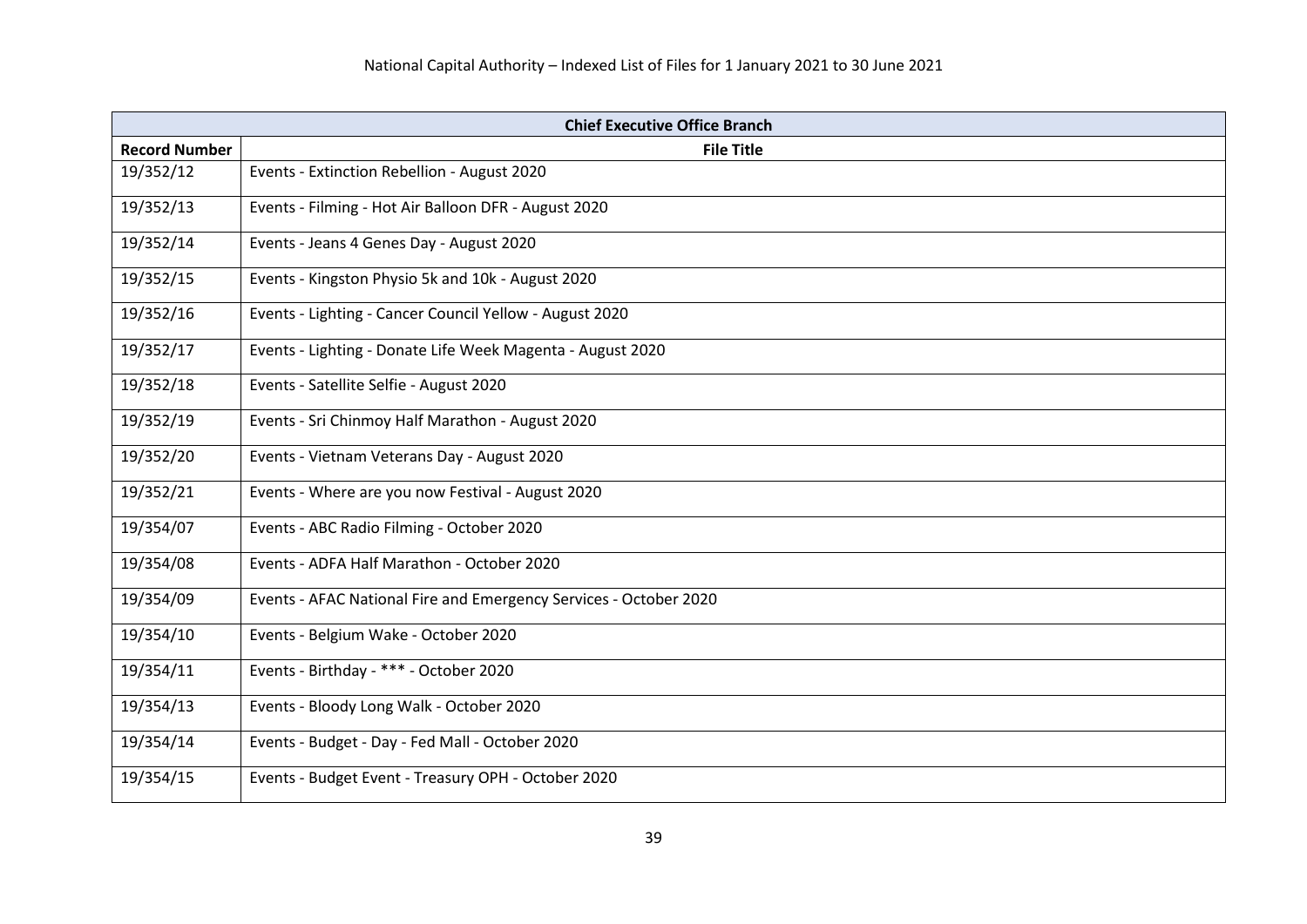| Chief Executive Office Branch | |
|---|---|
| **Record Number** | **File Title** |
| 19/352/12 | Events - Extinction Rebellion - August 2020 |
| 19/352/13 | Events - Filming - Hot Air Balloon DFR - August 2020 |
| 19/352/14 | Events - Jeans 4 Genes Day - August 2020 |
| 19/352/15 | Events - Kingston Physio 5k and 10k - August 2020 |
| 19/352/16 | Events - Lighting - Cancer Council Yellow - August 2020 |
| 19/352/17 | Events - Lighting - Donate Life Week Magenta - August 2020 |
| 19/352/18 | Events - Satellite Selfie - August 2020 |
| 19/352/19 | Events - Sri Chinmoy Half Marathon - August 2020 |
| 19/352/20 | Events - Vietnam Veterans Day - August 2020 |
| 19/352/21 | Events - Where are you now Festival - August 2020 |
| 19/354/07 | Events - ABC Radio Filming - October 2020 |
| 19/354/08 | Events - ADFA Half Marathon - October 2020 |
| 19/354/09 | Events - AFAC National Fire and Emergency Services - October 2020 |
| 19/354/10 | Events - Belgium Wake - October 2020 |
| 19/354/11 | Events - Birthday - *** - October 2020 |
| 19/354/13 | Events - Bloody Long Walk - October 2020 |
| 19/354/14 | Events - Budget - Day - Fed Mall - October 2020 |
| 19/354/15 | Events - Budget Event - Treasury OPH - October 2020 |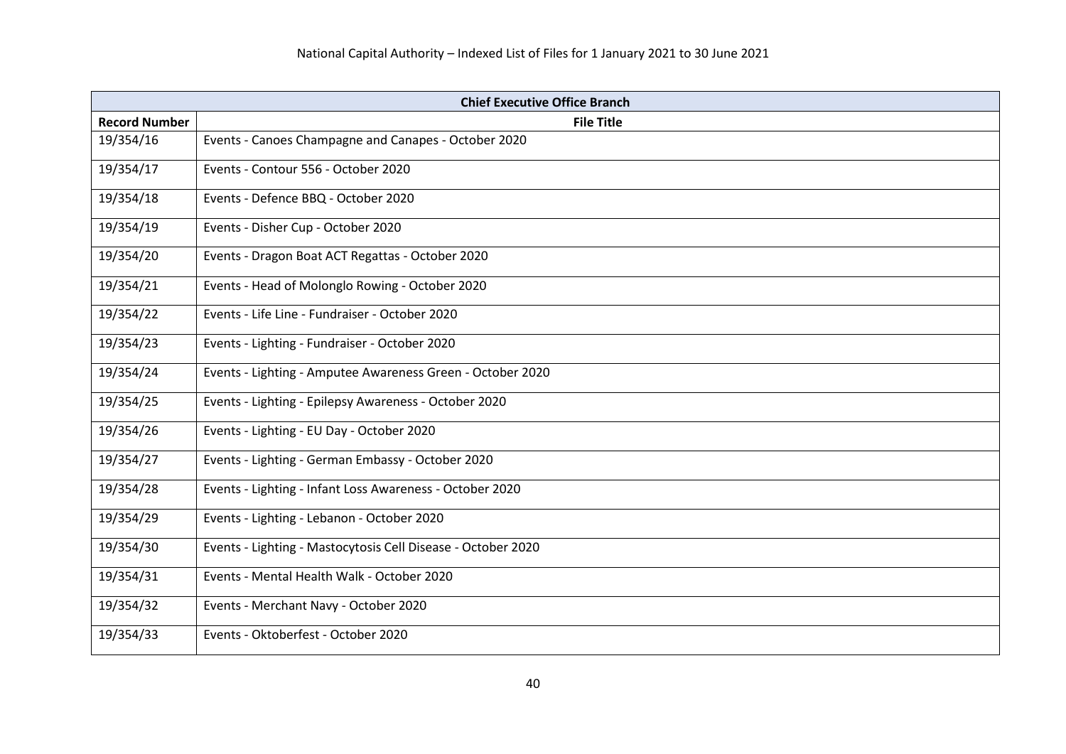| Chief Executive Office Branch | |
|---|---|
| **Record Number** | **File Title** |
| 19/354/16 | Events - Canoes Champagne and Canapes - October 2020 |
| 19/354/17 | Events - Contour 556 - October 2020 |
| 19/354/18 | Events - Defence BBQ - October 2020 |
| 19/354/19 | Events - Disher Cup - October 2020 |
| 19/354/20 | Events - Dragon Boat ACT Regattas - October 2020 |
| 19/354/21 | Events - Head of Molonglo Rowing - October 2020 |
| 19/354/22 | Events - Life Line - Fundraiser - October 2020 |
| 19/354/23 | Events - Lighting - Fundraiser - October 2020 |
| 19/354/24 | Events - Lighting - Amputee Awareness Green - October 2020 |
| 19/354/25 | Events - Lighting - Epilepsy Awareness - October 2020 |
| 19/354/26 | Events - Lighting - EU Day - October 2020 |
| 19/354/27 | Events - Lighting - German Embassy - October 2020 |
| 19/354/28 | Events - Lighting - Infant Loss Awareness - October 2020 |
| 19/354/29 | Events - Lighting - Lebanon - October 2020 |
| 19/354/30 | Events - Lighting - Mastocytosis Cell Disease - October 2020 |
| 19/354/31 | Events - Mental Health Walk - October 2020 |
| 19/354/32 | Events - Merchant Navy - October 2020 |
| 19/354/33 | Events - Oktoberfest - October 2020 |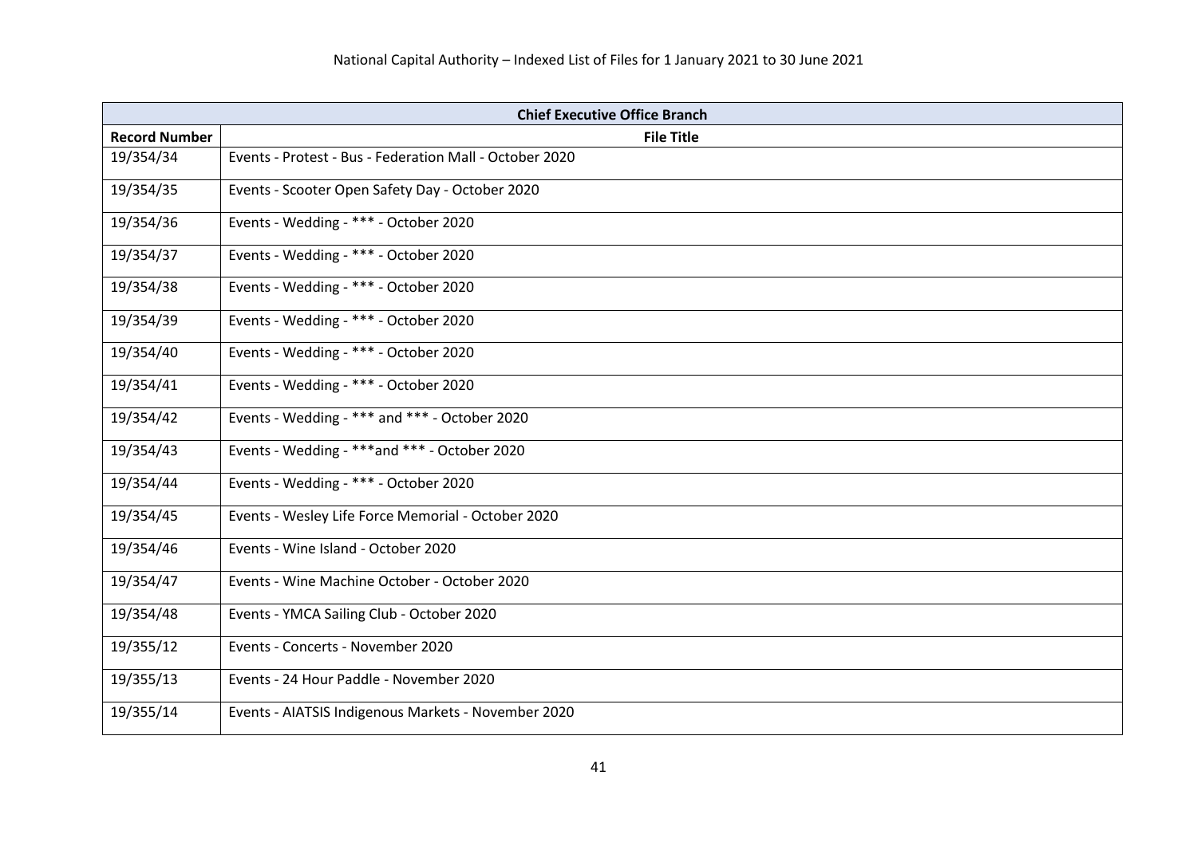| Chief Executive Office Branch | |
|---|---|
| **Record Number** | **File Title** |
| 19/354/34 | Events - Protest - Bus - Federation Mall - October 2020 |
| 19/354/35 | Events - Scooter Open Safety Day - October 2020 |
| 19/354/36 | Events - Wedding - *** - October 2020 |
| 19/354/37 | Events - Wedding - *** - October 2020 |
| 19/354/38 | Events - Wedding - *** - October 2020 |
| 19/354/39 | Events - Wedding - *** - October 2020 |
| 19/354/40 | Events - Wedding - *** - October 2020 |
| 19/354/41 | Events - Wedding - *** - October 2020 |
| 19/354/42 | Events - Wedding - *** and *** - October 2020 |
| 19/354/43 | Events - Wedding - ***and *** - October 2020 |
| 19/354/44 | Events - Wedding - *** - October 2020 |
| 19/354/45 | Events - Wesley Life Force Memorial - October 2020 |
| 19/354/46 | Events - Wine Island - October 2020 |
| 19/354/47 | Events - Wine Machine October - October 2020 |
| 19/354/48 | Events - YMCA Sailing Club - October 2020 |
| 19/355/12 | Events - Concerts - November 2020 |
| 19/355/13 | Events - 24 Hour Paddle - November 2020 |
| 19/355/14 | Events - AIATSIS Indigenous Markets - November 2020 |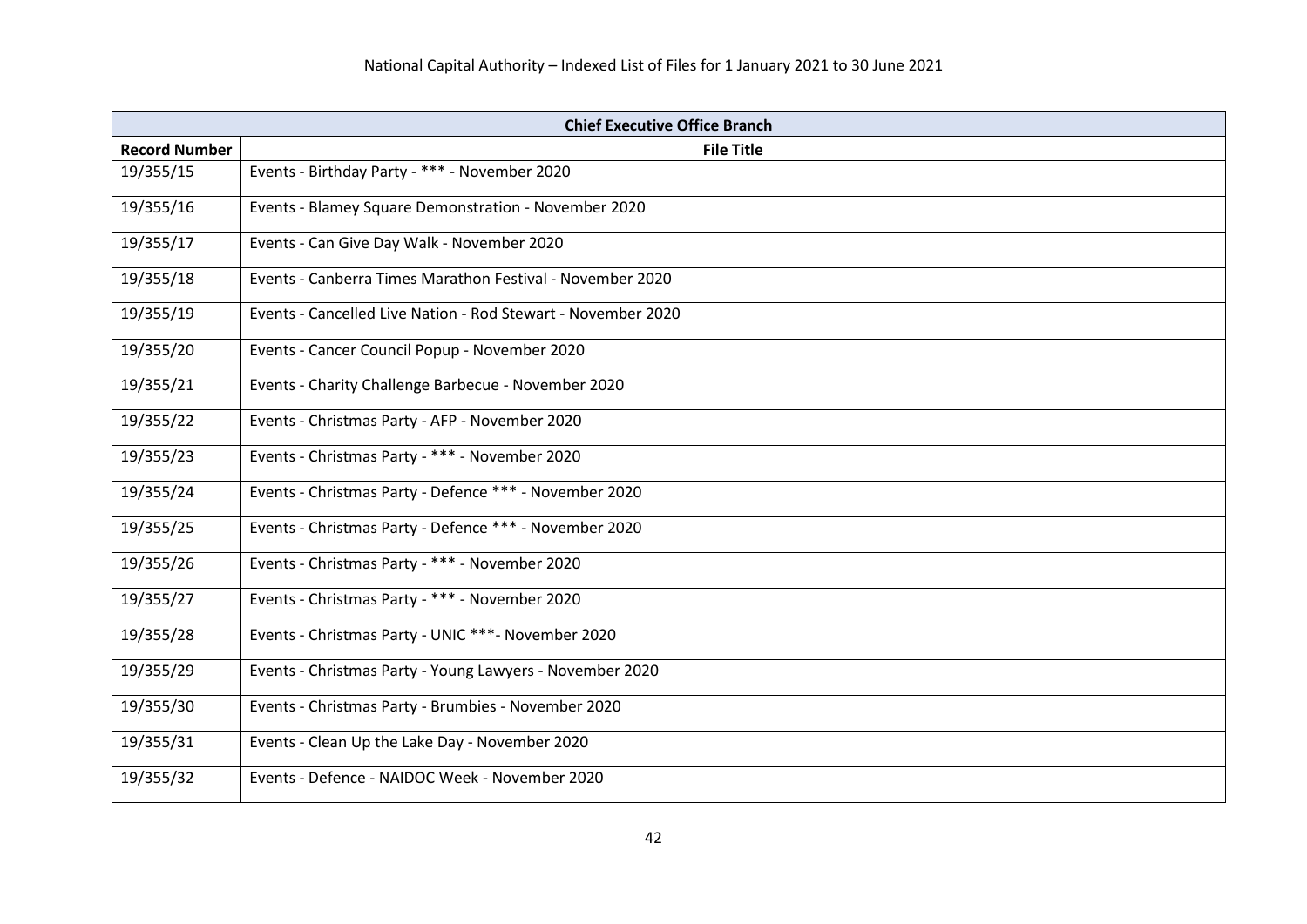| Chief Executive Office Branch | |
|---|---|
| **Record Number** | **File Title** |
| 19/355/15 | Events - Birthday Party - *** - November 2020 |
| 19/355/16 | Events - Blamey Square Demonstration - November 2020 |
| 19/355/17 | Events - Can Give Day Walk - November 2020 |
| 19/355/18 | Events - Canberra Times Marathon Festival - November 2020 |
| 19/355/19 | Events - Cancelled Live Nation - Rod Stewart - November 2020 |
| 19/355/20 | Events - Cancer Council Popup - November 2020 |
| 19/355/21 | Events - Charity Challenge Barbecue - November 2020 |
| 19/355/22 | Events - Christmas Party - AFP - November 2020 |
| 19/355/23 | Events - Christmas Party - *** - November 2020 |
| 19/355/24 | Events - Christmas Party - Defence *** - November 2020 |
| 19/355/25 | Events - Christmas Party - Defence *** - November 2020 |
| 19/355/26 | Events - Christmas Party - *** - November 2020 |
| 19/355/27 | Events - Christmas Party - *** - November 2020 |
| 19/355/28 | Events - Christmas Party - UNIC ***- November 2020 |
| 19/355/29 | Events - Christmas Party - Young Lawyers - November 2020 |
| 19/355/30 | Events - Christmas Party - Brumbies - November 2020 |
| 19/355/31 | Events - Clean Up the Lake Day - November 2020 |
| 19/355/32 | Events - Defence - NAIDOC Week - November 2020 |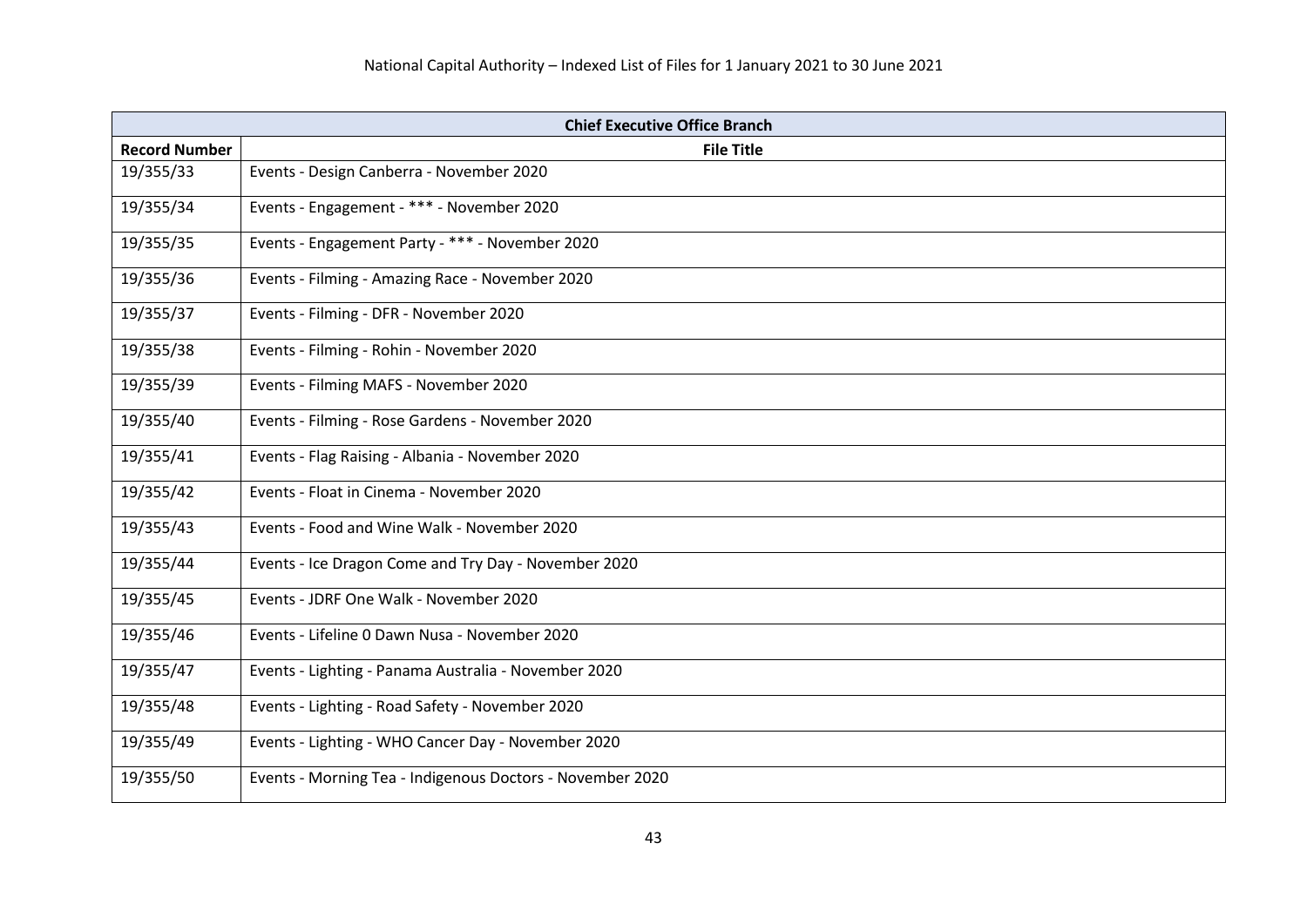| Chief Executive Office Branch | |
|---|---|
| **Record Number** | **File Title** |
| 19/355/33 | Events - Design Canberra - November 2020 |
| 19/355/34 | Events - Engagement - *** - November 2020 |
| 19/355/35 | Events - Engagement Party - *** - November 2020 |
| 19/355/36 | Events - Filming - Amazing Race - November 2020 |
| 19/355/37 | Events - Filming - DFR - November 2020 |
| 19/355/38 | Events - Filming - Rohin - November 2020 |
| 19/355/39 | Events - Filming MAFS - November 2020 |
| 19/355/40 | Events - Filming - Rose Gardens - November 2020 |
| 19/355/41 | Events - Flag Raising - Albania - November 2020 |
| 19/355/42 | Events - Float in Cinema - November 2020 |
| 19/355/43 | Events - Food and Wine Walk - November 2020 |
| 19/355/44 | Events - Ice Dragon Come and Try Day - November 2020 |
| 19/355/45 | Events - JDRF One Walk - November 2020 |
| 19/355/46 | Events - Lifeline 0 Dawn Nusa - November 2020 |
| 19/355/47 | Events - Lighting - Panama Australia - November 2020 |
| 19/355/48 | Events - Lighting - Road Safety - November 2020 |
| 19/355/49 | Events - Lighting - WHO Cancer Day - November 2020 |
| 19/355/50 | Events - Morning Tea - Indigenous Doctors - November 2020 |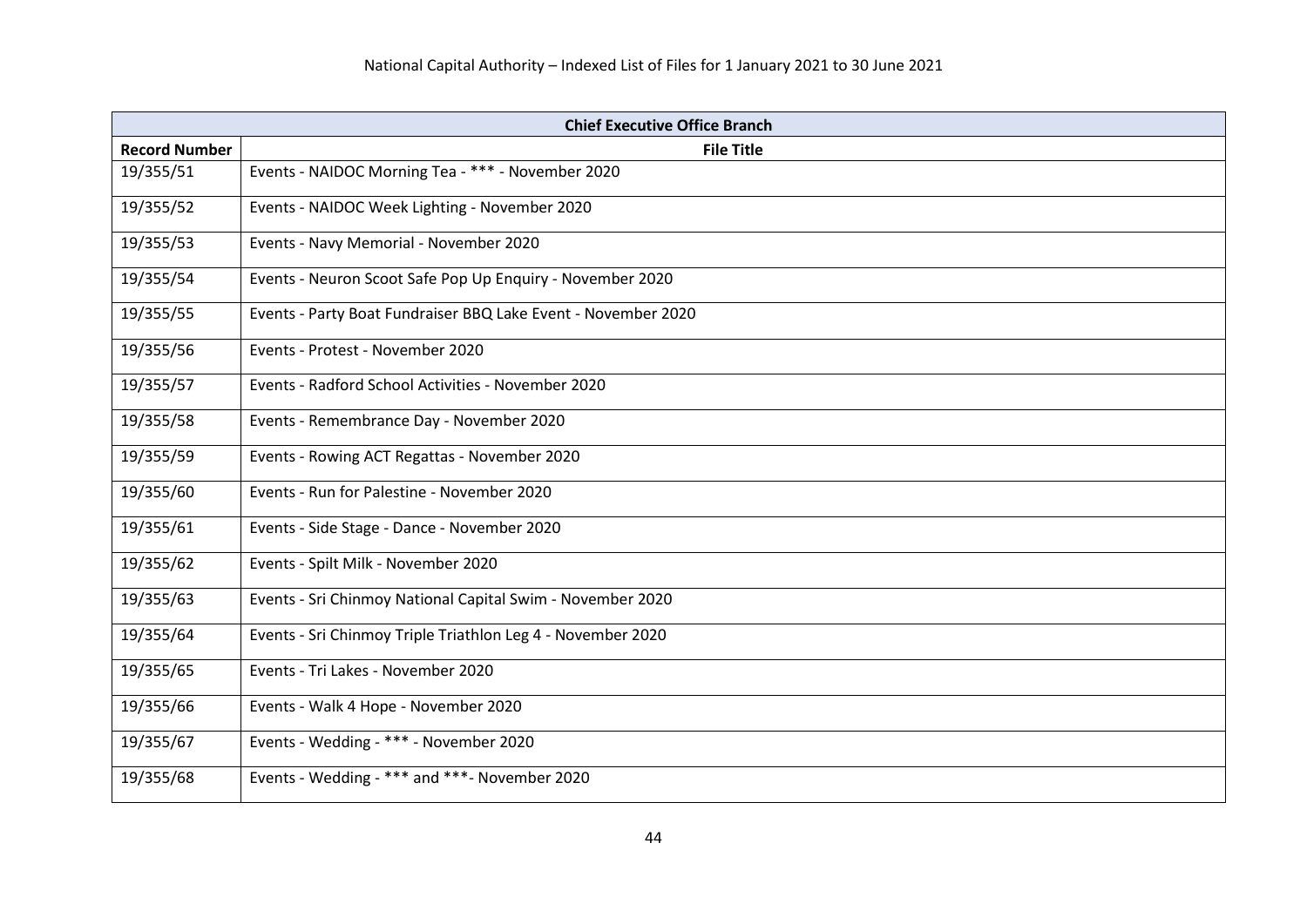| Chief Executive Office Branch | |
|---|---|
| **Record Number** | **File Title** |
| 19/355/51 | Events - NAIDOC Morning Tea - *** - November 2020 |
| 19/355/52 | Events - NAIDOC Week Lighting - November 2020 |
| 19/355/53 | Events - Navy Memorial - November 2020 |
| 19/355/54 | Events - Neuron Scoot Safe Pop Up Enquiry - November 2020 |
| 19/355/55 | Events - Party Boat Fundraiser BBQ Lake Event - November 2020 |
| 19/355/56 | Events - Protest - November 2020 |
| 19/355/57 | Events - Radford School Activities - November 2020 |
| 19/355/58 | Events - Remembrance Day - November 2020 |
| 19/355/59 | Events - Rowing ACT Regattas - November 2020 |
| 19/355/60 | Events - Run for Palestine - November 2020 |
| 19/355/61 | Events - Side Stage - Dance - November 2020 |
| 19/355/62 | Events - Spilt Milk - November 2020 |
| 19/355/63 | Events - Sri Chinmoy National Capital Swim - November 2020 |
| 19/355/64 | Events - Sri Chinmoy Triple Triathlon Leg 4 - November 2020 |
| 19/355/65 | Events - Tri Lakes - November 2020 |
| 19/355/66 | Events - Walk 4 Hope - November 2020 |
| 19/355/67 | Events - Wedding - *** - November 2020 |
| 19/355/68 | Events - Wedding - *** and ***- November 2020 |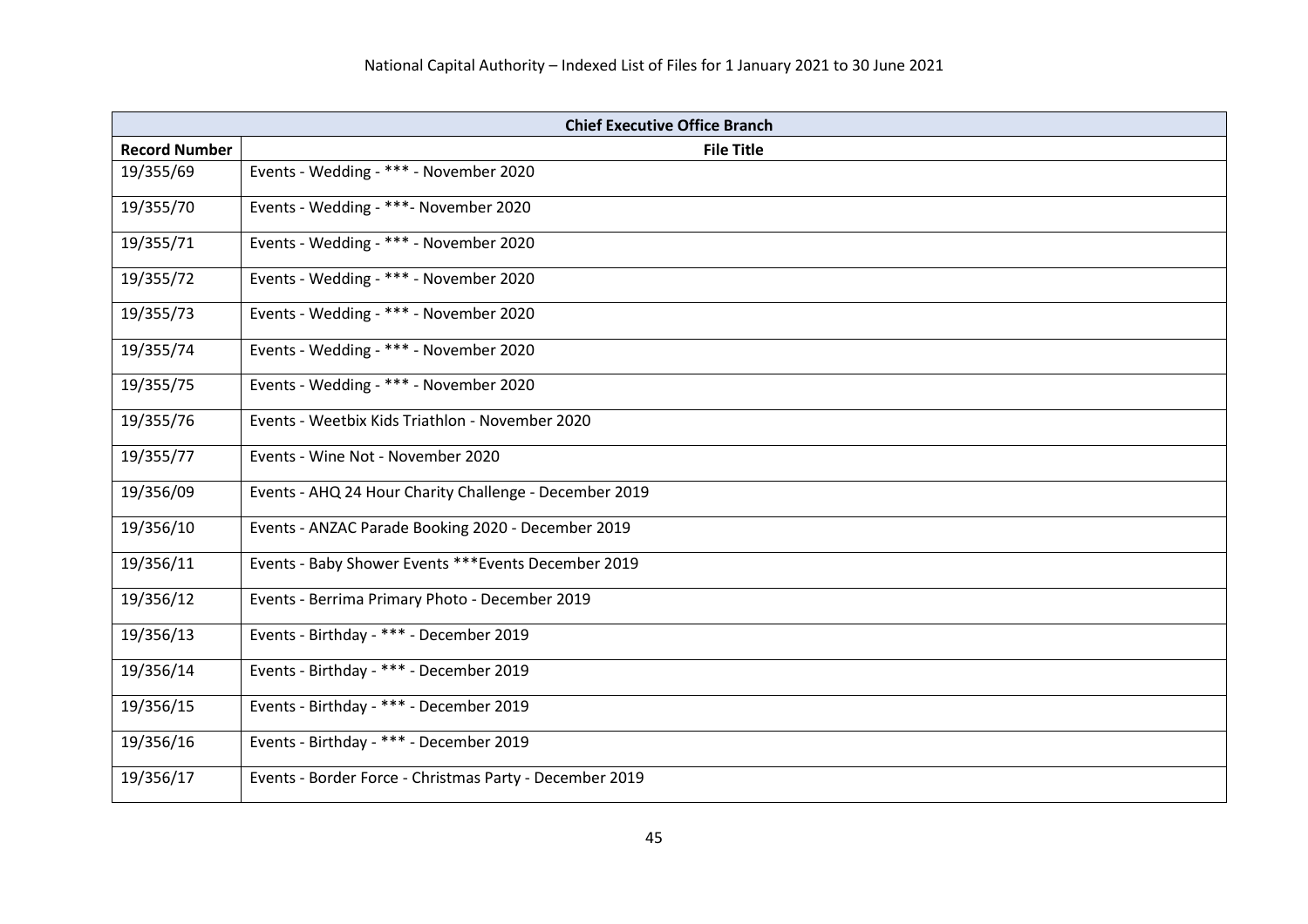| Chief Executive Office Branch | |
|---|---|
| **Record Number** | **File Title** |
| 19/355/69 | Events - Wedding - *** - November 2020 |
| 19/355/70 | Events - Wedding - ***- November 2020 |
| 19/355/71 | Events - Wedding - *** - November 2020 |
| 19/355/72 | Events - Wedding - *** - November 2020 |
| 19/355/73 | Events - Wedding - *** - November 2020 |
| 19/355/74 | Events - Wedding - *** - November 2020 |
| 19/355/75 | Events - Wedding - *** - November 2020 |
| 19/355/76 | Events - Weetbix Kids Triathlon - November 2020 |
| 19/355/77 | Events - Wine Not - November 2020 |
| 19/356/09 | Events - AHQ 24 Hour Charity Challenge - December 2019 |
| 19/356/10 | Events - ANZAC Parade Booking 2020 - December 2019 |
| 19/356/11 | Events - Baby Shower Events ***Events December 2019 |
| 19/356/12 | Events - Berrima Primary Photo - December 2019 |
| 19/356/13 | Events - Birthday - *** - December 2019 |
| 19/356/14 | Events - Birthday - *** - December 2019 |
| 19/356/15 | Events - Birthday - *** - December 2019 |
| 19/356/16 | Events - Birthday - *** - December 2019 |
| 19/356/17 | Events - Border Force - Christmas Party - December 2019 |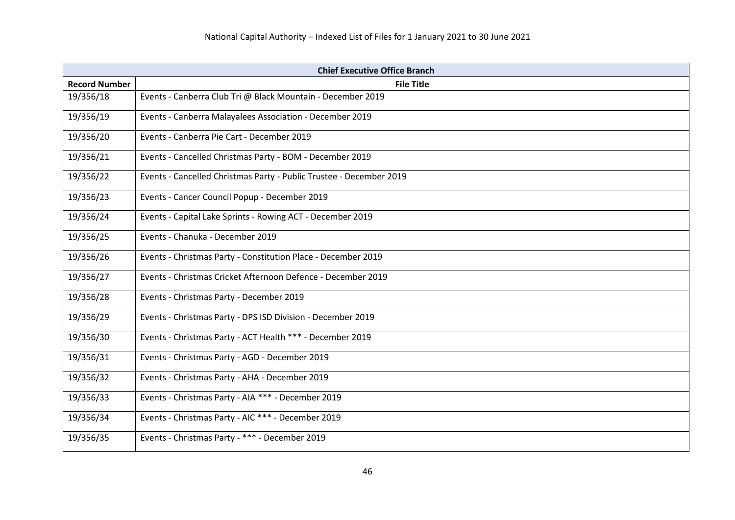| Chief Executive Office Branch | |
|---|---|
| **Record Number** | **File Title** |
| 19/356/18 | Events - Canberra Club Tri @ Black Mountain - December 2019 |
| 19/356/19 | Events - Canberra Malayalees Association - December 2019 |
| 19/356/20 | Events - Canberra Pie Cart - December 2019 |
| 19/356/21 | Events - Cancelled Christmas Party - BOM - December 2019 |
| 19/356/22 | Events - Cancelled Christmas Party - Public Trustee - December 2019 |
| 19/356/23 | Events - Cancer Council Popup - December 2019 |
| 19/356/24 | Events - Capital Lake Sprints - Rowing ACT - December 2019 |
| 19/356/25 | Events - Chanuka - December 2019 |
| 19/356/26 | Events - Christmas Party - Constitution Place - December 2019 |
| 19/356/27 | Events - Christmas Cricket Afternoon Defence - December 2019 |
| 19/356/28 | Events - Christmas Party - December 2019 |
| 19/356/29 | Events - Christmas Party - DPS ISD Division - December 2019 |
| 19/356/30 | Events - Christmas Party - ACT Health *** - December 2019 |
| 19/356/31 | Events - Christmas Party - AGD - December 2019 |
| 19/356/32 | Events - Christmas Party - AHA - December 2019 |
| 19/356/33 | Events - Christmas Party - AIA *** - December 2019 |
| 19/356/34 | Events - Christmas Party - AIC *** - December 2019 |
| 19/356/35 | Events - Christmas Party - *** - December 2019 |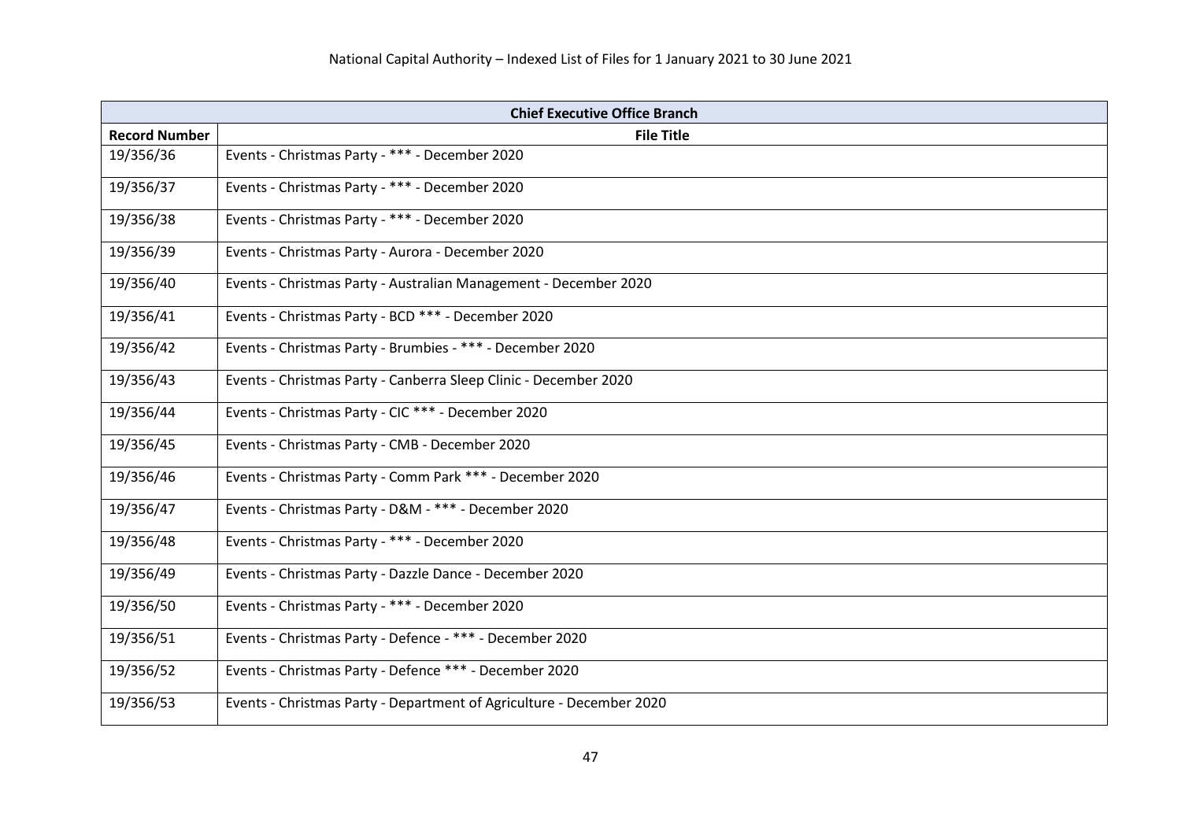| Chief Executive Office Branch | |
|---|---|
| **Record Number** | **File Title** |
| 19/356/36 | Events - Christmas Party - *** - December 2020 |
| 19/356/37 | Events - Christmas Party - *** - December 2020 |
| 19/356/38 | Events - Christmas Party - *** - December 2020 |
| 19/356/39 | Events - Christmas Party - Aurora - December 2020 |
| 19/356/40 | Events - Christmas Party - Australian Management - December 2020 |
| 19/356/41 | Events - Christmas Party - BCD *** - December 2020 |
| 19/356/42 | Events - Christmas Party - Brumbies - *** - December 2020 |
| 19/356/43 | Events - Christmas Party - Canberra Sleep Clinic - December 2020 |
| 19/356/44 | Events - Christmas Party - CIC *** - December 2020 |
| 19/356/45 | Events - Christmas Party - CMB - December 2020 |
| 19/356/46 | Events - Christmas Party - Comm Park *** - December 2020 |
| 19/356/47 | Events - Christmas Party - D&M - *** - December 2020 |
| 19/356/48 | Events - Christmas Party - *** - December 2020 |
| 19/356/49 | Events - Christmas Party - Dazzle Dance - December 2020 |
| 19/356/50 | Events - Christmas Party - *** - December 2020 |
| 19/356/51 | Events - Christmas Party - Defence - *** - December 2020 |
| 19/356/52 | Events - Christmas Party - Defence *** - December 2020 |
| 19/356/53 | Events - Christmas Party - Department of Agriculture - December 2020 |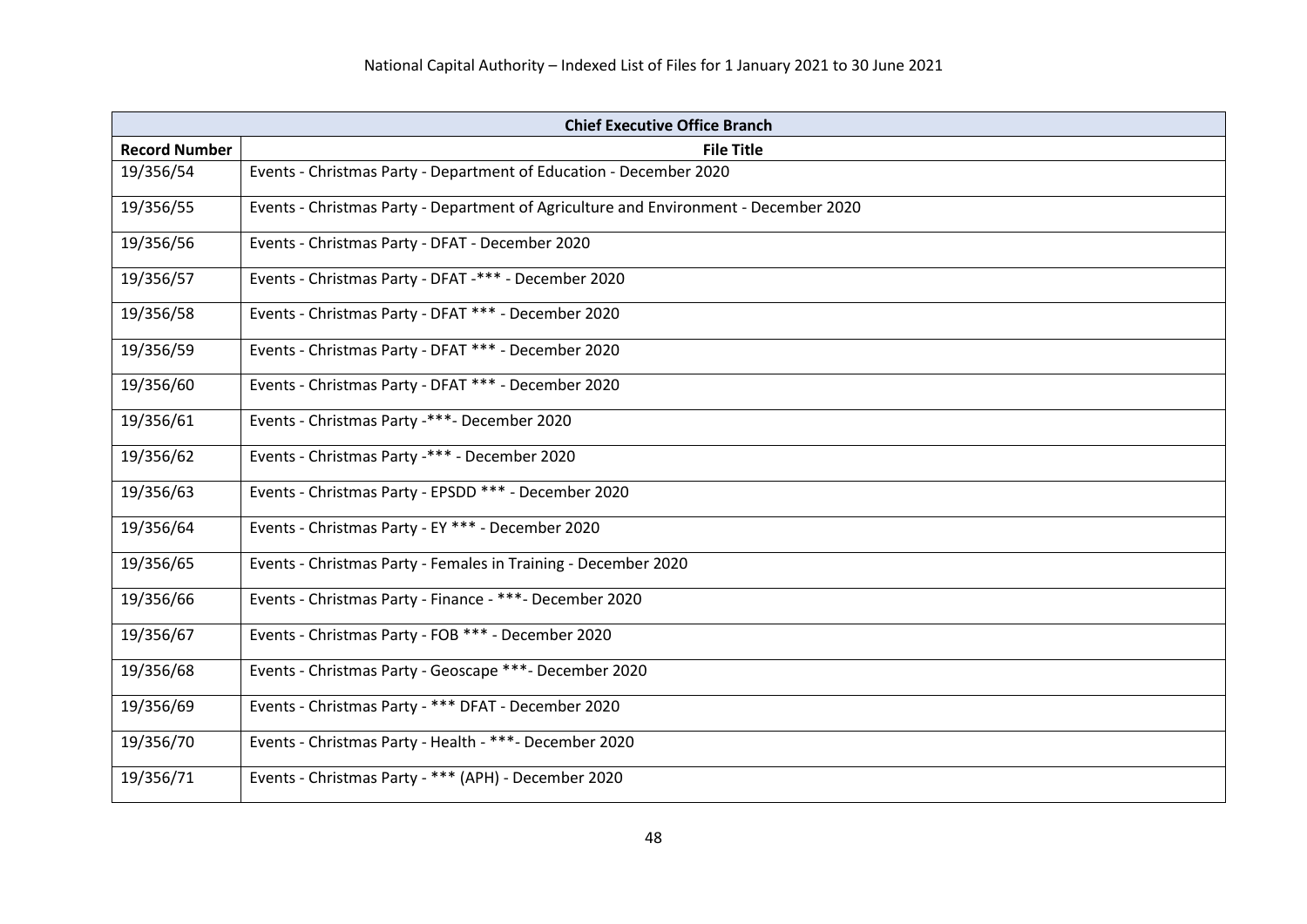National Capital Authority – Indexed List of Files for 1 January 2021 to 30 June 2021

| Chief Executive Office Branch | |
|---|---|
| **Record Number** | **File Title** |
| 19/356/54 | Events - Christmas Party - Department of Education - December 2020 |
| 19/356/55 | Events - Christmas Party - Department of Agriculture and Environment - December 2020 |
| 19/356/56 | Events - Christmas Party - DFAT - December 2020 |
| 19/356/57 | Events - Christmas Party - DFAT -*** - December 2020 |
| 19/356/58 | Events - Christmas Party - DFAT *** - December 2020 |
| 19/356/59 | Events - Christmas Party - DFAT *** - December 2020 |
| 19/356/60 | Events - Christmas Party - DFAT *** - December 2020 |
| 19/356/61 | Events - Christmas Party -***- December 2020 |
| 19/356/62 | Events - Christmas Party -*** - December 2020 |
| 19/356/63 | Events - Christmas Party - EPSDD *** - December 2020 |
| 19/356/64 | Events - Christmas Party - EY *** - December 2020 |
| 19/356/65 | Events - Christmas Party - Females in Training - December 2020 |
| 19/356/66 | Events - Christmas Party - Finance - ***- December 2020 |
| 19/356/67 | Events - Christmas Party - FOB *** - December 2020 |
| 19/356/68 | Events - Christmas Party - Geoscape ***- December 2020 |
| 19/356/69 | Events - Christmas Party - *** DFAT - December 2020 |
| 19/356/70 | Events - Christmas Party - Health - ***- December 2020 |
| 19/356/71 | Events - Christmas Party - *** (APH) - December 2020 |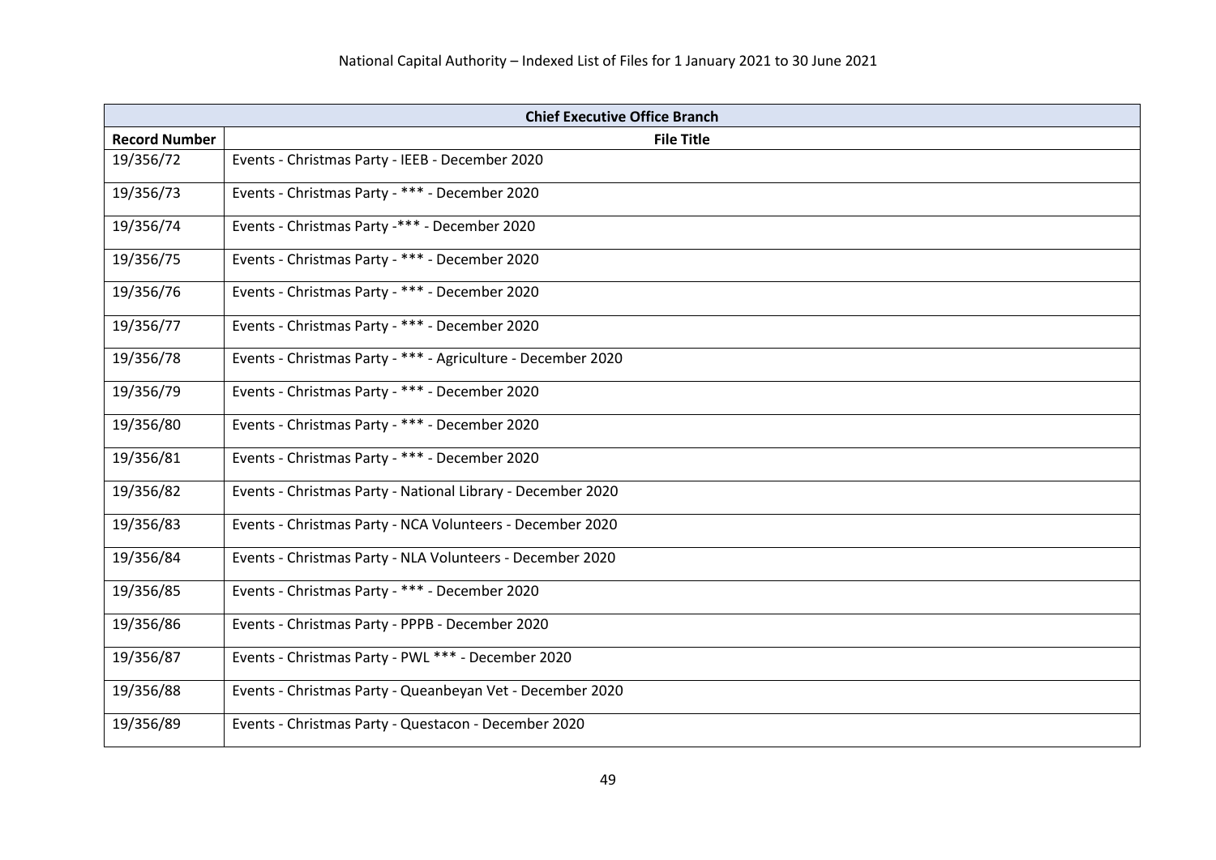| Chief Executive Office Branch | |
|---|---|
| **Record Number** | **File Title** |
| 19/356/72 | Events - Christmas Party - IEEB - December 2020 |
| 19/356/73 | Events - Christmas Party - *** - December 2020 |
| 19/356/74 | Events - Christmas Party -*** - December 2020 |
| 19/356/75 | Events - Christmas Party - *** - December 2020 |
| 19/356/76 | Events - Christmas Party - *** - December 2020 |
| 19/356/77 | Events - Christmas Party - *** - December 2020 |
| 19/356/78 | Events - Christmas Party - *** - Agriculture - December 2020 |
| 19/356/79 | Events - Christmas Party - *** - December 2020 |
| 19/356/80 | Events - Christmas Party - *** - December 2020 |
| 19/356/81 | Events - Christmas Party - *** - December 2020 |
| 19/356/82 | Events - Christmas Party - National Library - December 2020 |
| 19/356/83 | Events - Christmas Party - NCA Volunteers - December 2020 |
| 19/356/84 | Events - Christmas Party - NLA Volunteers - December 2020 |
| 19/356/85 | Events - Christmas Party - *** - December 2020 |
| 19/356/86 | Events - Christmas Party - PPPB - December 2020 |
| 19/356/87 | Events - Christmas Party - PWL *** - December 2020 |
| 19/356/88 | Events - Christmas Party - Queanbeyan Vet - December 2020 |
| 19/356/89 | Events - Christmas Party - Questacon - December 2020 |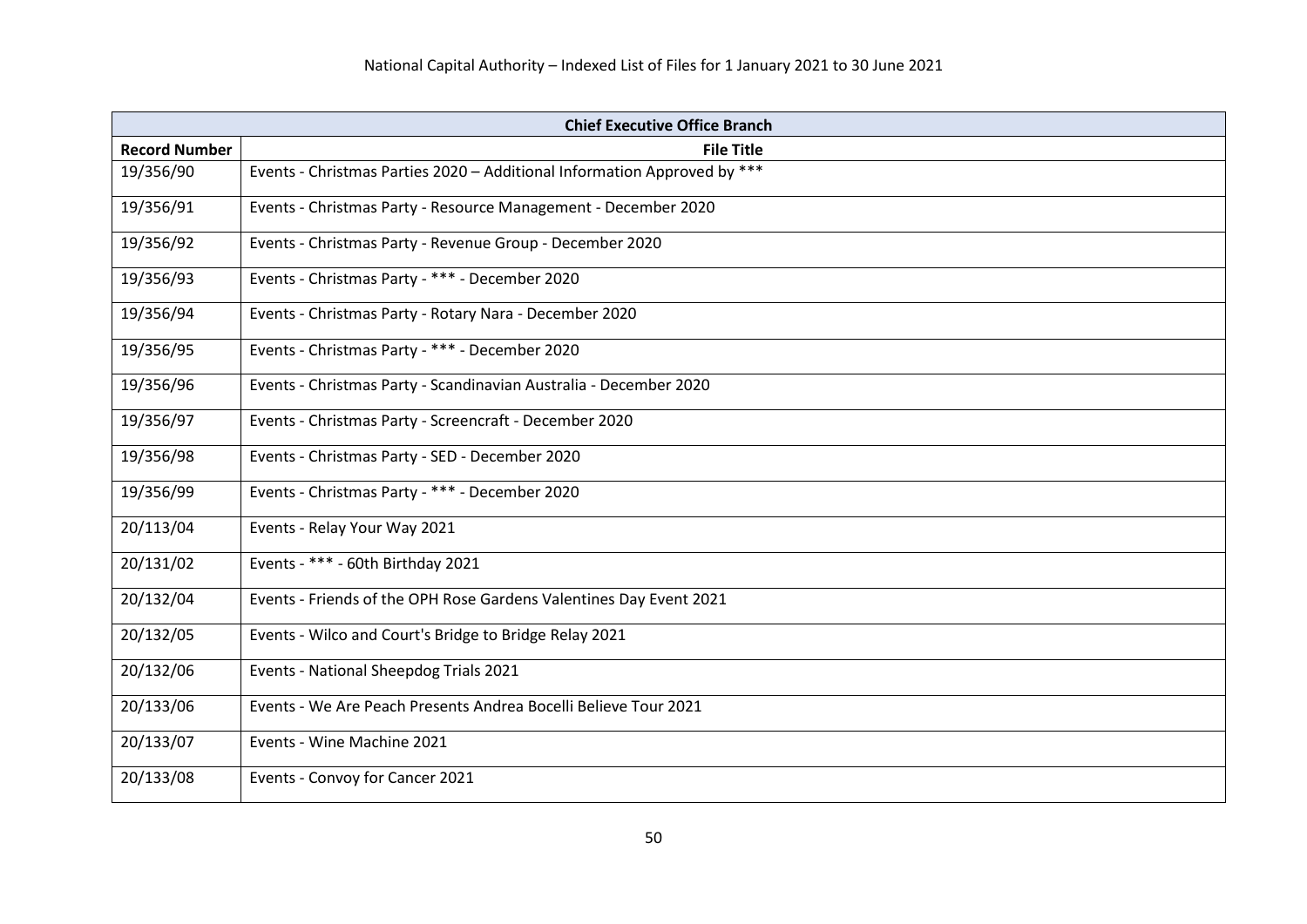| Chief Executive Office Branch | |
|---|---|
| **Record Number** | **File Title** |
| 19/356/90 | Events - Christmas Parties 2020 – Additional Information Approved by *** |
| 19/356/91 | Events - Christmas Party - Resource Management - December 2020 |
| 19/356/92 | Events - Christmas Party - Revenue Group - December 2020 |
| 19/356/93 | Events - Christmas Party - *** - December 2020 |
| 19/356/94 | Events - Christmas Party - Rotary Nara - December 2020 |
| 19/356/95 | Events - Christmas Party - *** - December 2020 |
| 19/356/96 | Events - Christmas Party - Scandinavian Australia - December 2020 |
| 19/356/97 | Events - Christmas Party - Screencraft - December 2020 |
| 19/356/98 | Events - Christmas Party - SED - December 2020 |
| 19/356/99 | Events - Christmas Party - *** - December 2020 |
| 20/113/04 | Events - Relay Your Way 2021 |
| 20/131/02 | Events - *** - 60th Birthday 2021 |
| 20/132/04 | Events - Friends of the OPH Rose Gardens Valentines Day Event 2021 |
| 20/132/05 | Events - Wilco and Court's Bridge to Bridge Relay 2021 |
| 20/132/06 | Events - National Sheepdog Trials 2021 |
| 20/133/06 | Events - We Are Peach Presents Andrea Bocelli Believe Tour 2021 |
| 20/133/07 | Events - Wine Machine 2021 |
| 20/133/08 | Events - Convoy for Cancer 2021 |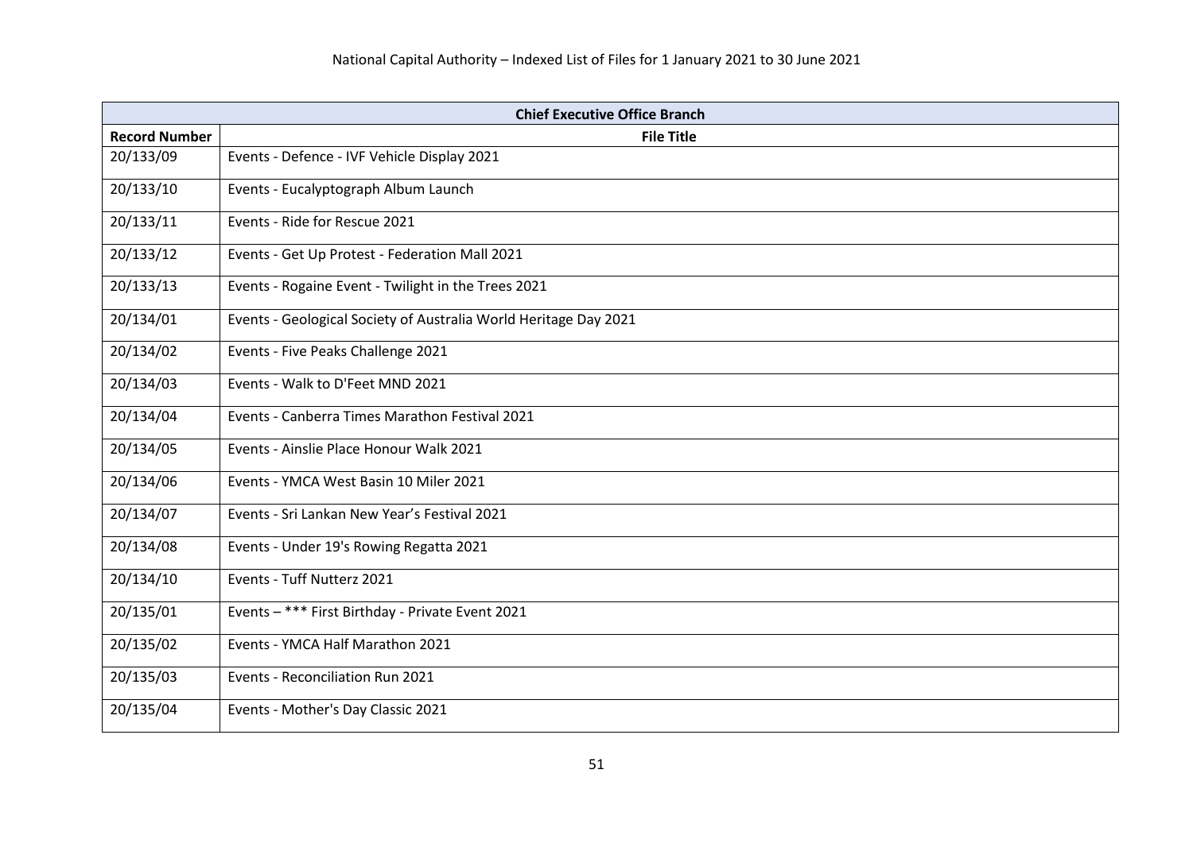| Chief Executive Office Branch | |
|---|---|
| **Record Number** | **File Title** |
| 20/133/09 | Events - Defence - IVF Vehicle Display 2021 |
| 20/133/10 | Events - Eucalyptograph Album Launch |
| 20/133/11 | Events - Ride for Rescue 2021 |
| 20/133/12 | Events - Get Up Protest - Federation Mall 2021 |
| 20/133/13 | Events - Rogaine Event - Twilight in the Trees 2021 |
| 20/134/01 | Events - Geological Society of Australia World Heritage Day 2021 |
| 20/134/02 | Events - Five Peaks Challenge 2021 |
| 20/134/03 | Events - Walk to D'Feet MND 2021 |
| 20/134/04 | Events - Canberra Times Marathon Festival 2021 |
| 20/134/05 | Events - Ainslie Place Honour Walk 2021 |
| 20/134/06 | Events - YMCA West Basin 10 Miler 2021 |
| 20/134/07 | Events - Sri Lankan New Year's Festival 2021 |
| 20/134/08 | Events - Under 19's Rowing Regatta 2021 |
| 20/134/10 | Events - Tuff Nutterz 2021 |
| 20/135/01 | Events – *** First Birthday - Private Event 2021 |
| 20/135/02 | Events - YMCA Half Marathon 2021 |
| 20/135/03 | Events - Reconciliation Run 2021 |
| 20/135/04 | Events - Mother's Day Classic 2021 |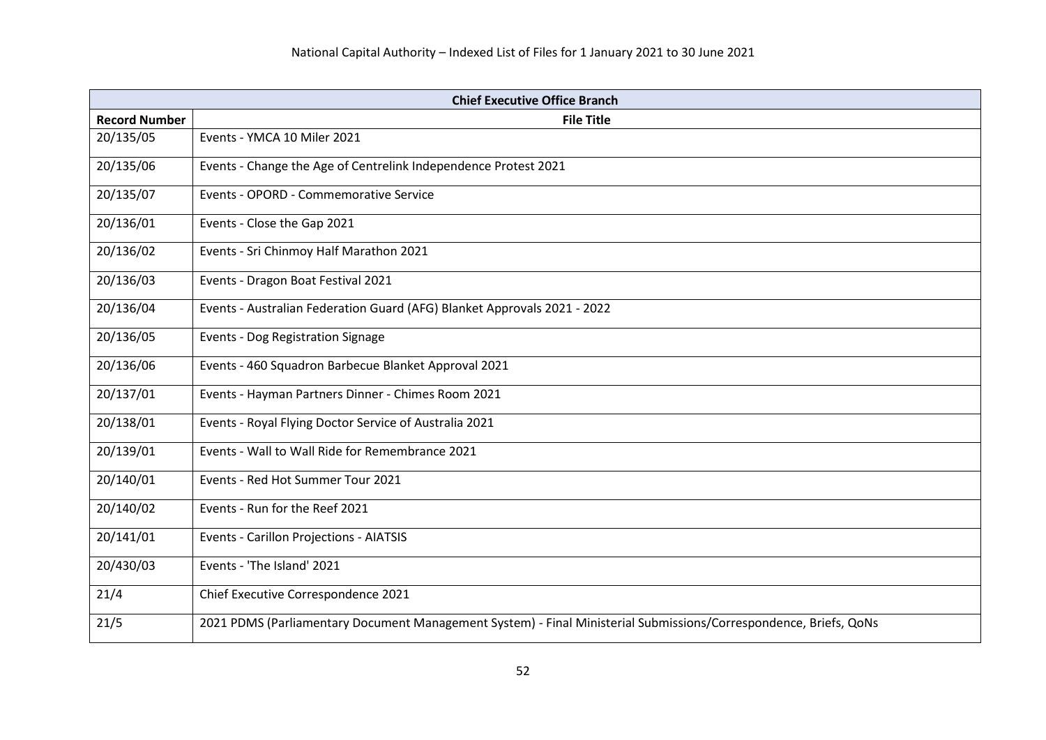| Chief Executive Office Branch | |
|---|---|
| **Record Number** | **File Title** |
| 20/135/05 | Events - YMCA 10 Miler 2021 |
| 20/135/06 | Events - Change the Age of Centrelink Independence Protest 2021 |
| 20/135/07 | Events - OPORD - Commemorative Service |
| 20/136/01 | Events - Close the Gap 2021 |
| 20/136/02 | Events - Sri Chinmoy Half Marathon 2021 |
| 20/136/03 | Events - Dragon Boat Festival 2021 |
| 20/136/04 | Events - Australian Federation Guard (AFG) Blanket Approvals 2021 - 2022 |
| 20/136/05 | Events - Dog Registration Signage |
| 20/136/06 | Events - 460 Squadron Barbecue Blanket Approval 2021 |
| 20/137/01 | Events - Hayman Partners Dinner - Chimes Room 2021 |
| 20/138/01 | Events - Royal Flying Doctor Service of Australia 2021 |
| 20/139/01 | Events - Wall to Wall Ride for Remembrance 2021 |
| 20/140/01 | Events - Red Hot Summer Tour 2021 |
| 20/140/02 | Events - Run for the Reef 2021 |
| 20/141/01 | Events - Carillon Projections - AIATSIS |
| 20/430/03 | Events - 'The Island' 2021 |
| 21/4 | Chief Executive Correspondence 2021 |
| 21/5 | 2021 PDMS (Parliamentary Document Management System) - Final Ministerial Submissions/Correspondence, Briefs, QoNs |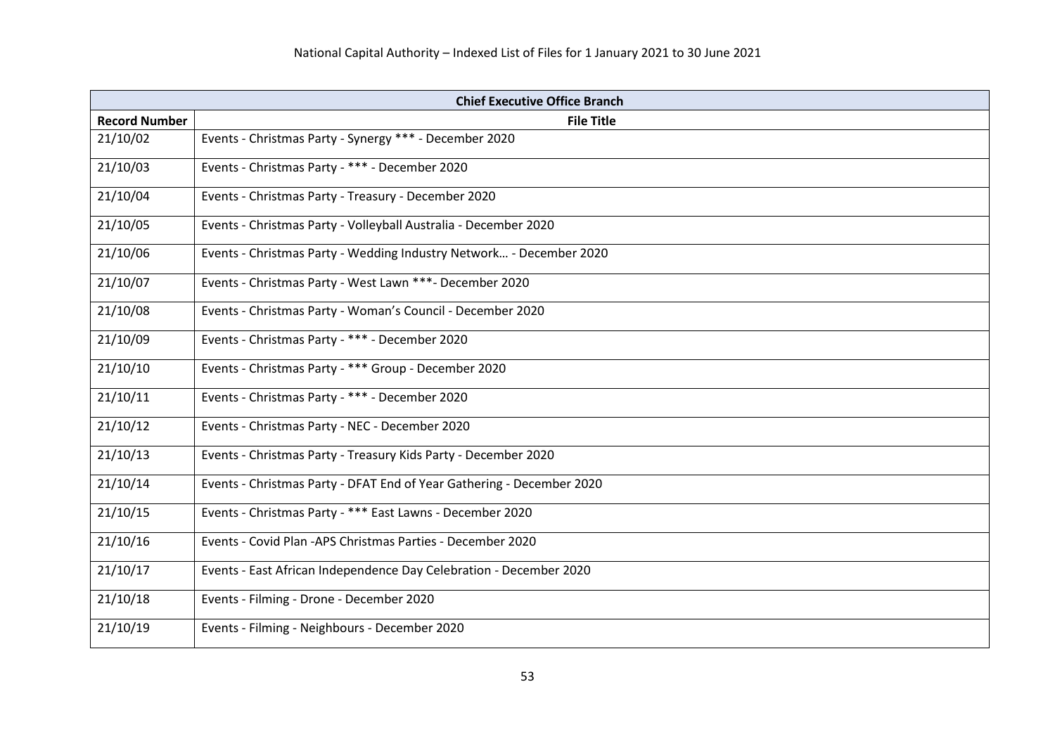| Chief Executive Office Branch | |
|---|---|
| **Record Number** | **File Title** |
| 21/10/02 | Events - Christmas Party - Synergy *** - December 2020 |
| 21/10/03 | Events - Christmas Party - *** - December 2020 |
| 21/10/04 | Events - Christmas Party - Treasury - December 2020 |
| 21/10/05 | Events - Christmas Party - Volleyball Australia - December 2020 |
| 21/10/06 | Events - Christmas Party - Wedding Industry Network… - December 2020 |
| 21/10/07 | Events - Christmas Party - West Lawn ***- December 2020 |
| 21/10/08 | Events - Christmas Party - Woman's Council - December 2020 |
| 21/10/09 | Events - Christmas Party - *** - December 2020 |
| 21/10/10 | Events - Christmas Party - *** Group - December 2020 |
| 21/10/11 | Events - Christmas Party - *** - December 2020 |
| 21/10/12 | Events - Christmas Party - NEC - December 2020 |
| 21/10/13 | Events - Christmas Party - Treasury Kids Party - December 2020 |
| 21/10/14 | Events - Christmas Party - DFAT End of Year Gathering - December 2020 |
| 21/10/15 | Events - Christmas Party - *** East Lawns - December 2020 |
| 21/10/16 | Events - Covid Plan -APS Christmas Parties - December 2020 |
| 21/10/17 | Events - East African Independence Day Celebration - December 2020 |
| 21/10/18 | Events - Filming - Drone - December 2020 |
| 21/10/19 | Events - Filming - Neighbours - December 2020 |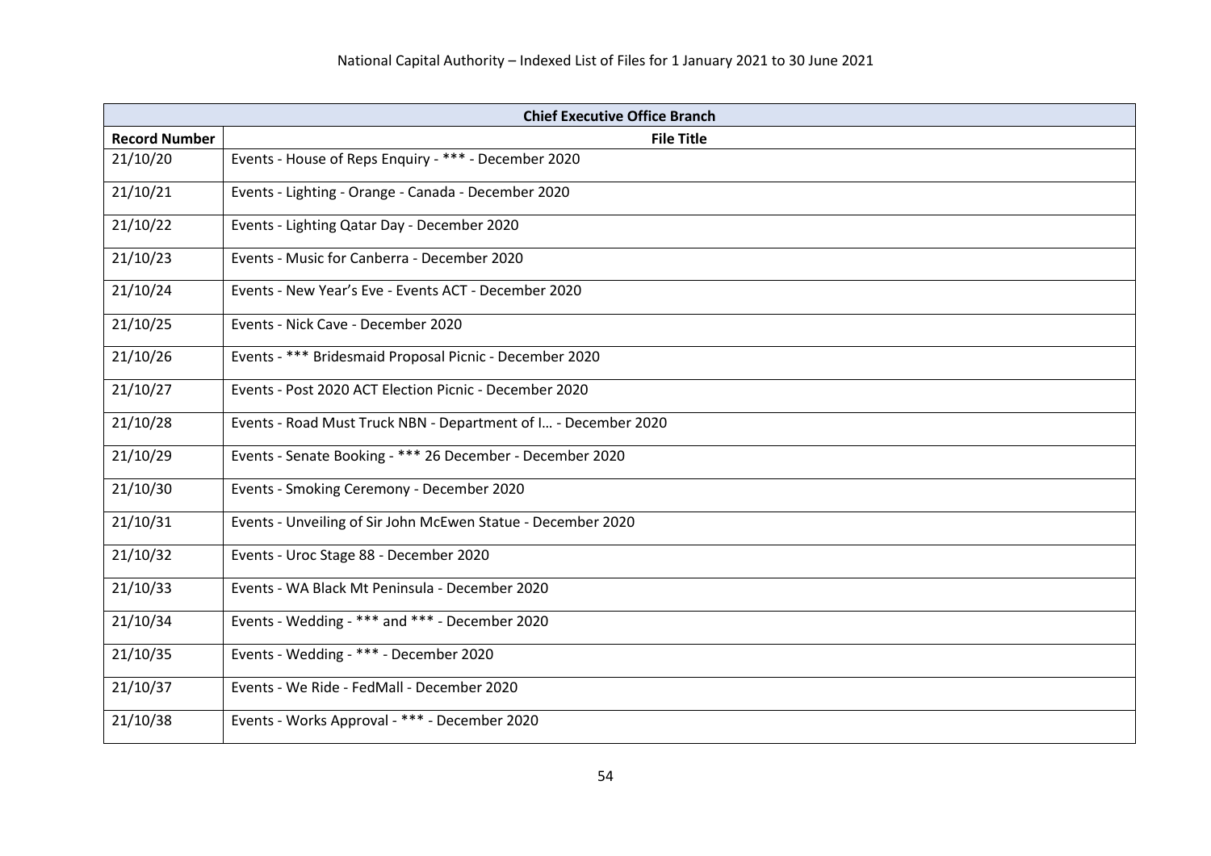| Chief Executive Office Branch | |
|---|---|
| **Record Number** | **File Title** |
| 21/10/20 | Events - House of Reps Enquiry - *** - December 2020 |
| 21/10/21 | Events - Lighting - Orange - Canada - December 2020 |
| 21/10/22 | Events - Lighting Qatar Day - December 2020 |
| 21/10/23 | Events - Music for Canberra - December 2020 |
| 21/10/24 | Events - New Year's Eve - Events ACT - December 2020 |
| 21/10/25 | Events - Nick Cave - December 2020 |
| 21/10/26 | Events - *** Bridesmaid Proposal Picnic - December 2020 |
| 21/10/27 | Events - Post 2020 ACT Election Picnic - December 2020 |
| 21/10/28 | Events - Road Must Truck NBN - Department of I… - December 2020 |
| 21/10/29 | Events - Senate Booking - *** 26 December - December 2020 |
| 21/10/30 | Events - Smoking Ceremony - December 2020 |
| 21/10/31 | Events - Unveiling of Sir John McEwen Statue - December 2020 |
| 21/10/32 | Events - Uroc Stage 88 - December 2020 |
| 21/10/33 | Events - WA Black Mt Peninsula - December 2020 |
| 21/10/34 | Events - Wedding - *** and *** - December 2020 |
| 21/10/35 | Events - Wedding - *** - December 2020 |
| 21/10/37 | Events - We Ride - FedMall - December 2020 |
| 21/10/38 | Events - Works Approval - *** - December 2020 |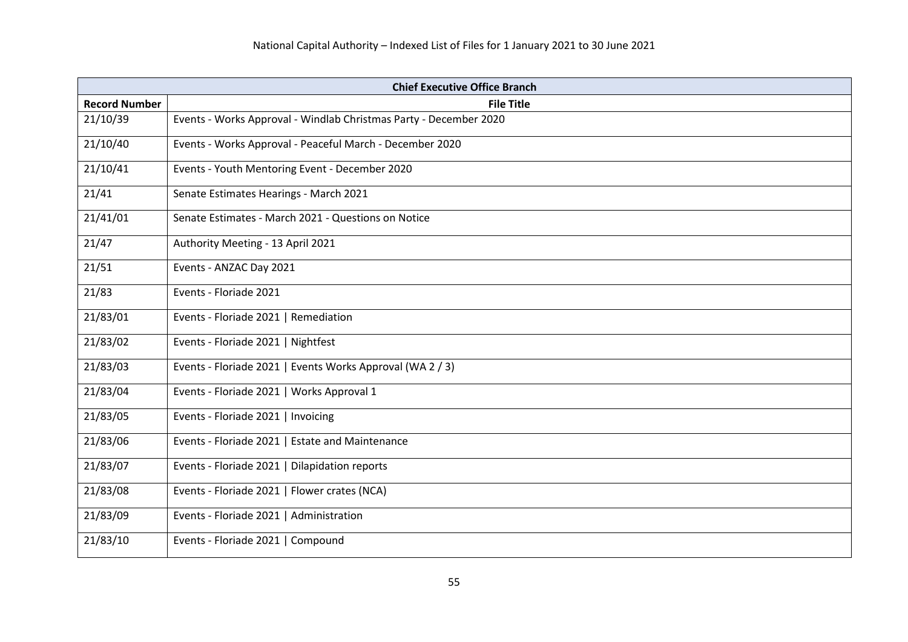| Chief Executive Office Branch | |
|---|---|
| **Record Number** | **File Title** |
| 21/10/39 | Events - Works Approval - Windlab Christmas Party - December 2020 |
| 21/10/40 | Events - Works Approval - Peaceful March - December 2020 |
| 21/10/41 | Events - Youth Mentoring Event - December 2020 |
| 21/41 | Senate Estimates Hearings - March 2021 |
| 21/41/01 | Senate Estimates - March 2021 - Questions on Notice |
| 21/47 | Authority Meeting - 13 April 2021 |
| 21/51 | Events - ANZAC Day 2021 |
| 21/83 | Events - Floriade 2021 |
| 21/83/01 | Events - Floriade 2021 \| Remediation |
| 21/83/02 | Events - Floriade 2021 \| Nightfest |
| 21/83/03 | Events - Floriade 2021 \| Events Works Approval (WA 2 / 3) |
| 21/83/04 | Events - Floriade 2021 \| Works Approval 1 |
| 21/83/05 | Events - Floriade 2021 \| Invoicing |
| 21/83/06 | Events - Floriade 2021 \| Estate and Maintenance |
| 21/83/07 | Events - Floriade 2021 \| Dilapidation reports |
| 21/83/08 | Events - Floriade 2021 \| Flower crates (NCA) |
| 21/83/09 | Events - Floriade 2021 \| Administration |
| 21/83/10 | Events - Floriade 2021 \| Compound |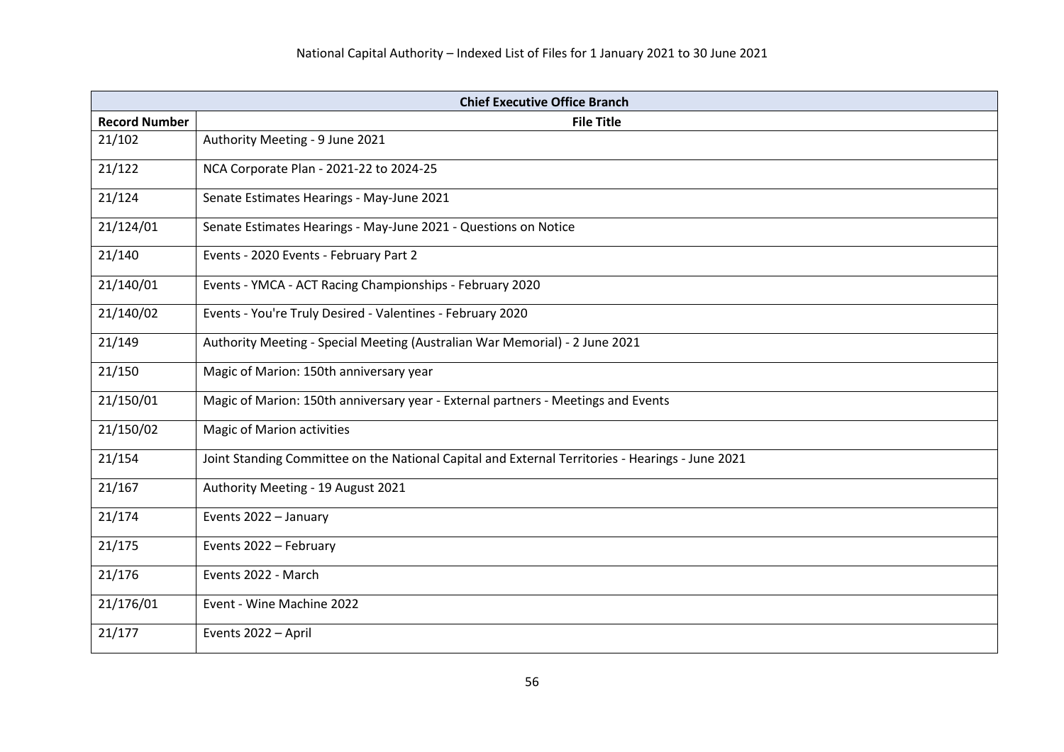| Chief Executive Office Branch | |
|---|---|
| **Record Number** | **File Title** |
| 21/102 | Authority Meeting - 9 June 2021 |
| 21/122 | NCA Corporate Plan - 2021-22 to 2024-25 |
| 21/124 | Senate Estimates Hearings - May-June 2021 |
| 21/124/01 | Senate Estimates Hearings - May-June 2021 - Questions on Notice |
| 21/140 | Events - 2020 Events - February Part 2 |
| 21/140/01 | Events - YMCA - ACT Racing Championships - February 2020 |
| 21/140/02 | Events - You're Truly Desired - Valentines - February 2020 |
| 21/149 | Authority Meeting - Special Meeting (Australian War Memorial) - 2 June 2021 |
| 21/150 | Magic of Marion: 150th anniversary year |
| 21/150/01 | Magic of Marion: 150th anniversary year - External partners - Meetings and Events |
| 21/150/02 | Magic of Marion activities |
| 21/154 | Joint Standing Committee on the National Capital and External Territories - Hearings - June 2021 |
| 21/167 | Authority Meeting - 19 August 2021 |
| 21/174 | Events 2022 – January |
| 21/175 | Events 2022 – February |
| 21/176 | Events 2022 - March |
| 21/176/01 | Event - Wine Machine 2022 |
| 21/177 | Events 2022 – April |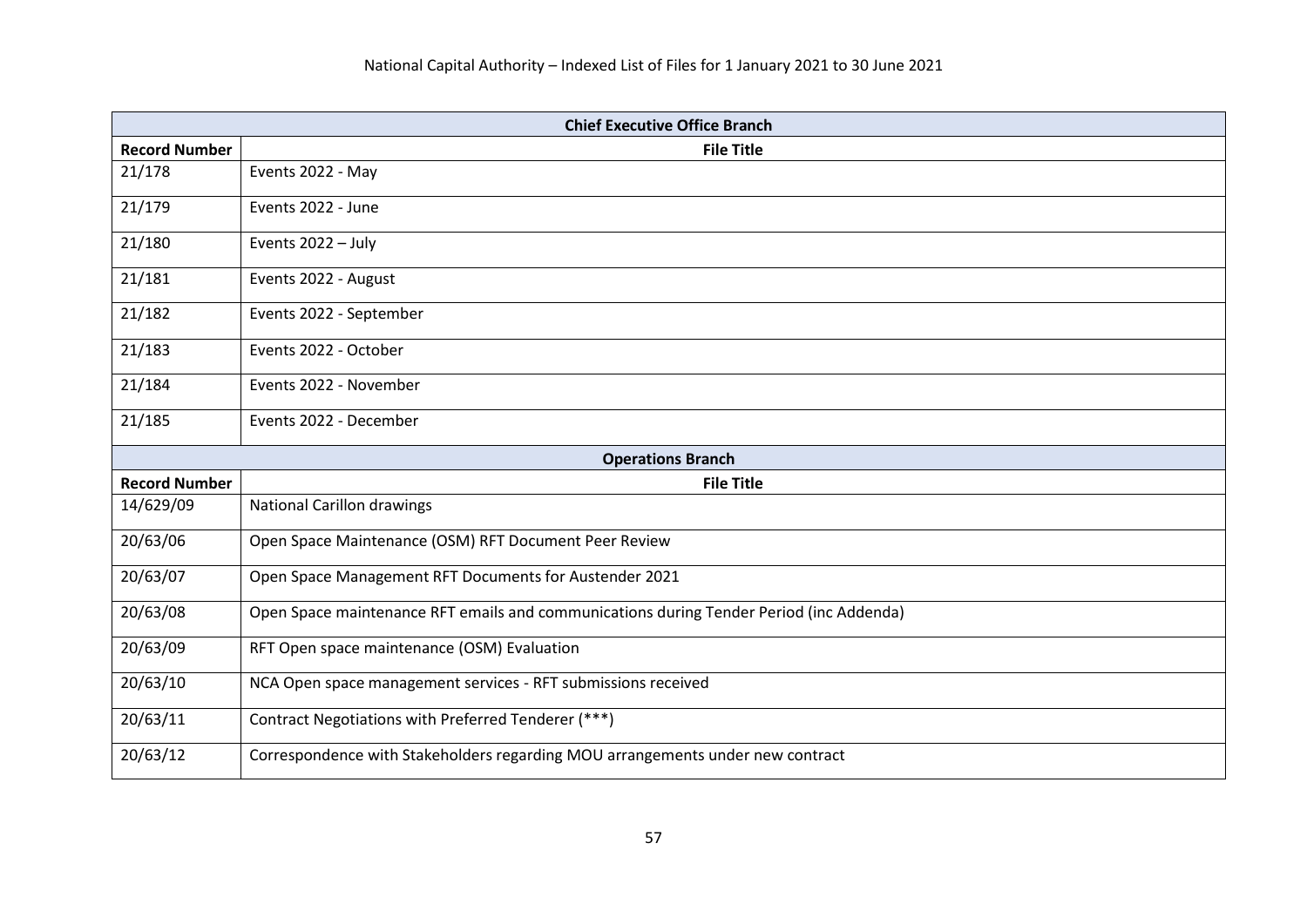| Chief Executive Office Branch | |
|---|---|
| **Record Number** | **File Title** |
| 21/178 | Events 2022 - May |
| 21/179 | Events 2022 - June |
| 21/180 | Events 2022 – July |
| 21/181 | Events 2022 - August |
| 21/182 | Events 2022 - September |
| 21/183 | Events 2022 - October |
| 21/184 | Events 2022 - November |
| 21/185 | Events 2022 - December |

| Operations Branch | |
|---|---|
| **Record Number** | **File Title** |
| 14/629/09 | National Carillon drawings |
| 20/63/06 | Open Space Maintenance (OSM) RFT Document Peer Review |
| 20/63/07 | Open Space Management RFT Documents for Austender 2021 |
| 20/63/08 | Open Space maintenance RFT emails and communications during Tender Period (inc Addenda) |
| 20/63/09 | RFT Open space maintenance (OSM) Evaluation |
| 20/63/10 | NCA Open space management services - RFT submissions received |
| 20/63/11 | Contract Negotiations with Preferred Tenderer (***) |
| 20/63/12 | Correspondence with Stakeholders regarding MOU arrangements under new contract |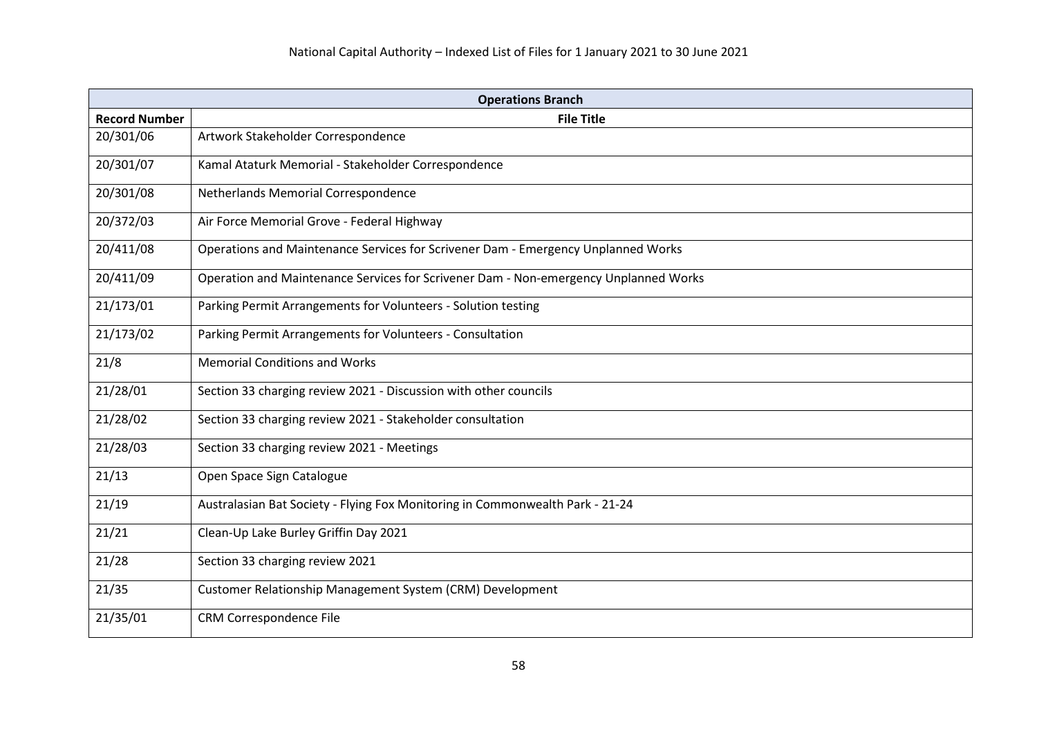| Operations Branch | |
|---|---|
| **Record Number** | **File Title** |
| 20/301/06 | Artwork Stakeholder Correspondence |
| 20/301/07 | Kamal Ataturk Memorial - Stakeholder Correspondence |
| 20/301/08 | Netherlands Memorial Correspondence |
| 20/372/03 | Air Force Memorial Grove - Federal Highway |
| 20/411/08 | Operations and Maintenance Services for Scrivener Dam - Emergency Unplanned Works |
| 20/411/09 | Operation and Maintenance Services for Scrivener Dam - Non-emergency Unplanned Works |
| 21/173/01 | Parking Permit Arrangements for Volunteers - Solution testing |
| 21/173/02 | Parking Permit Arrangements for Volunteers - Consultation |
| 21/8 | Memorial Conditions and Works |
| 21/28/01 | Section 33 charging review 2021 - Discussion with other councils |
| 21/28/02 | Section 33 charging review 2021 - Stakeholder consultation |
| 21/28/03 | Section 33 charging review 2021 - Meetings |
| 21/13 | Open Space Sign Catalogue |
| 21/19 | Australasian Bat Society - Flying Fox Monitoring in Commonwealth Park - 21-24 |
| 21/21 | Clean-Up Lake Burley Griffin Day 2021 |
| 21/28 | Section 33 charging review 2021 |
| 21/35 | Customer Relationship Management System (CRM) Development |
| 21/35/01 | CRM Correspondence File |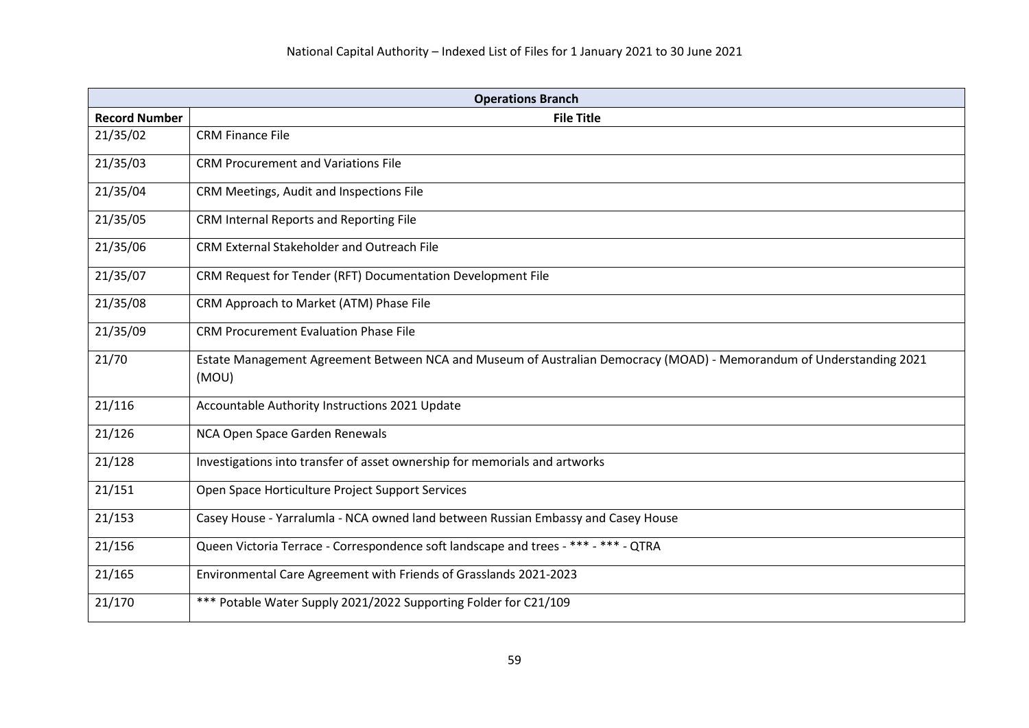| Operations Branch | |
|---|---|
| **Record Number** | **File Title** |
| 21/35/02 | CRM Finance File |
| 21/35/03 | CRM Procurement and Variations File |
| 21/35/04 | CRM Meetings, Audit and Inspections File |
| 21/35/05 | CRM Internal Reports and Reporting File |
| 21/35/06 | CRM External Stakeholder and Outreach File |
| 21/35/07 | CRM Request for Tender (RFT) Documentation Development File |
| 21/35/08 | CRM Approach to Market (ATM) Phase File |
| 21/35/09 | CRM Procurement Evaluation Phase File |
| 21/70 | Estate Management Agreement Between NCA and Museum of Australian Democracy (MOAD) - Memorandum of Understanding 2021 (MOU) |
| 21/116 | Accountable Authority Instructions 2021 Update |
| 21/126 | NCA Open Space Garden Renewals |
| 21/128 | Investigations into transfer of asset ownership for memorials and artworks |
| 21/151 | Open Space Horticulture Project Support Services |
| 21/153 | Casey House - Yarralumla - NCA owned land between Russian Embassy and Casey House |
| 21/156 | Queen Victoria Terrace - Correspondence soft landscape and trees - *** - *** - QTRA |
| 21/165 | Environmental Care Agreement with Friends of Grasslands 2021-2023 |
| 21/170 | *** Potable Water Supply 2021/2022 Supporting Folder for C21/109 |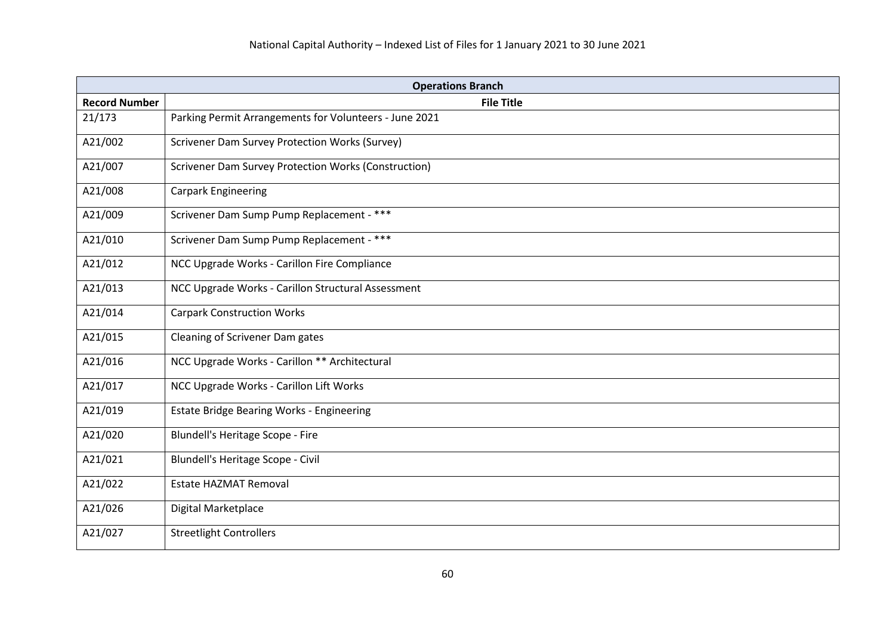National Capital Authority – Indexed List of Files for 1 January 2021 to 30 June 2021

| Operations Branch | |
|---|---|
| **Record Number** | **File Title** |
| 21/173 | Parking Permit Arrangements for Volunteers - June 2021 |
| A21/002 | Scrivener Dam Survey Protection Works (Survey) |
| A21/007 | Scrivener Dam Survey Protection Works (Construction) |
| A21/008 | Carpark Engineering |
| A21/009 | Scrivener Dam Sump Pump Replacement - *** |
| A21/010 | Scrivener Dam Sump Pump Replacement - *** |
| A21/012 | NCC Upgrade Works - Carillon Fire Compliance |
| A21/013 | NCC Upgrade Works - Carillon Structural Assessment |
| A21/014 | Carpark Construction Works |
| A21/015 | Cleaning of Scrivener Dam gates |
| A21/016 | NCC Upgrade Works - Carillon ** Architectural |
| A21/017 | NCC Upgrade Works - Carillon Lift Works |
| A21/019 | Estate Bridge Bearing Works - Engineering |
| A21/020 | Blundell's Heritage Scope - Fire |
| A21/021 | Blundell's Heritage Scope - Civil |
| A21/022 | Estate HAZMAT Removal |
| A21/026 | Digital Marketplace |
| A21/027 | Streetlight Controllers |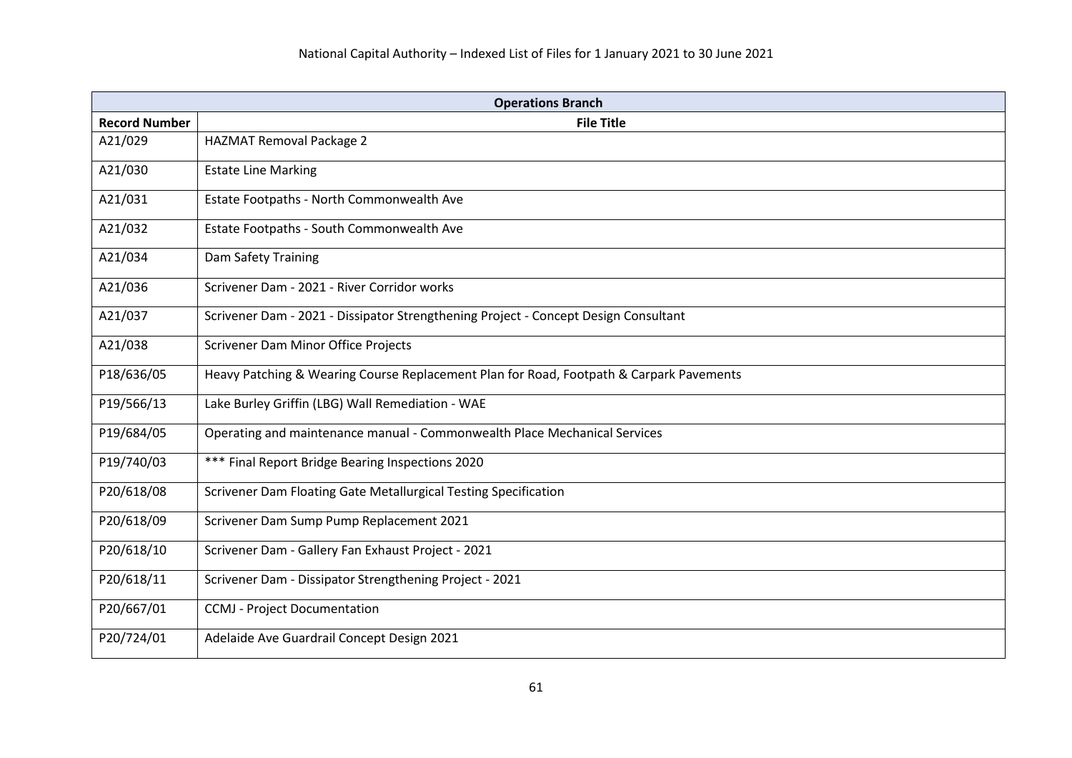| Operations Branch | |
|---|---|
| **Record Number** | **File Title** |
| A21/029 | HAZMAT Removal Package 2 |
| A21/030 | Estate Line Marking |
| A21/031 | Estate Footpaths - North Commonwealth Ave |
| A21/032 | Estate Footpaths - South Commonwealth Ave |
| A21/034 | Dam Safety Training |
| A21/036 | Scrivener Dam - 2021 - River Corridor works |
| A21/037 | Scrivener Dam - 2021 - Dissipator Strengthening Project - Concept Design Consultant |
| A21/038 | Scrivener Dam Minor Office Projects |
| P18/636/05 | Heavy Patching & Wearing Course Replacement Plan for Road, Footpath & Carpark Pavements |
| P19/566/13 | Lake Burley Griffin (LBG) Wall Remediation - WAE |
| P19/684/05 | Operating and maintenance manual - Commonwealth Place Mechanical Services |
| P19/740/03 | *** Final Report Bridge Bearing Inspections 2020 |
| P20/618/08 | Scrivener Dam Floating Gate Metallurgical Testing Specification |
| P20/618/09 | Scrivener Dam Sump Pump Replacement 2021 |
| P20/618/10 | Scrivener Dam - Gallery Fan Exhaust Project - 2021 |
| P20/618/11 | Scrivener Dam - Dissipator Strengthening Project - 2021 |
| P20/667/01 | CCMJ - Project Documentation |
| P20/724/01 | Adelaide Ave Guardrail Concept Design 2021 |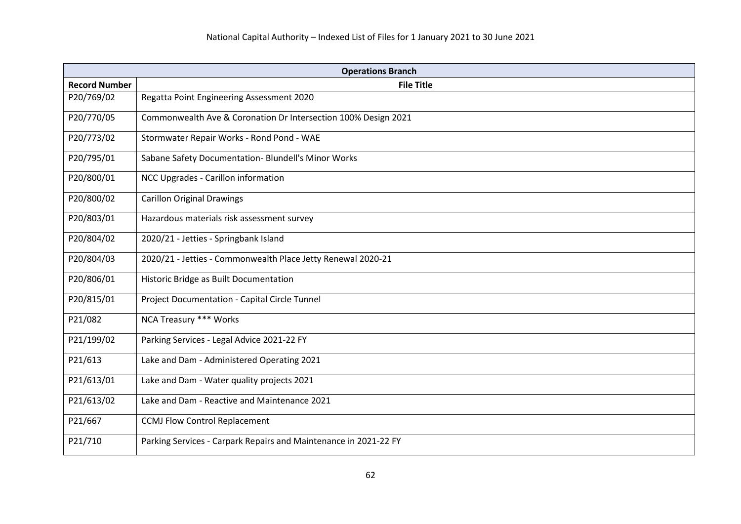National Capital Authority – Indexed List of Files for 1 January 2021 to 30 June 2021

| Operations Branch | |
|---|---|
| **Record Number** | **File Title** |
| P20/769/02 | Regatta Point Engineering Assessment 2020 |
| P20/770/05 | Commonwealth Ave & Coronation Dr Intersection 100% Design 2021 |
| P20/773/02 | Stormwater Repair Works - Rond Pond - WAE |
| P20/795/01 | Sabane Safety Documentation- Blundell's Minor Works |
| P20/800/01 | NCC Upgrades - Carillon information |
| P20/800/02 | Carillon Original Drawings |
| P20/803/01 | Hazardous materials risk assessment survey |
| P20/804/02 | 2020/21 - Jetties - Springbank Island |
| P20/804/03 | 2020/21 - Jetties - Commonwealth Place Jetty Renewal 2020-21 |
| P20/806/01 | Historic Bridge as Built Documentation |
| P20/815/01 | Project Documentation - Capital Circle Tunnel |
| P21/082 | NCA Treasury *** Works |
| P21/199/02 | Parking Services - Legal Advice 2021-22 FY |
| P21/613 | Lake and Dam - Administered Operating 2021 |
| P21/613/01 | Lake and Dam - Water quality projects 2021 |
| P21/613/02 | Lake and Dam - Reactive and Maintenance 2021 |
| P21/667 | CCMJ Flow Control Replacement |
| P21/710 | Parking Services - Carpark Repairs and Maintenance in 2021-22 FY |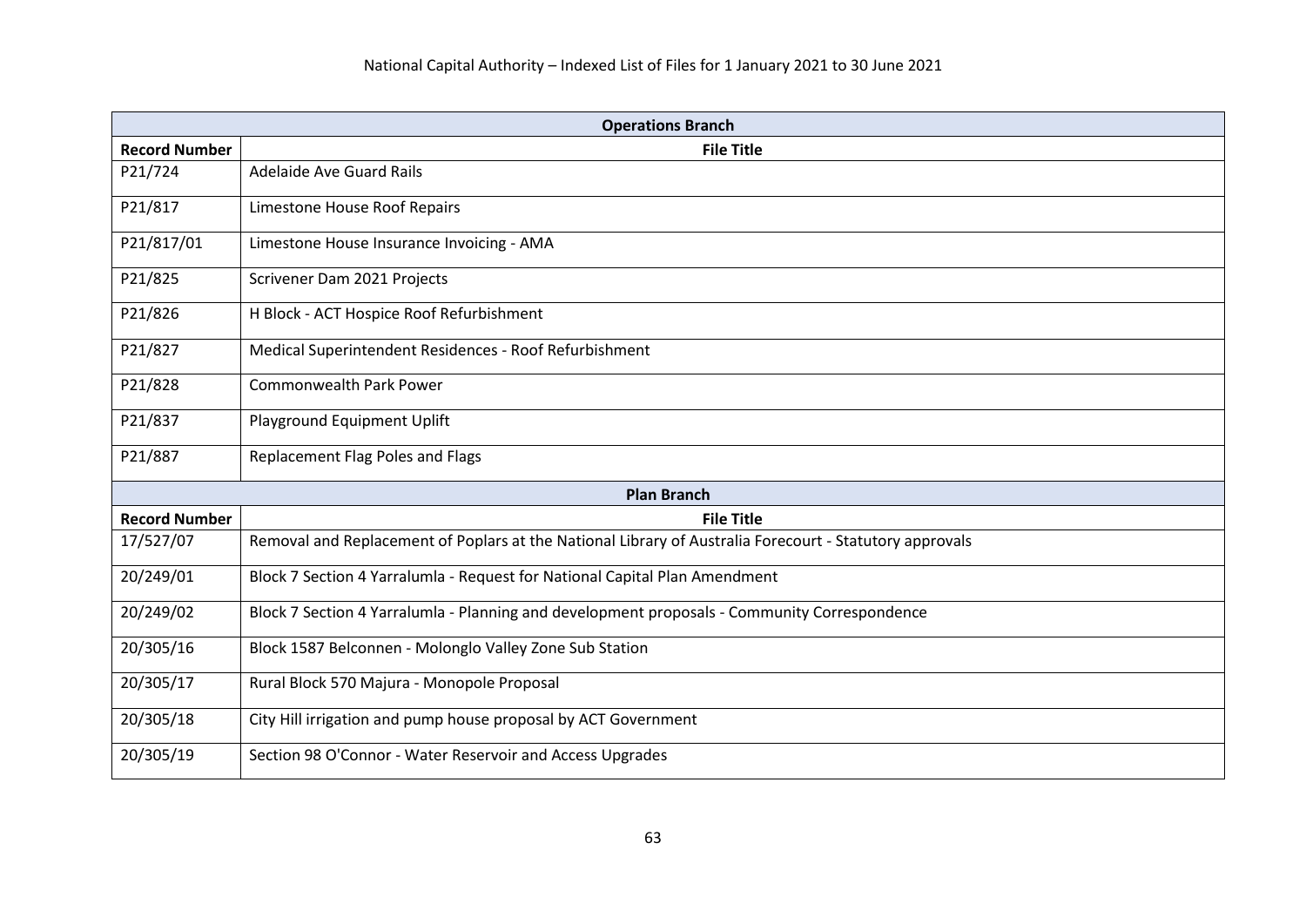National Capital Authority – Indexed List of Files for 1 January 2021 to 30 June 2021

| Operations Branch | |
|---|---|
| **Record Number** | **File Title** |
| P21/724 | Adelaide Ave Guard Rails |
| P21/817 | Limestone House Roof Repairs |
| P21/817/01 | Limestone House Insurance Invoicing - AMA |
| P21/825 | Scrivener Dam 2021 Projects |
| P21/826 | H Block - ACT Hospice Roof Refurbishment |
| P21/827 | Medical Superintendent Residences - Roof Refurbishment |
| P21/828 | Commonwealth Park Power |
| P21/837 | Playground Equipment Uplift |
| P21/887 | Replacement Flag Poles and Flags |

| Plan Branch | |
|---|---|
| **Record Number** | **File Title** |
| 17/527/07 | Removal and Replacement of Poplars at the National Library of Australia Forecourt - Statutory approvals |
| 20/249/01 | Block 7 Section 4 Yarralumla - Request for National Capital Plan Amendment |
| 20/249/02 | Block 7 Section 4 Yarralumla - Planning and development proposals - Community Correspondence |
| 20/305/16 | Block 1587 Belconnen - Molonglo Valley Zone Sub Station |
| 20/305/17 | Rural Block 570 Majura - Monopole Proposal |
| 20/305/18 | City Hill irrigation and pump house proposal by ACT Government |
| 20/305/19 | Section 98 O'Connor - Water Reservoir and Access Upgrades |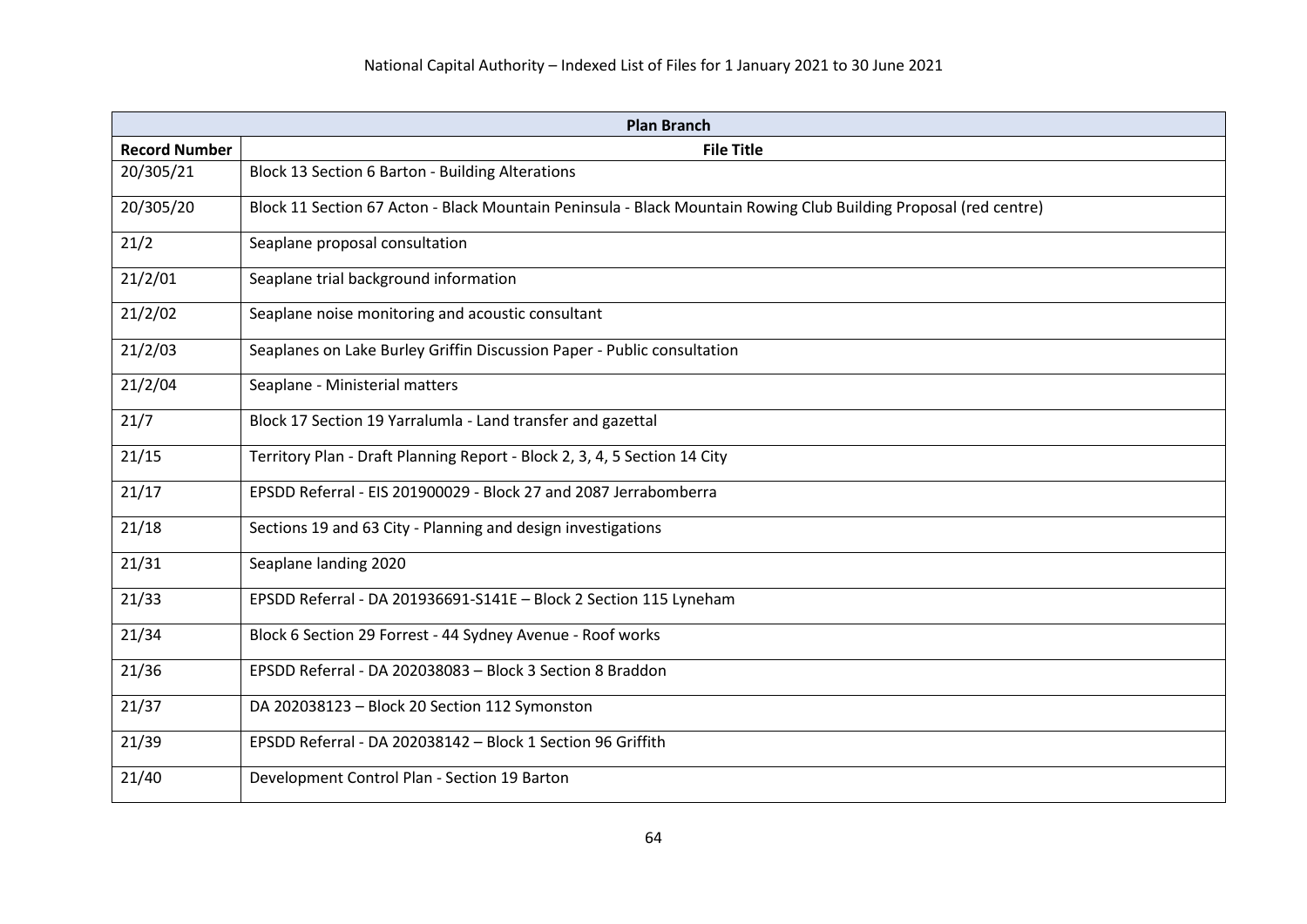| Plan Branch | |
|---|---|
| **Record Number** | **File Title** |
| 20/305/21 | Block 13 Section 6 Barton - Building Alterations |
| 20/305/20 | Block 11 Section 67 Acton - Black Mountain Peninsula - Black Mountain Rowing Club Building Proposal (red centre) |
| 21/2 | Seaplane proposal consultation |
| 21/2/01 | Seaplane trial background information |
| 21/2/02 | Seaplane noise monitoring and acoustic consultant |
| 21/2/03 | Seaplanes on Lake Burley Griffin Discussion Paper - Public consultation |
| 21/2/04 | Seaplane - Ministerial matters |
| 21/7 | Block 17 Section 19 Yarralumla - Land transfer and gazettal |
| 21/15 | Territory Plan - Draft Planning Report - Block 2, 3, 4, 5 Section 14 City |
| 21/17 | EPSDD Referral - EIS 201900029 - Block 27 and 2087 Jerrabomberra |
| 21/18 | Sections 19 and 63 City - Planning and design investigations |
| 21/31 | Seaplane landing 2020 |
| 21/33 | EPSDD Referral - DA 201936691-S141E – Block 2 Section 115 Lyneham |
| 21/34 | Block 6 Section 29 Forrest - 44 Sydney Avenue - Roof works |
| 21/36 | EPSDD Referral - DA 202038083 – Block 3 Section 8 Braddon |
| 21/37 | DA 202038123 – Block 20 Section 112 Symonston |
| 21/39 | EPSDD Referral - DA 202038142 – Block 1 Section 96 Griffith |
| 21/40 | Development Control Plan - Section 19 Barton |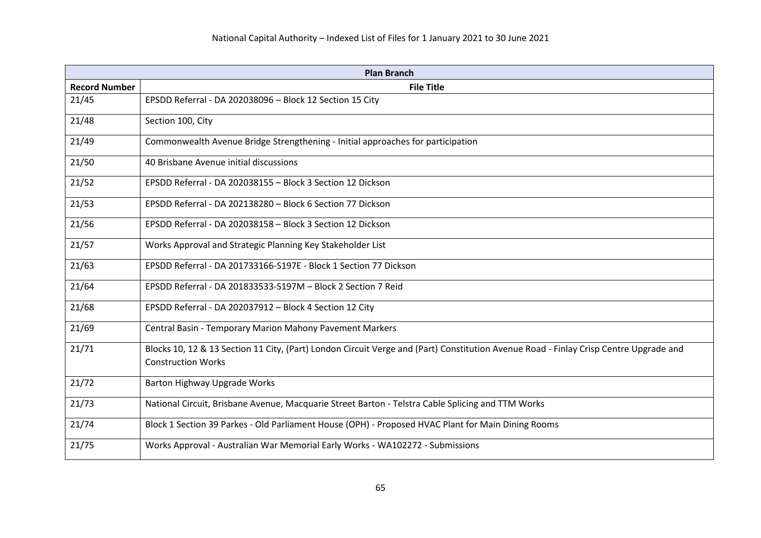| Plan Branch | |
|---|---|
| **Record Number** | **File Title** |
| 21/45 | EPSDD Referral - DA 202038096 – Block 12 Section 15 City |
| 21/48 | Section 100, City |
| 21/49 | Commonwealth Avenue Bridge Strengthening - Initial approaches for participation |
| 21/50 | 40 Brisbane Avenue initial discussions |
| 21/52 | EPSDD Referral - DA 202038155 – Block 3 Section 12 Dickson |
| 21/53 | EPSDD Referral - DA 202138280 – Block 6 Section 77 Dickson |
| 21/56 | EPSDD Referral - DA 202038158 – Block 3 Section 12 Dickson |
| 21/57 | Works Approval and Strategic Planning Key Stakeholder List |
| 21/63 | EPSDD Referral - DA 201733166-S197E - Block 1 Section 77 Dickson |
| 21/64 | EPSDD Referral - DA 201833533-S197M – Block 2 Section 7 Reid |
| 21/68 | EPSDD Referral - DA 202037912 – Block 4 Section 12 City |
| 21/69 | Central Basin - Temporary Marion Mahony Pavement Markers |
| 21/71 | Blocks 10, 12 & 13 Section 11 City, (Part) London Circuit Verge and (Part) Constitution Avenue Road - Finlay Crisp Centre Upgrade and Construction Works |
| 21/72 | Barton Highway Upgrade Works |
| 21/73 | National Circuit, Brisbane Avenue, Macquarie Street Barton - Telstra Cable Splicing and TTM Works |
| 21/74 | Block 1 Section 39 Parkes - Old Parliament House (OPH) - Proposed HVAC Plant for Main Dining Rooms |
| 21/75 | Works Approval - Australian War Memorial Early Works - WA102272 - Submissions |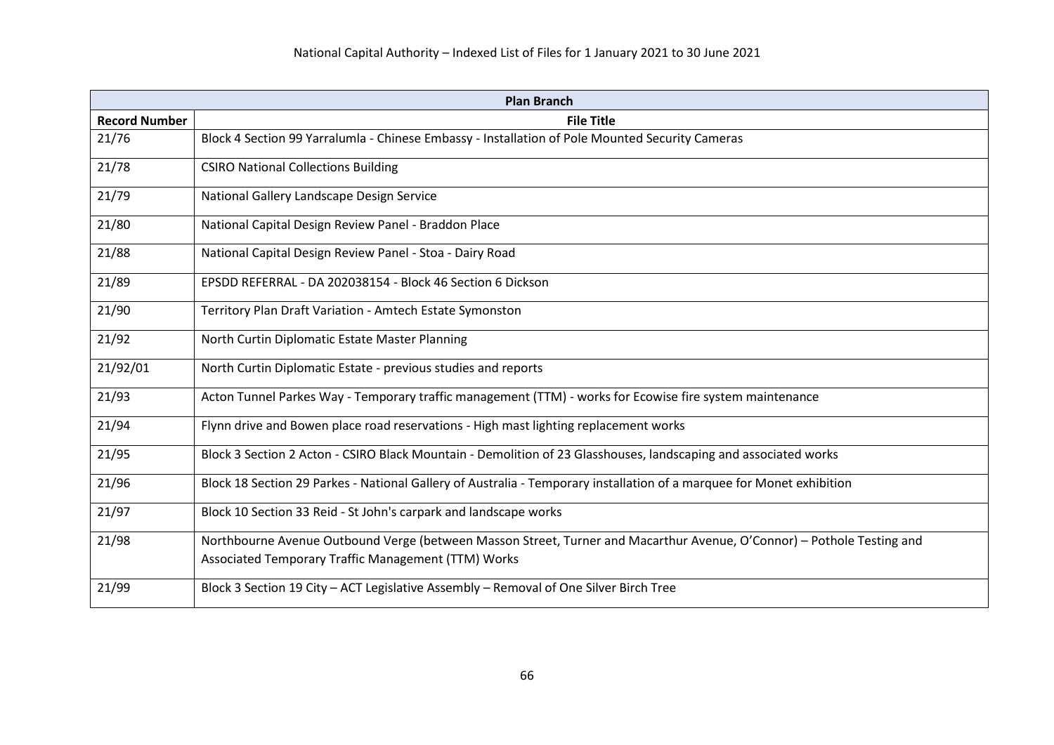National Capital Authority – Indexed List of Files for 1 January 2021 to 30 June 2021

| Plan Branch | |
|---|---|
| **Record Number** | **File Title** |
| 21/76 | Block 4 Section 99 Yarralumla - Chinese Embassy - Installation of Pole Mounted Security Cameras |
| 21/78 | CSIRO National Collections Building |
| 21/79 | National Gallery Landscape Design Service |
| 21/80 | National Capital Design Review Panel - Braddon Place |
| 21/88 | National Capital Design Review Panel - Stoa - Dairy Road |
| 21/89 | EPSDD REFERRAL - DA 202038154 - Block 46 Section 6 Dickson |
| 21/90 | Territory Plan Draft Variation - Amtech Estate Symonston |
| 21/92 | North Curtin Diplomatic Estate Master Planning |
| 21/92/01 | North Curtin Diplomatic Estate - previous studies and reports |
| 21/93 | Acton Tunnel Parkes Way - Temporary traffic management (TTM) - works for Ecowise fire system maintenance |
| 21/94 | Flynn drive and Bowen place road reservations - High mast lighting replacement works |
| 21/95 | Block 3 Section 2 Acton - CSIRO Black Mountain - Demolition of 23 Glasshouses, landscaping and associated works |
| 21/96 | Block 18 Section 29 Parkes - National Gallery of Australia - Temporary installation of a marquee for Monet exhibition |
| 21/97 | Block 10 Section 33 Reid - St John's carpark and landscape works |
| 21/98 | Northbourne Avenue Outbound Verge (between Masson Street, Turner and Macarthur Avenue, O'Connor) – Pothole Testing and Associated Temporary Traffic Management (TTM) Works |
| 21/99 | Block 3 Section 19 City – ACT Legislative Assembly – Removal of One Silver Birch Tree |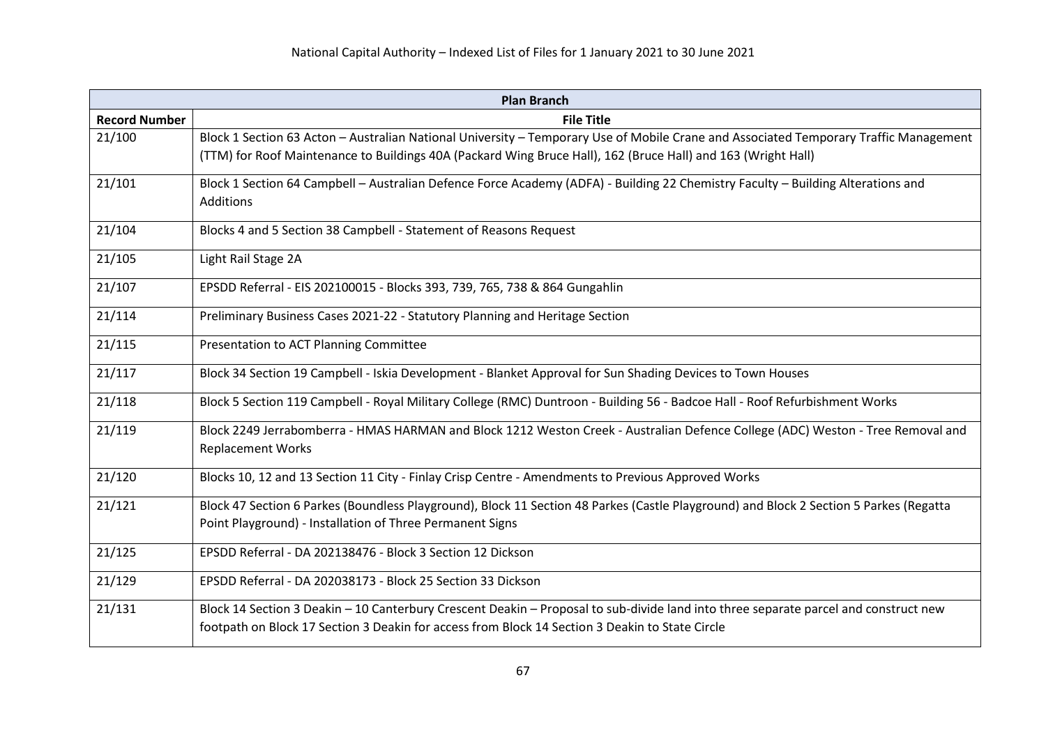| Plan Branch | |
|---|---|
| **Record Number** | **File Title** |
| 21/100 | Block 1 Section 63 Acton – Australian National University – Temporary Use of Mobile Crane and Associated Temporary Traffic Management (TTM) for Roof Maintenance to Buildings 40A (Packard Wing Bruce Hall), 162 (Bruce Hall) and 163 (Wright Hall) |
| 21/101 | Block 1 Section 64 Campbell – Australian Defence Force Academy (ADFA) - Building 22 Chemistry Faculty – Building Alterations and Additions |
| 21/104 | Blocks 4 and 5 Section 38 Campbell - Statement of Reasons Request |
| 21/105 | Light Rail Stage 2A |
| 21/107 | EPSDD Referral - EIS 202100015 - Blocks 393, 739, 765, 738 & 864 Gungahlin |
| 21/114 | Preliminary Business Cases 2021-22 - Statutory Planning and Heritage Section |
| 21/115 | Presentation to ACT Planning Committee |
| 21/117 | Block 34 Section 19 Campbell - Iskia Development - Blanket Approval for Sun Shading Devices to Town Houses |
| 21/118 | Block 5 Section 119 Campbell - Royal Military College (RMC) Duntroon - Building 56 - Badcoe Hall - Roof Refurbishment Works |
| 21/119 | Block 2249 Jerrabomberra - HMAS HARMAN and Block 1212 Weston Creek - Australian Defence College (ADC) Weston - Tree Removal and Replacement Works |
| 21/120 | Blocks 10, 12 and 13 Section 11 City - Finlay Crisp Centre - Amendments to Previous Approved Works |
| 21/121 | Block 47 Section 6 Parkes (Boundless Playground), Block 11 Section 48 Parkes (Castle Playground) and Block 2 Section 5 Parkes (Regatta Point Playground) - Installation of Three Permanent Signs |
| 21/125 | EPSDD Referral - DA 202138476 - Block 3 Section 12 Dickson |
| 21/129 | EPSDD Referral - DA 202038173 - Block 25 Section 33 Dickson |
| 21/131 | Block 14 Section 3 Deakin – 10 Canterbury Crescent Deakin – Proposal to sub-divide land into three separate parcel and construct new footpath on Block 17 Section 3 Deakin for access from Block 14 Section 3 Deakin to State Circle |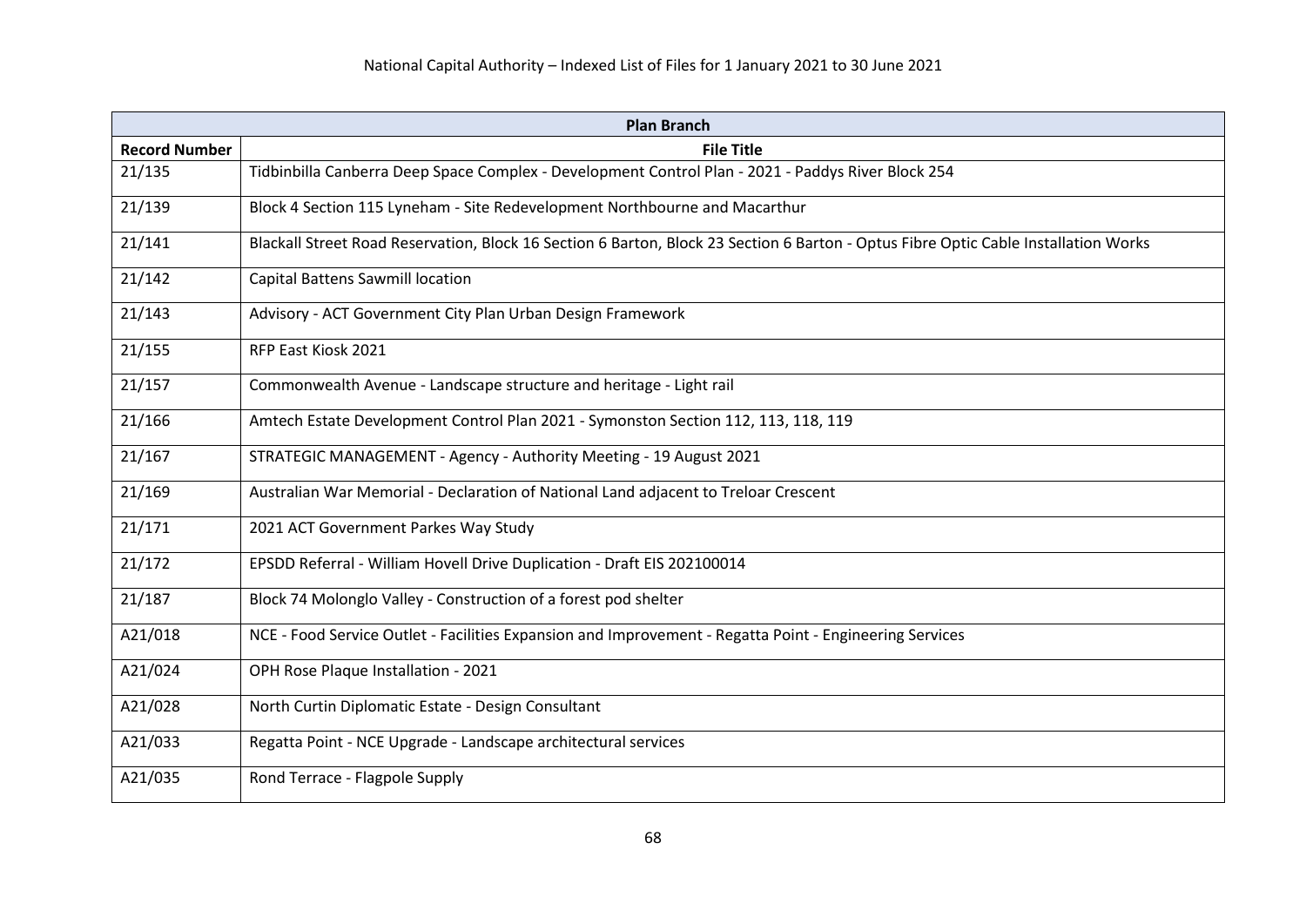| Plan Branch | |
|---|---|
| **Record Number** | **File Title** |
| 21/135 | Tidbinbilla Canberra Deep Space Complex - Development Control Plan - 2021 - Paddys River Block 254 |
| 21/139 | Block 4 Section 115 Lyneham - Site Redevelopment Northbourne and Macarthur |
| 21/141 | Blackall Street Road Reservation, Block 16 Section 6 Barton, Block 23 Section 6 Barton - Optus Fibre Optic Cable Installation Works |
| 21/142 | Capital Battens Sawmill location |
| 21/143 | Advisory - ACT Government City Plan Urban Design Framework |
| 21/155 | RFP East Kiosk 2021 |
| 21/157 | Commonwealth Avenue - Landscape structure and heritage - Light rail |
| 21/166 | Amtech Estate Development Control Plan 2021 - Symonston Section 112, 113, 118, 119 |
| 21/167 | STRATEGIC MANAGEMENT - Agency - Authority Meeting - 19 August 2021 |
| 21/169 | Australian War Memorial - Declaration of National Land adjacent to Treloar Crescent |
| 21/171 | 2021 ACT Government Parkes Way Study |
| 21/172 | EPSDD Referral - William Hovell Drive Duplication - Draft EIS 202100014 |
| 21/187 | Block 74 Molonglo Valley - Construction of a forest pod shelter |
| A21/018 | NCE - Food Service Outlet - Facilities Expansion and Improvement - Regatta Point - Engineering Services |
| A21/024 | OPH Rose Plaque Installation - 2021 |
| A21/028 | North Curtin Diplomatic Estate - Design Consultant |
| A21/033 | Regatta Point - NCE Upgrade - Landscape architectural services |
| A21/035 | Rond Terrace - Flagpole Supply |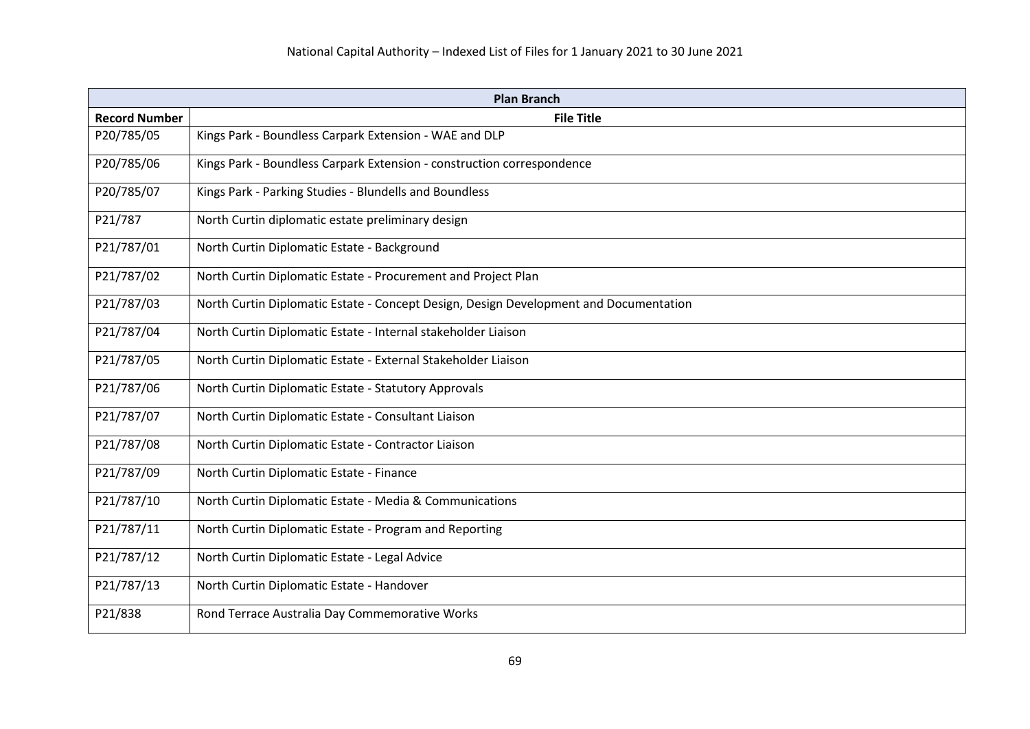| Plan Branch | |
|---|---|
| **Record Number** | **File Title** |
| P20/785/05 | Kings Park - Boundless Carpark Extension - WAE and DLP |
| P20/785/06 | Kings Park - Boundless Carpark Extension - construction correspondence |
| P20/785/07 | Kings Park - Parking Studies - Blundells and Boundless |
| P21/787 | North Curtin diplomatic estate preliminary design |
| P21/787/01 | North Curtin Diplomatic Estate - Background |
| P21/787/02 | North Curtin Diplomatic Estate - Procurement and Project Plan |
| P21/787/03 | North Curtin Diplomatic Estate - Concept Design, Design Development and Documentation |
| P21/787/04 | North Curtin Diplomatic Estate - Internal stakeholder Liaison |
| P21/787/05 | North Curtin Diplomatic Estate - External Stakeholder Liaison |
| P21/787/06 | North Curtin Diplomatic Estate - Statutory Approvals |
| P21/787/07 | North Curtin Diplomatic Estate - Consultant Liaison |
| P21/787/08 | North Curtin Diplomatic Estate - Contractor Liaison |
| P21/787/09 | North Curtin Diplomatic Estate - Finance |
| P21/787/10 | North Curtin Diplomatic Estate - Media & Communications |
| P21/787/11 | North Curtin Diplomatic Estate - Program and Reporting |
| P21/787/12 | North Curtin Diplomatic Estate - Legal Advice |
| P21/787/13 | North Curtin Diplomatic Estate - Handover |
| P21/838 | Rond Terrace Australia Day Commemorative Works |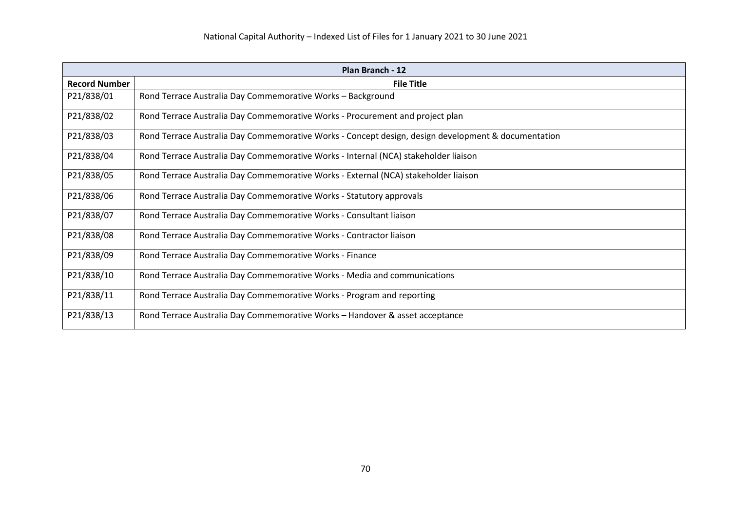| Plan Branch - 12 | |
|---|---|
| **Record Number** | **File Title** |
| P21/838/01 | Rond Terrace Australia Day Commemorative Works – Background |
| P21/838/02 | Rond Terrace Australia Day Commemorative Works - Procurement and project plan |
| P21/838/03 | Rond Terrace Australia Day Commemorative Works - Concept design, design development & documentation |
| P21/838/04 | Rond Terrace Australia Day Commemorative Works - Internal (NCA) stakeholder liaison |
| P21/838/05 | Rond Terrace Australia Day Commemorative Works - External (NCA) stakeholder liaison |
| P21/838/06 | Rond Terrace Australia Day Commemorative Works - Statutory approvals |
| P21/838/07 | Rond Terrace Australia Day Commemorative Works - Consultant liaison |
| P21/838/08 | Rond Terrace Australia Day Commemorative Works - Contractor liaison |
| P21/838/09 | Rond Terrace Australia Day Commemorative Works - Finance |
| P21/838/10 | Rond Terrace Australia Day Commemorative Works - Media and communications |
| P21/838/11 | Rond Terrace Australia Day Commemorative Works - Program and reporting |
| P21/838/13 | Rond Terrace Australia Day Commemorative Works – Handover & asset acceptance |